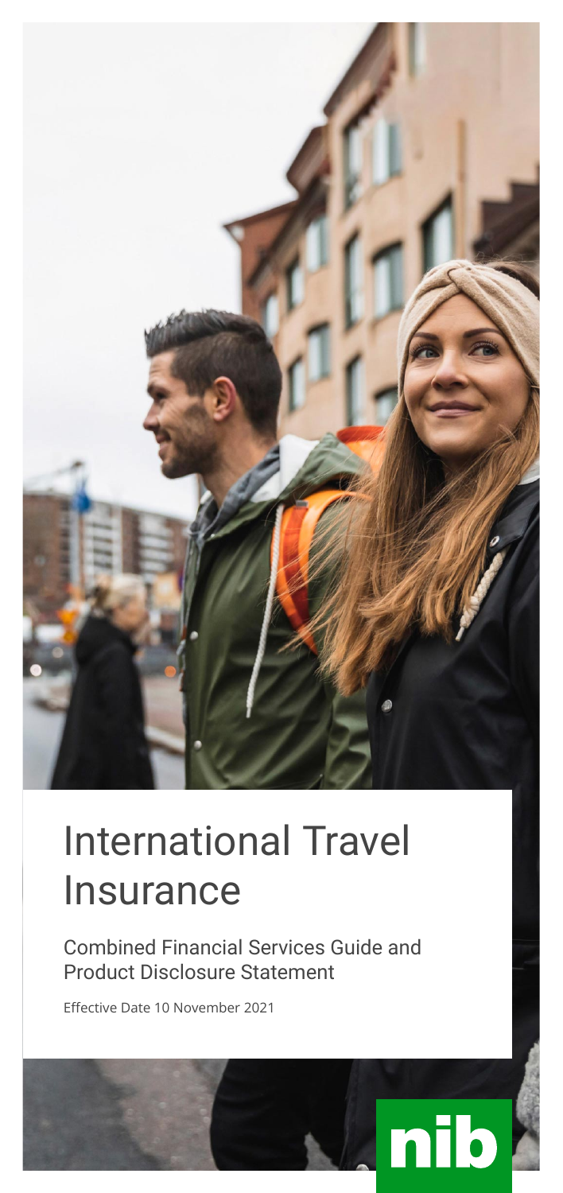# International Travel Insurance

## Combined Financial Services Guide and Product Disclosure Statement

Effective Date 10 November 2021

nib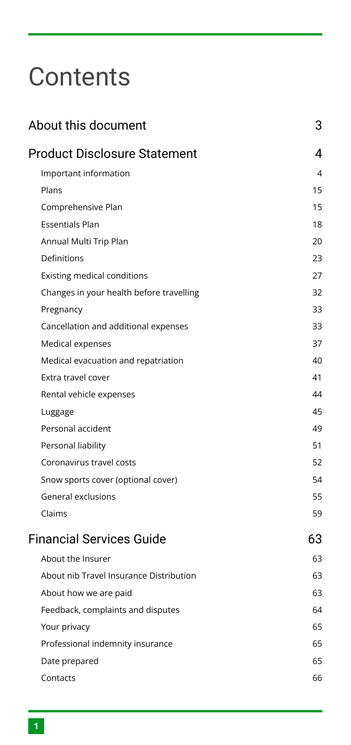# Contents

| | |
|---|---|
| **About this document** | **3** |
| **Product Disclosure Statement** | **4** |
| Important information | 4 |
| Plans | 15 |
| Comprehensive Plan | 15 |
| Essentials Plan | 18 |
| Annual Multi Trip Plan | 20 |
| Definitions | 23 |
| Existing medical conditions | 27 |
| Changes in your health before travelling | 32 |
| Pregnancy | 33 |
| Cancellation and additional expenses | 33 |
| Medical expenses | 37 |
| Medical evacuation and repatriation | 40 |
| Extra travel cover | 41 |
| Rental vehicle expenses | 44 |
| Luggage | 45 |
| Personal accident | 49 |
| Personal liability | 51 |
| Coronavirus travel costs | 52 |
| Snow sports cover (optional cover) | 54 |
| General exclusions | 55 |
| Claims | 59 |
| **Financial Services Guide** | **63** |
| About the Insurer | 63 |
| About nib Travel Insurance Distribution | 63 |
| About how we are paid | 63 |
| Feedback, complaints and disputes | 64 |
| Your privacy | 65 |
| Professional indemnity insurance | 65 |
| Date prepared | 65 |
| Contacts | 66 |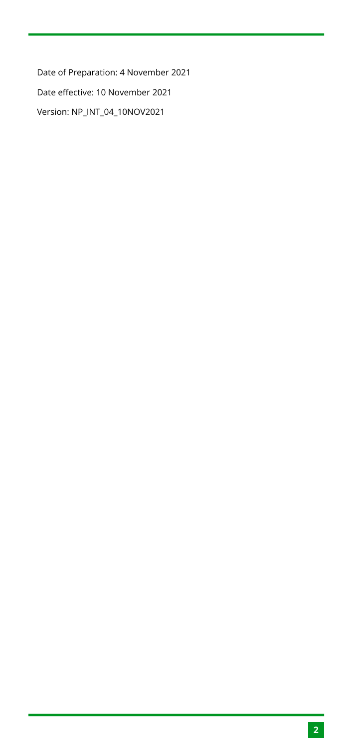Date of Preparation: 4 November 2021

Date effective: 10 November 2021

Version: NP_INT_04_10NOV2021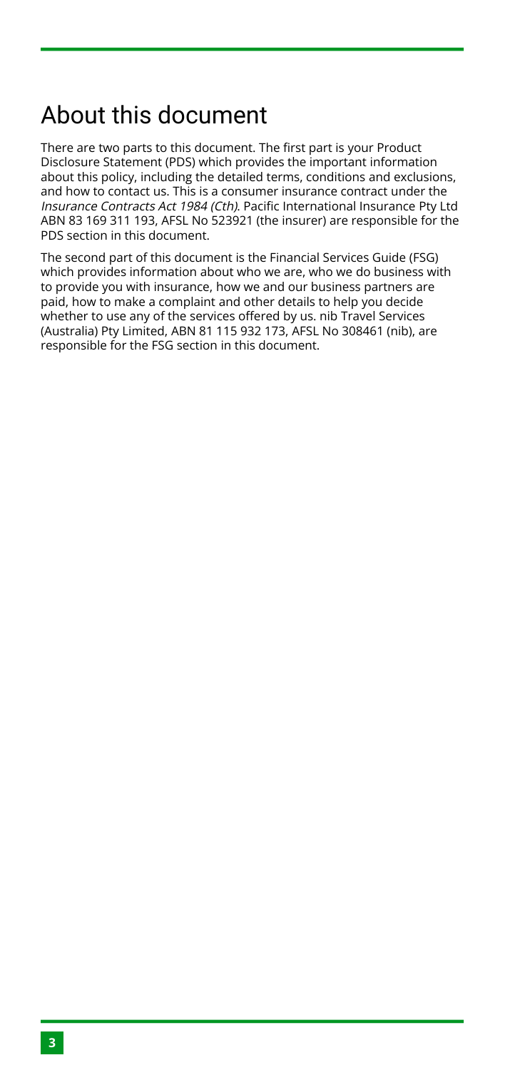# About this document

There are two parts to this document. The first part is your Product Disclosure Statement (PDS) which provides the important information about this policy, including the detailed terms, conditions and exclusions, and how to contact us. This is a consumer insurance contract under the *Insurance Contracts Act 1984 (Cth)*. Pacific International Insurance Pty Ltd ABN 83 169 311 193, AFSL No 523921 (the insurer) are responsible for the PDS section in this document.

The second part of this document is the Financial Services Guide (FSG) which provides information about who we are, who we do business with to provide you with insurance, how we and our business partners are paid, how to make a complaint and other details to help you decide whether to use any of the services offered by us. nib Travel Services (Australia) Pty Limited, ABN 81 115 932 173, AFSL No 308461 (nib), are responsible for the FSG section in this document.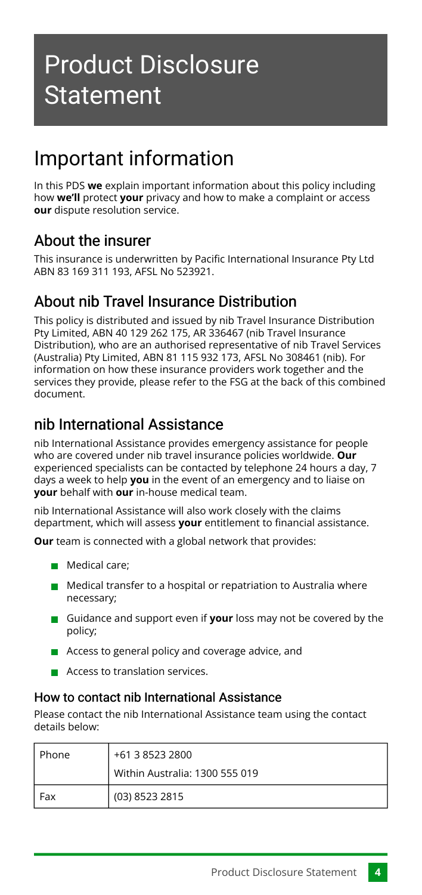# Product Disclosure Statement

## Important information

In this PDS **we** explain important information about this policy including how **we'll** protect **your** privacy and how to make a complaint or access **our** dispute resolution service.

### About the insurer

This insurance is underwritten by Pacific International Insurance Pty Ltd ABN 83 169 311 193, AFSL No 523921.

### About nib Travel Insurance Distribution

This policy is distributed and issued by nib Travel Insurance Distribution Pty Limited, ABN 40 129 262 175, AR 336467 (nib Travel Insurance Distribution), who are an authorised representative of nib Travel Services (Australia) Pty Limited, ABN 81 115 932 173, AFSL No 308461 (nib). For information on how these insurance providers work together and the services they provide, please refer to the FSG at the back of this combined document.

### nib International Assistance

nib International Assistance provides emergency assistance for people who are covered under nib travel insurance policies worldwide. **Our** experienced specialists can be contacted by telephone 24 hours a day, 7 days a week to help **you** in the event of an emergency and to liaise on **your** behalf with **our** in-house medical team.

nib International Assistance will also work closely with the claims department, which will assess **your** entitlement to financial assistance.

**Our** team is connected with a global network that provides:

- Medical care;
- Medical transfer to a hospital or repatriation to Australia where necessary;
- Guidance and support even if **your** loss may not be covered by the policy;
- Access to general policy and coverage advice, and
- Access to translation services.

#### How to contact nib International Assistance

Please contact the nib International Assistance team using the contact details below:

| | |
|---|---|
| Phone | +61 3 8523 2800<br>Within Australia: 1300 555 019 |
| Fax | (03) 8523 2815 |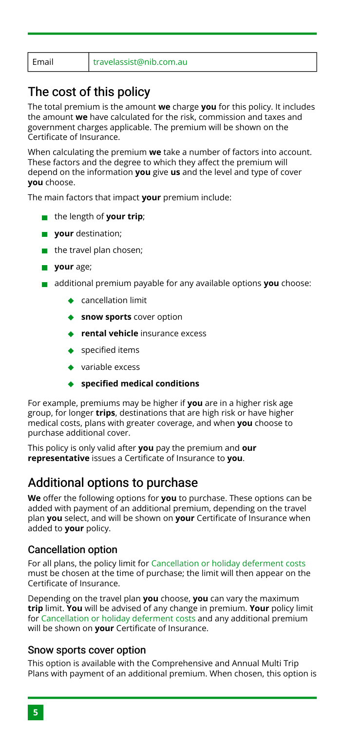| Email | travelassist@nib.com.au |
|---|---|

## The cost of this policy

The total premium is the amount **we** charge **you** for this policy. It includes the amount **we** have calculated for the risk, commission and taxes and government charges applicable. The premium will be shown on the Certificate of Insurance.

When calculating the premium **we** take a number of factors into account. These factors and the degree to which they affect the premium will depend on the information **you** give **us** and the level and type of cover **you** choose.

The main factors that impact **your** premium include:

- the length of **your trip**;
- **your** destination;
- the travel plan chosen;
- **your** age;
- additional premium payable for any available options **you** choose:
  - cancellation limit
  - **snow sports** cover option
  - **rental vehicle** insurance excess
  - specified items
  - variable excess
  - **specified medical conditions**

For example, premiums may be higher if **you** are in a higher risk age group, for longer **trips**, destinations that are high risk or have higher medical costs, plans with greater coverage, and when **you** choose to purchase additional cover.

This policy is only valid after **you** pay the premium and **our representative** issues a Certificate of Insurance to **you**.

## Additional options to purchase

**We** offer the following options for **you** to purchase. These options can be added with payment of an additional premium, depending on the travel plan **you** select, and will be shown on **your** Certificate of Insurance when added to **your** policy.

### Cancellation option

For all plans, the policy limit for Cancellation or holiday deferment costs must be chosen at the time of purchase; the limit will then appear on the Certificate of Insurance.

Depending on the travel plan **you** choose, **you** can vary the maximum **trip** limit. **You** will be advised of any change in premium. **Your** policy limit for Cancellation or holiday deferment costs and any additional premium will be shown on **your** Certificate of Insurance.

### Snow sports cover option

This option is available with the Comprehensive and Annual Multi Trip Plans with payment of an additional premium. When chosen, this option is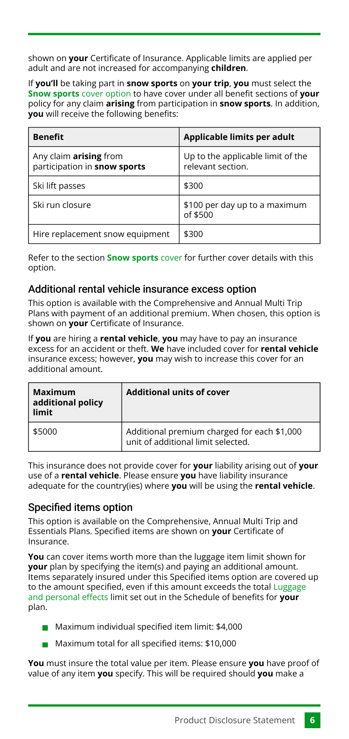shown on **your** Certificate of Insurance. Applicable limits are applied per adult and are not increased for accompanying **children**.

If **you'll** be taking part in **snow sports** on **your trip**, **you** must select the **Snow sports** cover option to have cover under all benefit sections of **your** policy for any claim **arising** from participation in **snow sports**. In addition, **you** will receive the following benefits:

| Benefit | Applicable limits per adult |
|---|---|
| Any claim **arising** from participation in **snow sports** | Up to the applicable limit of the relevant section. |
| Ski lift passes | $300 |
| Ski run closure | $100 per day up to a maximum of $500 |
| Hire replacement snow equipment | $300 |

Refer to the section **Snow sports** cover for further cover details with this option.

## Additional rental vehicle insurance excess option

This option is available with the Comprehensive and Annual Multi Trip Plans with payment of an additional premium. When chosen, this option is shown on **your** Certificate of Insurance.

If **you** are hiring a **rental vehicle**, **you** may have to pay an insurance excess for an accident or theft. **We** have included cover for **rental vehicle** insurance excess; however, **you** may wish to increase this cover for an additional amount.

| Maximum additional policy limit | Additional units of cover |
|---|---|
| $5000 | Additional premium charged for each $1,000 unit of additional limit selected. |

This insurance does not provide cover for **your** liability arising out of **your** use of a **rental vehicle**. Please ensure **you** have liability insurance adequate for the country(ies) where **you** will be using the **rental vehicle**.

## Specified items option

This option is available on the Comprehensive, Annual Multi Trip and Essentials Plans. Specified items are shown on **your** Certificate of Insurance.

**You** can cover items worth more than the luggage item limit shown for **your** plan by specifying the item(s) and paying an additional amount. Items separately insured under this Specified items option are covered up to the amount specified, even if this amount exceeds the total Luggage and personal effects limit set out in the Schedule of benefits for **your** plan.

- Maximum individual specified item limit: $4,000
- Maximum total for all specified items: $10,000

**You** must insure the total value per item. Please ensure **you** have proof of value of any item **you** specify. This will be required should **you** make a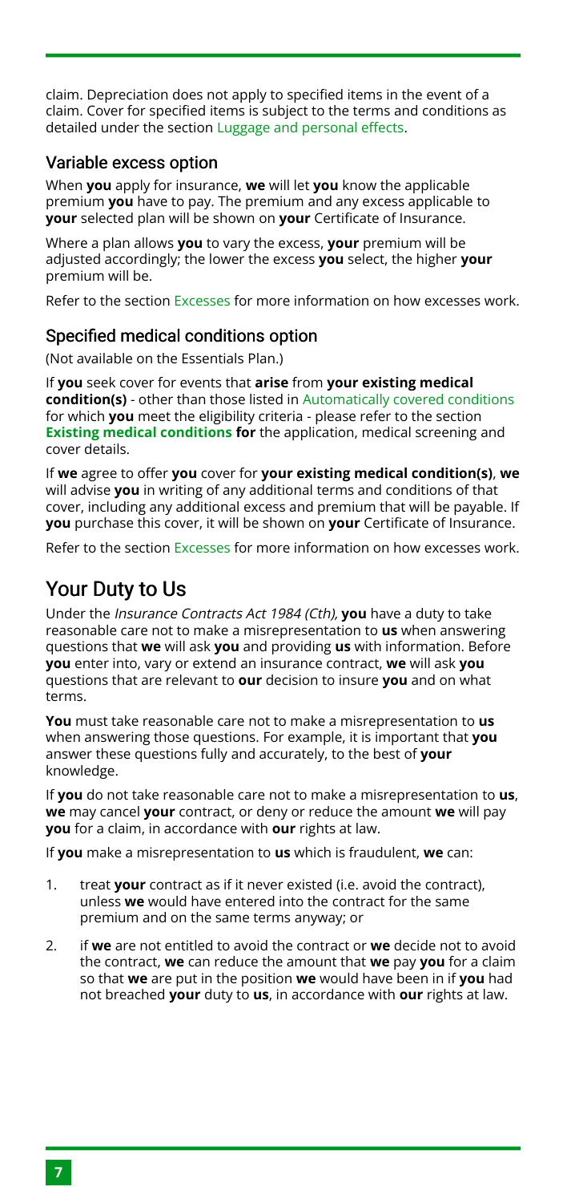claim. Depreciation does not apply to specified items in the event of a claim. Cover for specified items is subject to the terms and conditions as detailed under the section Luggage and personal effects.

### Variable excess option

When **you** apply for insurance, **we** will let **you** know the applicable premium **you** have to pay. The premium and any excess applicable to **your** selected plan will be shown on **your** Certificate of Insurance.

Where a plan allows **you** to vary the excess, **your** premium will be adjusted accordingly; the lower the excess **you** select, the higher **your** premium will be.

Refer to the section Excesses for more information on how excesses work.

### Specified medical conditions option

(Not available on the Essentials Plan.)

If **you** seek cover for events that **arise** from **your existing medical condition(s)** - other than those listed in Automatically covered conditions for which **you** meet the eligibility criteria - please refer to the section **Existing medical conditions for** the application, medical screening and cover details.

If **we** agree to offer **you** cover for **your existing medical condition(s)**, **we** will advise **you** in writing of any additional terms and conditions of that cover, including any additional excess and premium that will be payable. If **you** purchase this cover, it will be shown on **your** Certificate of Insurance.

Refer to the section Excesses for more information on how excesses work.

## Your Duty to Us

Under the *Insurance Contracts Act 1984 (Cth)*, **you** have a duty to take reasonable care not to make a misrepresentation to **us** when answering questions that **we** will ask **you** and providing **us** with information. Before **you** enter into, vary or extend an insurance contract, **we** will ask **you** questions that are relevant to **our** decision to insure **you** and on what terms.

**You** must take reasonable care not to make a misrepresentation to **us** when answering those questions. For example, it is important that **you** answer these questions fully and accurately, to the best of **your** knowledge.

If **you** do not take reasonable care not to make a misrepresentation to **us**, **we** may cancel **your** contract, or deny or reduce the amount **we** will pay **you** for a claim, in accordance with **our** rights at law.

If **you** make a misrepresentation to **us** which is fraudulent, **we** can:

1. treat **your** contract as if it never existed (i.e. avoid the contract), unless **we** would have entered into the contract for the same premium and on the same terms anyway; or
2. if **we** are not entitled to avoid the contract or **we** decide not to avoid the contract, **we** can reduce the amount that **we** pay **you** for a claim so that **we** are put in the position **we** would have been in if **you** had not breached **your** duty to **us**, in accordance with **our** rights at law.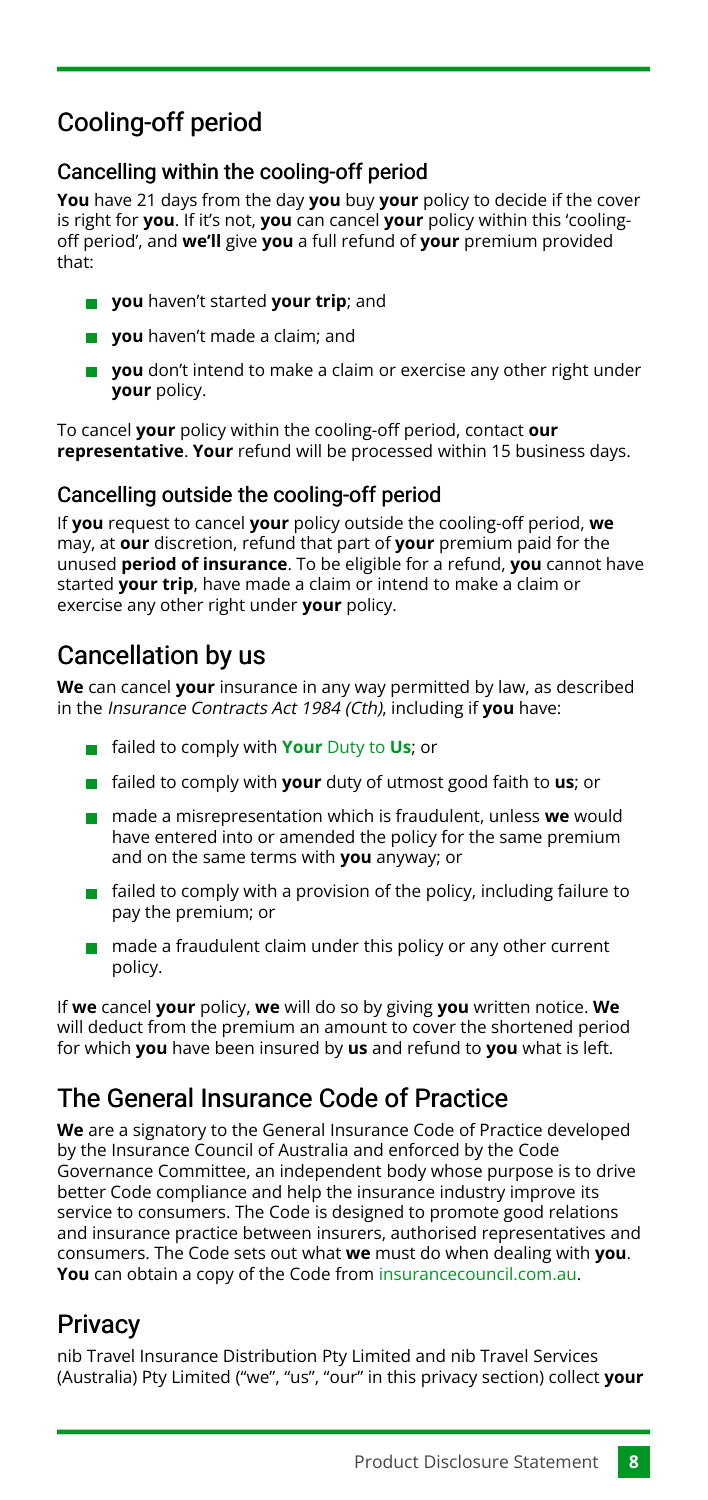## Cooling-off period

### Cancelling within the cooling-off period

**You** have 21 days from the day **you** buy **your** policy to decide if the cover is right for **you**. If it's not, **you** can cancel **your** policy within this 'cooling-off period', and **we'll** give **you** a full refund of **your** premium provided that:

- **you** haven't started **your trip**; and
- **you** haven't made a claim; and
- **you** don't intend to make a claim or exercise any other right under **your** policy.

To cancel **your** policy within the cooling-off period, contact **our representative**. **Your** refund will be processed within 15 business days.

### Cancelling outside the cooling-off period

If **you** request to cancel **your** policy outside the cooling-off period, **we** may, at **our** discretion, refund that part of **your** premium paid for the unused **period of insurance**. To be eligible for a refund, **you** cannot have started **your trip**, have made a claim or intend to make a claim or exercise any other right under **your** policy.

## Cancellation by us

**We** can cancel **your** insurance in any way permitted by law, as described in the *Insurance Contracts Act 1984 (Cth)*, including if **you** have:

- failed to comply with **Your** Duty to **Us**; or
- failed to comply with **your** duty of utmost good faith to **us**; or
- made a misrepresentation which is fraudulent, unless **we** would have entered into or amended the policy for the same premium and on the same terms with **you** anyway; or
- failed to comply with a provision of the policy, including failure to pay the premium; or
- made a fraudulent claim under this policy or any other current policy.

If **we** cancel **your** policy, **we** will do so by giving **you** written notice. **We** will deduct from the premium an amount to cover the shortened period for which **you** have been insured by **us** and refund to **you** what is left.

## The General Insurance Code of Practice

**We** are a signatory to the General Insurance Code of Practice developed by the Insurance Council of Australia and enforced by the Code Governance Committee, an independent body whose purpose is to drive better Code compliance and help the insurance industry improve its service to consumers. The Code is designed to promote good relations and insurance practice between insurers, authorised representatives and consumers. The Code sets out what **we** must do when dealing with **you**. **You** can obtain a copy of the Code from insurancecouncil.com.au.

## Privacy

nib Travel Insurance Distribution Pty Limited and nib Travel Services (Australia) Pty Limited ("we", "us", "our" in this privacy section) collect **your**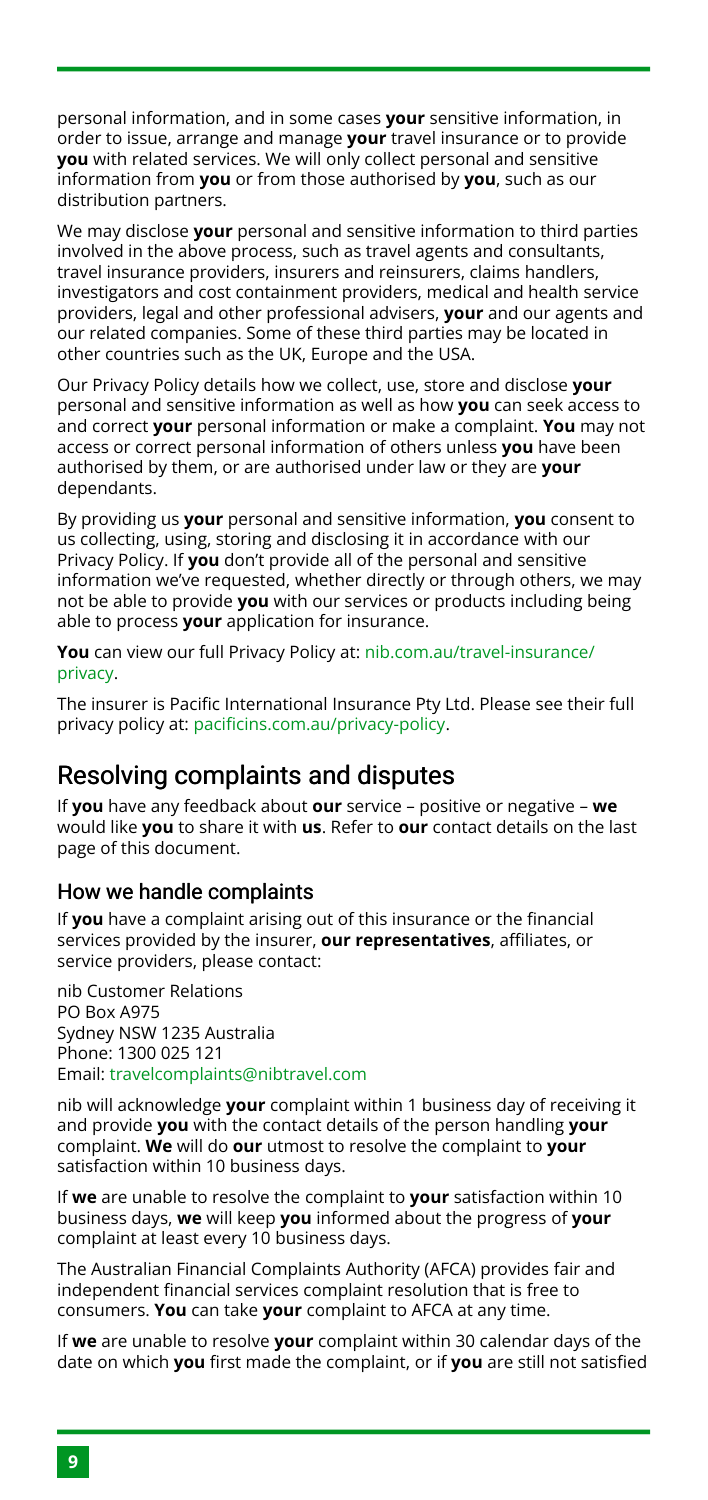personal information, and in some cases **your** sensitive information, in order to issue, arrange and manage **your** travel insurance or to provide **you** with related services. We will only collect personal and sensitive information from **you** or from those authorised by **you**, such as our distribution partners.

We may disclose **your** personal and sensitive information to third parties involved in the above process, such as travel agents and consultants, travel insurance providers, insurers and reinsurers, claims handlers, investigators and cost containment providers, medical and health service providers, legal and other professional advisers, **your** and our agents and our related companies. Some of these third parties may be located in other countries such as the UK, Europe and the USA.

Our Privacy Policy details how we collect, use, store and disclose **your** personal and sensitive information as well as how **you** can seek access to and correct **your** personal information or make a complaint. **You** may not access or correct personal information of others unless **you** have been authorised by them, or are authorised under law or they are **your** dependants.

By providing us **your** personal and sensitive information, **you** consent to us collecting, using, storing and disclosing it in accordance with our Privacy Policy. If **you** don't provide all of the personal and sensitive information we've requested, whether directly or through others, we may not be able to provide **you** with our services or products including being able to process **your** application for insurance.

**You** can view our full Privacy Policy at: nib.com.au/travel-insurance/privacy.

The insurer is Pacific International Insurance Pty Ltd. Please see their full privacy policy at: pacificins.com.au/privacy-policy.

## Resolving complaints and disputes

If **you** have any feedback about **our** service – positive or negative – **we** would like **you** to share it with **us**. Refer to **our** contact details on the last page of this document.

### How we handle complaints

If **you** have a complaint arising out of this insurance or the financial services provided by the insurer, **our representatives**, affiliates, or service providers, please contact:

nib Customer Relations
PO Box A975
Sydney NSW 1235 Australia
Phone: 1300 025 121
Email: travelcomplaints@nibtravel.com

nib will acknowledge **your** complaint within 1 business day of receiving it and provide **you** with the contact details of the person handling **your** complaint. **We** will do **our** utmost to resolve the complaint to **your** satisfaction within 10 business days.

If **we** are unable to resolve the complaint to **your** satisfaction within 10 business days, **we** will keep **you** informed about the progress of **your** complaint at least every 10 business days.

The Australian Financial Complaints Authority (AFCA) provides fair and independent financial services complaint resolution that is free to consumers. **You** can take **your** complaint to AFCA at any time.

If **we** are unable to resolve **your** complaint within 30 calendar days of the date on which **you** first made the complaint, or if **you** are still not satisfied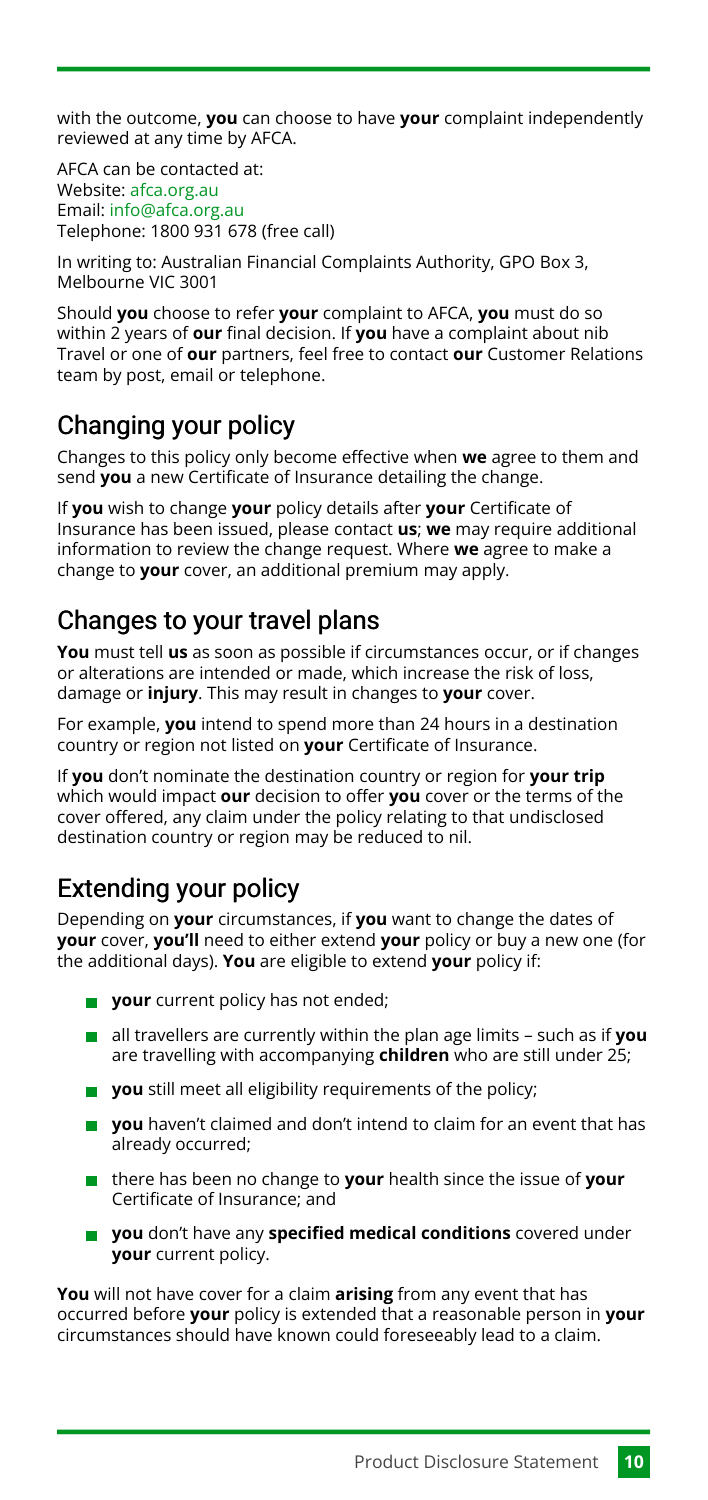with the outcome, **you** can choose to have **your** complaint independently reviewed at any time by AFCA.

AFCA can be contacted at:
Website: afca.org.au
Email: info@afca.org.au
Telephone: 1800 931 678 (free call)

In writing to: Australian Financial Complaints Authority, GPO Box 3, Melbourne VIC 3001

Should **you** choose to refer **your** complaint to AFCA, **you** must do so within 2 years of **our** final decision. If **you** have a complaint about nib Travel or one of **our** partners, feel free to contact **our** Customer Relations team by post, email or telephone.

## Changing your policy

Changes to this policy only become effective when **we** agree to them and send **you** a new Certificate of Insurance detailing the change.

If **you** wish to change **your** policy details after **your** Certificate of Insurance has been issued, please contact **us**; **we** may require additional information to review the change request. Where **we** agree to make a change to **your** cover, an additional premium may apply.

## Changes to your travel plans

**You** must tell **us** as soon as possible if circumstances occur, or if changes or alterations are intended or made, which increase the risk of loss, damage or **injury**. This may result in changes to **your** cover.

For example, **you** intend to spend more than 24 hours in a destination country or region not listed on **your** Certificate of Insurance.

If **you** don't nominate the destination country or region for **your trip** which would impact **our** decision to offer **you** cover or the terms of the cover offered, any claim under the policy relating to that undisclosed destination country or region may be reduced to nil.

## Extending your policy

Depending on **your** circumstances, if **you** want to change the dates of **your** cover, **you'll** need to either extend **your** policy or buy a new one (for the additional days). **You** are eligible to extend **your** policy if:

- **your** current policy has not ended;
- all travellers are currently within the plan age limits – such as if **you** are travelling with accompanying **children** who are still under 25;
- **you** still meet all eligibility requirements of the policy;
- **you** haven't claimed and don't intend to claim for an event that has already occurred;
- there has been no change to **your** health since the issue of **your** Certificate of Insurance; and
- **you** don't have any **specified medical conditions** covered under **your** current policy.

**You** will not have cover for a claim **arising** from any event that has occurred before **your** policy is extended that a reasonable person in **your** circumstances should have known could foreseeably lead to a claim.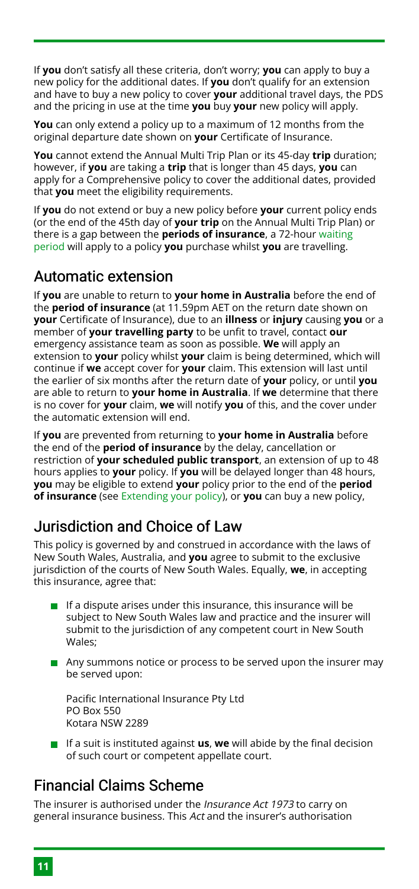If **you** don't satisfy all these criteria, don't worry; **you** can apply to buy a new policy for the additional dates. If **you** don't qualify for an extension and have to buy a new policy to cover **your** additional travel days, the PDS and the pricing in use at the time **you** buy **your** new policy will apply.

**You** can only extend a policy up to a maximum of 12 months from the original departure date shown on **your** Certificate of Insurance.

**You** cannot extend the Annual Multi Trip Plan or its 45-day **trip** duration; however, if **you** are taking a **trip** that is longer than 45 days, **you** can apply for a Comprehensive policy to cover the additional dates, provided that **you** meet the eligibility requirements.

If **you** do not extend or buy a new policy before **your** current policy ends (or the end of the 45th day of **your trip** on the Annual Multi Trip Plan) or there is a gap between the **periods of insurance**, a 72-hour waiting period will apply to a policy **you** purchase whilst **you** are travelling.

## Automatic extension

If **you** are unable to return to **your home in Australia** before the end of the **period of insurance** (at 11.59pm AET on the return date shown on **your** Certificate of Insurance), due to an **illness** or **injury** causing **you** or a member of **your travelling party** to be unfit to travel, contact **our** emergency assistance team as soon as possible. **We** will apply an extension to **your** policy whilst **your** claim is being determined, which will continue if **we** accept cover for **your** claim. This extension will last until the earlier of six months after the return date of **your** policy, or until **you** are able to return to **your home in Australia**. If **we** determine that there is no cover for **your** claim, **we** will notify **you** of this, and the cover under the automatic extension will end.

If **you** are prevented from returning to **your home in Australia** before the end of the **period of insurance** by the delay, cancellation or restriction of **your scheduled public transport**, an extension of up to 48 hours applies to **your** policy. If **you** will be delayed longer than 48 hours, **you** may be eligible to extend **your** policy prior to the end of the **period of insurance** (see Extending your policy), or **you** can buy a new policy,

## Jurisdiction and Choice of Law

This policy is governed by and construed in accordance with the laws of New South Wales, Australia, and **you** agree to submit to the exclusive jurisdiction of the courts of New South Wales. Equally, **we**, in accepting this insurance, agree that:

- If a dispute arises under this insurance, this insurance will be subject to New South Wales law and practice and the insurer will submit to the jurisdiction of any competent court in New South Wales;
- Any summons notice or process to be served upon the insurer may be served upon:

  Pacific International Insurance Pty Ltd
  PO Box 550
  Kotara NSW 2289

- If a suit is instituted against **us**, **we** will abide by the final decision of such court or competent appellate court.

## Financial Claims Scheme

The insurer is authorised under the *Insurance Act 1973* to carry on general insurance business. This *Act* and the insurer's authorisation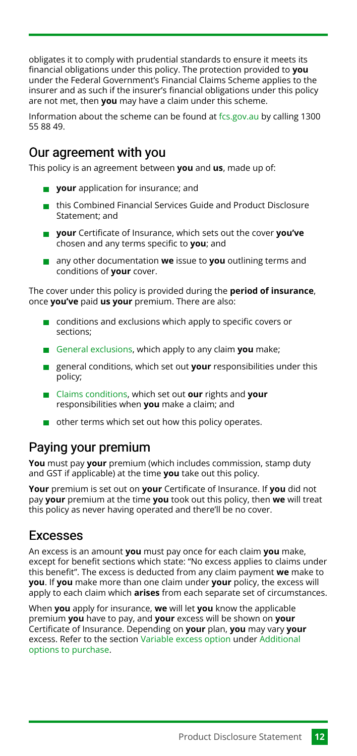obligates it to comply with prudential standards to ensure it meets its financial obligations under this policy. The protection provided to **you** under the Federal Government's Financial Claims Scheme applies to the insurer and as such if the insurer's financial obligations under this policy are not met, then **you** may have a claim under this scheme.

Information about the scheme can be found at fcs.gov.au by calling 1300 55 88 49.

## Our agreement with you

This policy is an agreement between **you** and **us**, made up of:

- **your** application for insurance; and
- this Combined Financial Services Guide and Product Disclosure Statement; and
- **your** Certificate of Insurance, which sets out the cover **you've** chosen and any terms specific to **you**; and
- any other documentation **we** issue to **you** outlining terms and conditions of **your** cover.

The cover under this policy is provided during the **period of insurance**, once **you've** paid **us your** premium. There are also:

- conditions and exclusions which apply to specific covers or sections;
- General exclusions, which apply to any claim **you** make;
- general conditions, which set out **your** responsibilities under this policy;
- Claims conditions, which set out **our** rights and **your** responsibilities when **you** make a claim; and
- other terms which set out how this policy operates.

## Paying your premium

**You** must pay **your** premium (which includes commission, stamp duty and GST if applicable) at the time **you** take out this policy.

**Your** premium is set out on **your** Certificate of Insurance. If **you** did not pay **your** premium at the time **you** took out this policy, then **we** will treat this policy as never having operated and there'll be no cover.

## Excesses

An excess is an amount **you** must pay once for each claim **you** make, except for benefit sections which state: "No excess applies to claims under this benefit". The excess is deducted from any claim payment **we** make to **you**. If **you** make more than one claim under **your** policy, the excess will apply to each claim which **arises** from each separate set of circumstances.

When **you** apply for insurance, **we** will let **you** know the applicable premium **you** have to pay, and **your** excess will be shown on **your** Certificate of Insurance. Depending on **your** plan, **you** may vary **your** excess. Refer to the section Variable excess option under Additional options to purchase.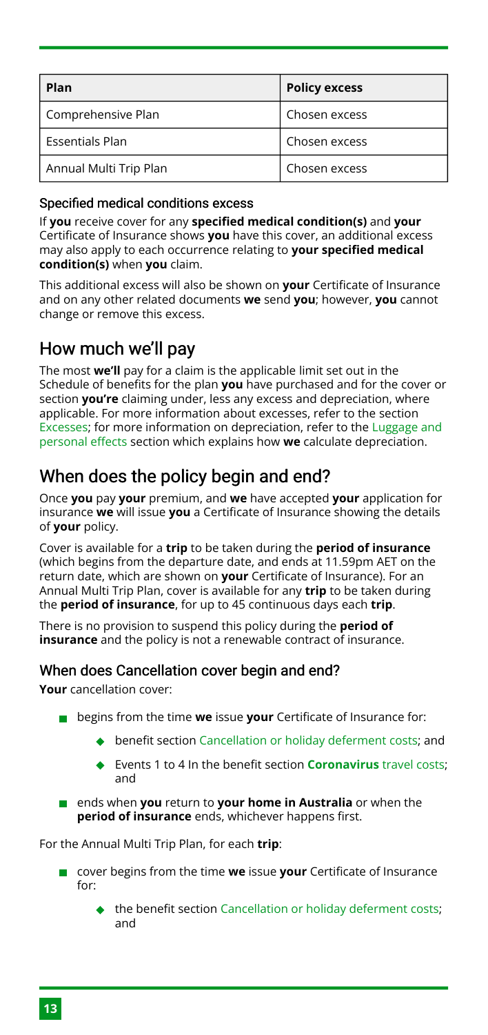| Plan | Policy excess |
| --- | --- |
| Comprehensive Plan | Chosen excess |
| Essentials Plan | Chosen excess |
| Annual Multi Trip Plan | Chosen excess |

### Specified medical conditions excess

If **you** receive cover for any **specified medical condition(s)** and **your** Certificate of Insurance shows **you** have this cover, an additional excess may also apply to each occurrence relating to **your specified medical condition(s)** when **you** claim.

This additional excess will also be shown on **your** Certificate of Insurance and on any other related documents **we** send **you**; however, **you** cannot change or remove this excess.

## How much we'll pay

The most **we'll** pay for a claim is the applicable limit set out in the Schedule of benefits for the plan **you** have purchased and for the cover or section **you're** claiming under, less any excess and depreciation, where applicable. For more information about excesses, refer to the section Excesses; for more information on depreciation, refer to the Luggage and personal effects section which explains how **we** calculate depreciation.

## When does the policy begin and end?

Once **you** pay **your** premium, and **we** have accepted **your** application for insurance **we** will issue **you** a Certificate of Insurance showing the details of **your** policy.

Cover is available for a **trip** to be taken during the **period of insurance** (which begins from the departure date, and ends at 11.59pm AET on the return date, which are shown on **your** Certificate of Insurance). For an Annual Multi Trip Plan, cover is available for any **trip** to be taken during the **period of insurance**, for up to 45 continuous days each **trip**.

There is no provision to suspend this policy during the **period of insurance** and the policy is not a renewable contract of insurance.

### When does Cancellation cover begin and end?

**Your** cancellation cover:

- begins from the time **we** issue **your** Certificate of Insurance for:
  - benefit section Cancellation or holiday deferment costs; and
  - Events 1 to 4 In the benefit section **Coronavirus** travel costs; and
- ends when **you** return to **your home in Australia** or when the **period of insurance** ends, whichever happens first.

For the Annual Multi Trip Plan, for each **trip**:

- cover begins from the time **we** issue **your** Certificate of Insurance for:
  - the benefit section Cancellation or holiday deferment costs; and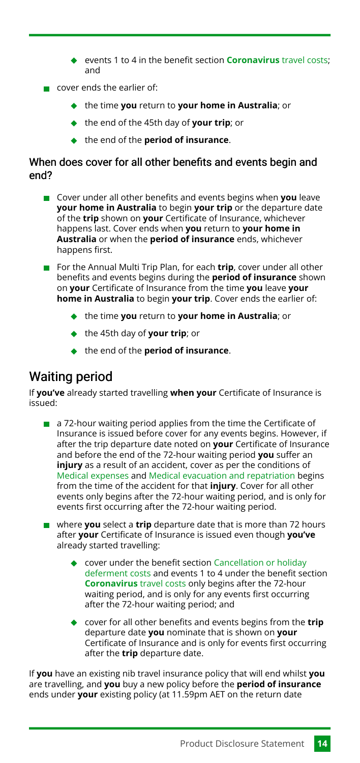- events 1 to 4 in the benefit section **Coronavirus** travel costs; and
- cover ends the earlier of:
  - the time **you** return to **your home in Australia**; or
  - the end of the 45th day of **your trip**; or
  - the end of the **period of insurance**.

### When does cover for all other benefits and events begin and end?

- Cover under all other benefits and events begins when **you** leave **your home in Australia** to begin **your trip** or the departure date of the **trip** shown on **your** Certificate of Insurance, whichever happens last. Cover ends when **you** return to **your home in Australia** or when the **period of insurance** ends, whichever happens first.
- For the Annual Multi Trip Plan, for each **trip**, cover under all other benefits and events begins during the **period of insurance** shown on **your** Certificate of Insurance from the time **you** leave **your home in Australia** to begin **your trip**. Cover ends the earlier of:
  - the time **you** return to **your home in Australia**; or
  - the 45th day of **your trip**; or
  - the end of the **period of insurance**.

## Waiting period

If **you've** already started travelling **when your** Certificate of Insurance is issued:

- a 72-hour waiting period applies from the time the Certificate of Insurance is issued before cover for any events begins. However, if after the trip departure date noted on **your** Certificate of Insurance and before the end of the 72-hour waiting period **you** suffer an **injury** as a result of an accident, cover as per the conditions of Medical expenses and Medical evacuation and repatriation begins from the time of the accident for that **injury**. Cover for all other events only begins after the 72-hour waiting period, and is only for events first occurring after the 72-hour waiting period.
- where **you** select a **trip** departure date that is more than 72 hours after **your** Certificate of Insurance is issued even though **you've** already started travelling:
  - cover under the benefit section Cancellation or holiday deferment costs and events 1 to 4 under the benefit section **Coronavirus** travel costs only begins after the 72-hour waiting period, and is only for any events first occurring after the 72-hour waiting period; and
  - cover for all other benefits and events begins from the **trip** departure date **you** nominate that is shown on **your** Certificate of Insurance and is only for events first occurring after the **trip** departure date.

If **you** have an existing nib travel insurance policy that will end whilst **you** are travelling, and **you** buy a new policy before the **period of insurance** ends under **your** existing policy (at 11.59pm AET on the return date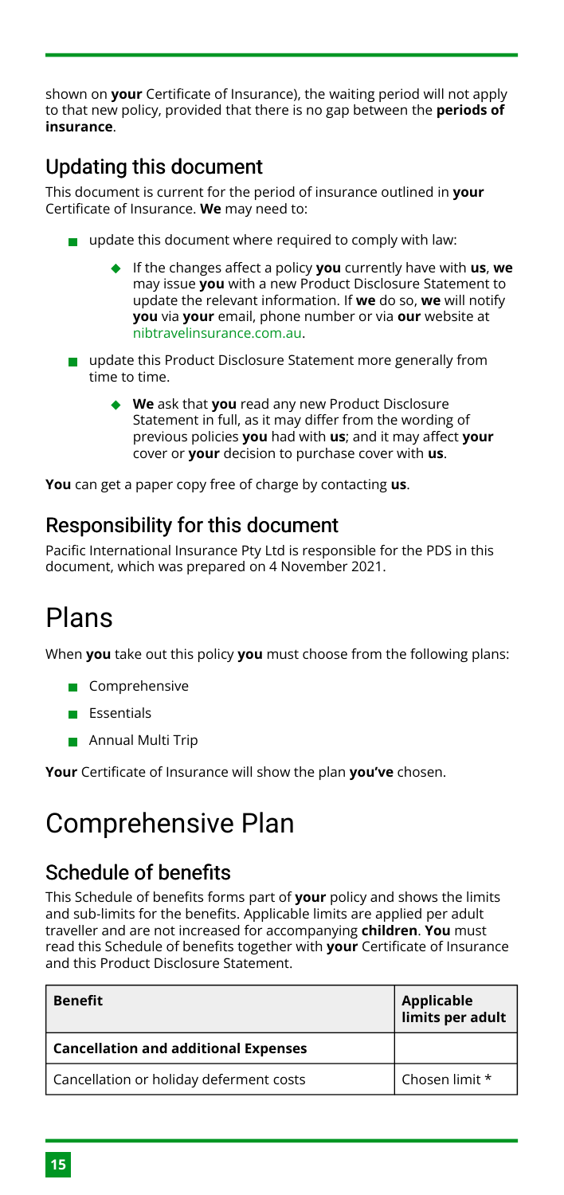shown on **your** Certificate of Insurance), the waiting period will not apply to that new policy, provided that there is no gap between the **periods of insurance**.

## Updating this document

This document is current for the period of insurance outlined in **your** Certificate of Insurance. **We** may need to:

- update this document where required to comply with law:
  - If the changes affect a policy **you** currently have with **us**, **we** may issue **you** with a new Product Disclosure Statement to update the relevant information. If **we** do so, **we** will notify **you** via **your** email, phone number or via **our** website at nibtravelinsurance.com.au.
- update this Product Disclosure Statement more generally from time to time.
  - **We** ask that **you** read any new Product Disclosure Statement in full, as it may differ from the wording of previous policies **you** had with **us**; and it may affect **your** cover or **your** decision to purchase cover with **us**.

**You** can get a paper copy free of charge by contacting **us**.

## Responsibility for this document

Pacific International Insurance Pty Ltd is responsible for the PDS in this document, which was prepared on 4 November 2021.

# Plans

When **you** take out this policy **you** must choose from the following plans:

- Comprehensive
- Essentials
- Annual Multi Trip

**Your** Certificate of Insurance will show the plan **you've** chosen.

# Comprehensive Plan

## Schedule of benefits

This Schedule of benefits forms part of **your** policy and shows the limits and sub-limits for the benefits. Applicable limits are applied per adult traveller and are not increased for accompanying **children**. **You** must read this Schedule of benefits together with **your** Certificate of Insurance and this Product Disclosure Statement.

| Benefit | Applicable limits per adult |
|---|---|
| **Cancellation and additional Expenses** | |
| Cancellation or holiday deferment costs | Chosen limit * |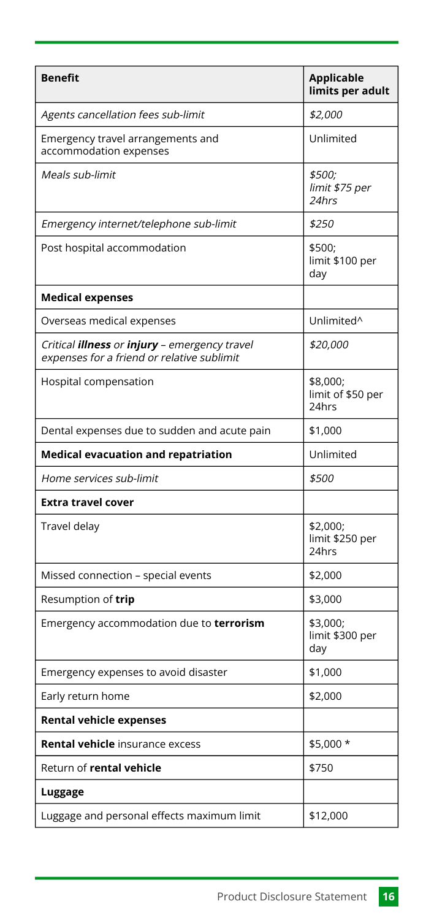| **Benefit** | **Applicable limits per adult** |
|---|---|
| *Agents cancellation fees sub-limit* | *$2,000* |
| Emergency travel arrangements and accommodation expenses | Unlimited |
| *Meals sub-limit* | *$500; limit $75 per 24hrs* |
| *Emergency internet/telephone sub-limit* | *$250* |
| Post hospital accommodation | $500; limit $100 per day |
| **Medical expenses** | |
| Overseas medical expenses | Unlimited^ |
| *Critical* ***illness*** *or* ***injury*** *– emergency travel expenses for a friend or relative sublimit* | *$20,000* |
| Hospital compensation | $8,000; limit of $50 per 24hrs |
| Dental expenses due to sudden and acute pain | $1,000 |
| **Medical evacuation and repatriation** | Unlimited |
| *Home services sub-limit* | *$500* |
| **Extra travel cover** | |
| Travel delay | $2,000; limit $250 per 24hrs |
| Missed connection – special events | $2,000 |
| Resumption of **trip** | $3,000 |
| Emergency accommodation due to **terrorism** | $3,000; limit $300 per day |
| Emergency expenses to avoid disaster | $1,000 |
| Early return home | $2,000 |
| **Rental vehicle expenses** | |
| **Rental vehicle** insurance excess | $5,000 * |
| Return of **rental vehicle** | $750 |
| **Luggage** | |
| Luggage and personal effects maximum limit | $12,000 |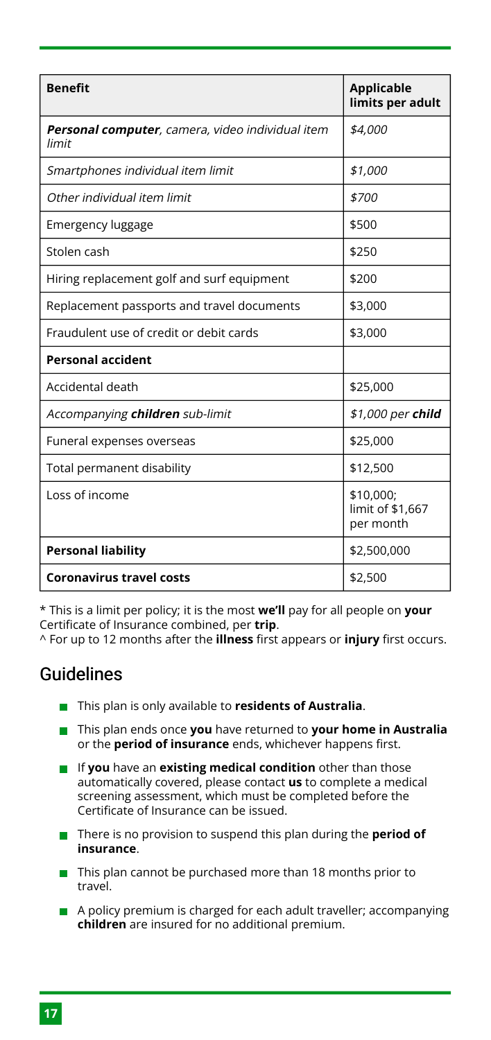| Benefit | Applicable limits per adult |
|---|---|
| ***Personal computer***, *camera, video individual item limit* | *$4,000* |
| *Smartphones individual item limit* | *$1,000* |
| *Other individual item limit* | *$700* |
| Emergency luggage | $500 |
| Stolen cash | $250 |
| Hiring replacement golf and surf equipment | $200 |
| Replacement passports and travel documents | $3,000 |
| Fraudulent use of credit or debit cards | $3,000 |
| **Personal accident** | |
| Accidental death | $25,000 |
| *Accompanying* ***children*** *sub-limit* | *$1,000 per* ***child*** |
| Funeral expenses overseas | $25,000 |
| Total permanent disability | $12,500 |
| Loss of income | $10,000; limit of $1,667 per month |
| **Personal liability** | $2,500,000 |
| **Coronavirus travel costs** | $2,500 |

* This is a limit per policy; it is the most **we'll** pay for all people on **your** Certificate of Insurance combined, per **trip**.
^ For up to 12 months after the **illness** first appears or **injury** first occurs.

## Guidelines

- This plan is only available to **residents of Australia**.
- This plan ends once **you** have returned to **your home in Australia** or the **period of insurance** ends, whichever happens first.
- If **you** have an **existing medical condition** other than those automatically covered, please contact **us** to complete a medical screening assessment, which must be completed before the Certificate of Insurance can be issued.
- There is no provision to suspend this plan during the **period of insurance**.
- This plan cannot be purchased more than 18 months prior to travel.
- A policy premium is charged for each adult traveller; accompanying **children** are insured for no additional premium.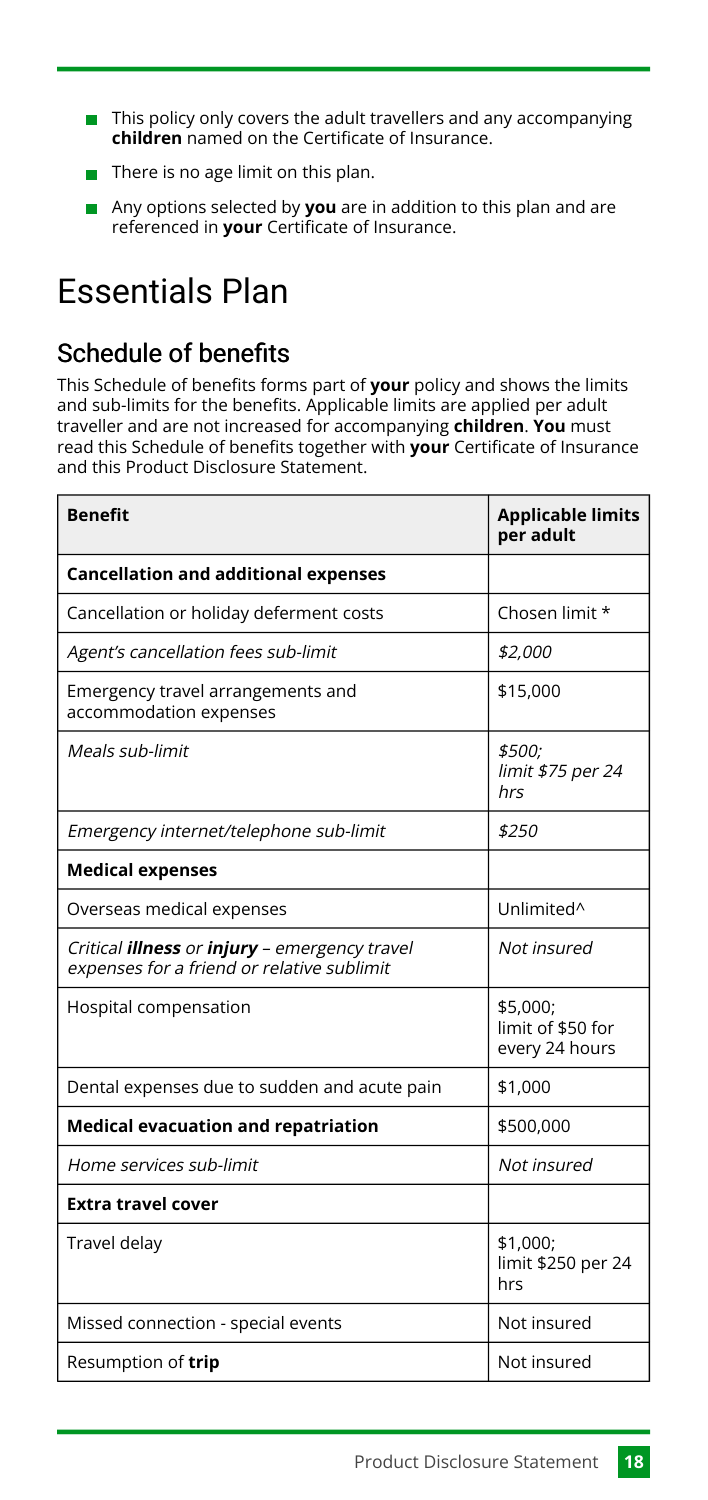- This policy only covers the adult travellers and any accompanying **children** named on the Certificate of Insurance.
- There is no age limit on this plan.
- Any options selected by **you** are in addition to this plan and are referenced in **your** Certificate of Insurance.

# Essentials Plan

## Schedule of benefits

This Schedule of benefits forms part of **your** policy and shows the limits and sub-limits for the benefits. Applicable limits are applied per adult traveller and are not increased for accompanying **children**. **You** must read this Schedule of benefits together with **your** Certificate of Insurance and this Product Disclosure Statement.

| Benefit | Applicable limits per adult |
|---|---|
| **Cancellation and additional expenses** | |
| Cancellation or holiday deferment costs | Chosen limit * |
| *Agent's cancellation fees sub-limit* | *$2,000* |
| Emergency travel arrangements and accommodation expenses | $15,000 |
| *Meals sub-limit* | *$500; limit $75 per 24 hrs* |
| *Emergency internet/telephone sub-limit* | *$250* |
| **Medical expenses** | |
| Overseas medical expenses | Unlimited^ |
| *Critical* ***illness*** *or* ***injury*** *– emergency travel expenses for a friend or relative sublimit* | *Not insured* |
| Hospital compensation | $5,000; limit of $50 for every 24 hours |
| Dental expenses due to sudden and acute pain | $1,000 |
| **Medical evacuation and repatriation** | $500,000 |
| *Home services sub-limit* | *Not insured* |
| **Extra travel cover** | |
| Travel delay | $1,000; limit $250 per 24 hrs |
| Missed connection - special events | Not insured |
| Resumption of **trip** | Not insured |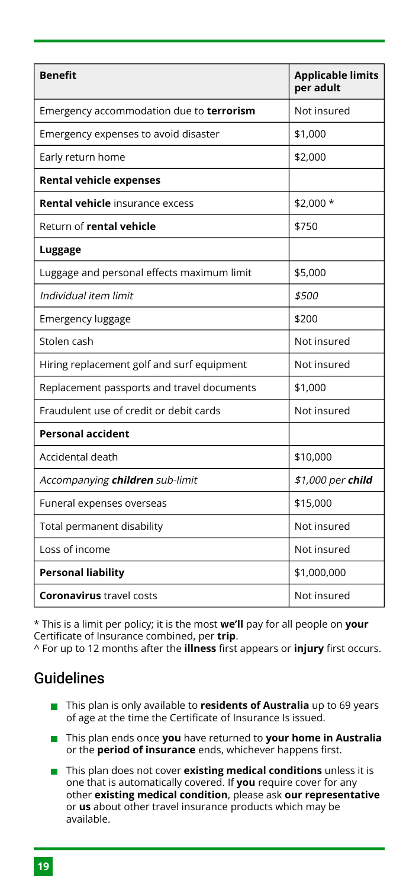| **Benefit** | **Applicable limits per adult** |
|---|---|
| Emergency accommodation due to **terrorism** | Not insured |
| Emergency expenses to avoid disaster | $1,000 |
| Early return home | $2,000 |
| **Rental vehicle expenses** | |
| **Rental vehicle** insurance excess | $2,000 * |
| Return of **rental vehicle** | $750 |
| **Luggage** | |
| Luggage and personal effects maximum limit | $5,000 |
| *Individual item limit* | *$500* |
| Emergency luggage | $200 |
| Stolen cash | Not insured |
| Hiring replacement golf and surf equipment | Not insured |
| Replacement passports and travel documents | $1,000 |
| Fraudulent use of credit or debit cards | Not insured |
| **Personal accident** | |
| Accidental death | $10,000 |
| *Accompanying **children** sub-limit* | *$1,000 per **child*** |
| Funeral expenses overseas | $15,000 |
| Total permanent disability | Not insured |
| Loss of income | Not insured |
| **Personal liability** | $1,000,000 |
| **Coronavirus** travel costs | Not insured |

\* This is a limit per policy; it is the most **we'll** pay for all people on **your** Certificate of Insurance combined, per **trip**.

^ For up to 12 months after the **illness** first appears or **injury** first occurs.

## Guidelines

- This plan is only available to **residents of Australia** up to 69 years of age at the time the Certificate of Insurance Is issued.
- This plan ends once **you** have returned to **your home in Australia** or the **period of insurance** ends, whichever happens first.
- This plan does not cover **existing medical conditions** unless it is one that is automatically covered. If **you** require cover for any other **existing medical condition**, please ask **our representative** or **us** about other travel insurance products which may be available.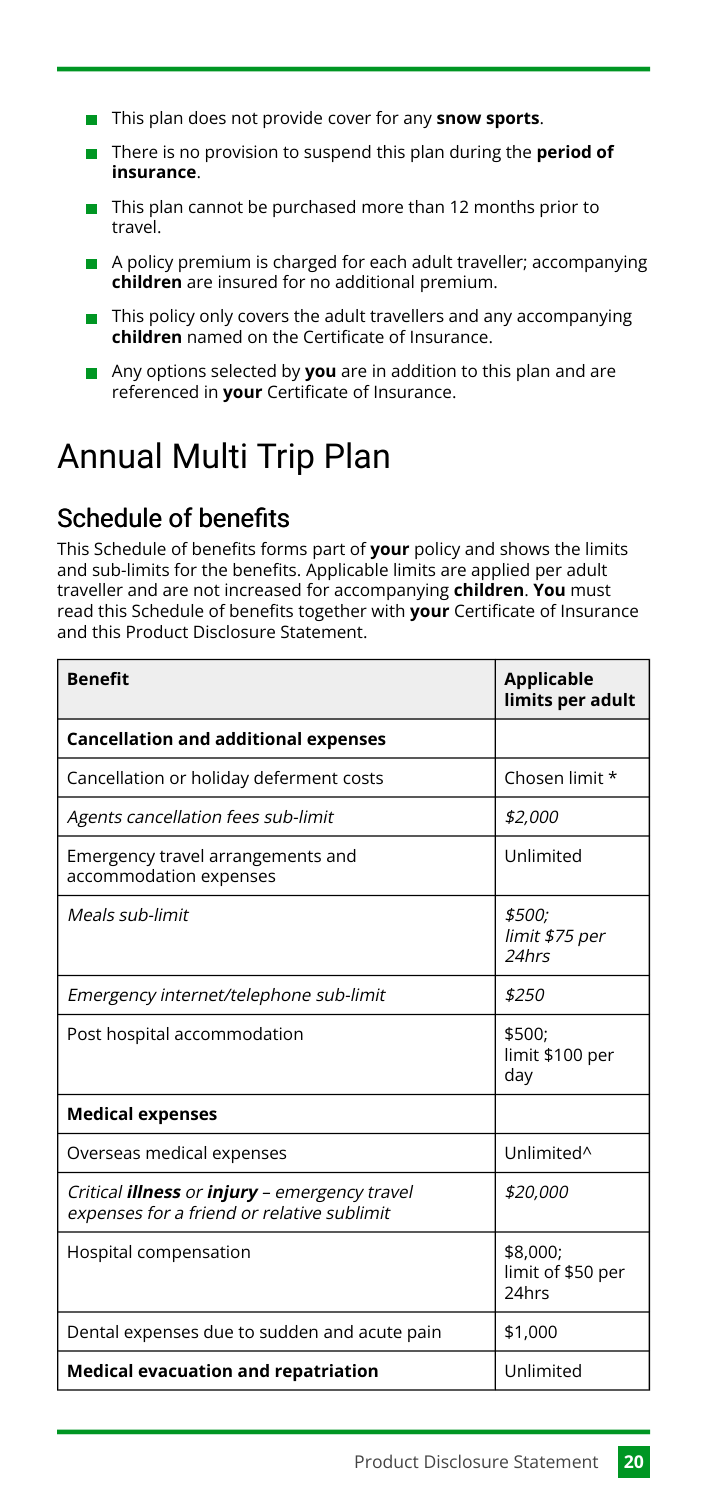- This plan does not provide cover for any **snow sports**.
- There is no provision to suspend this plan during the **period of insurance**.
- This plan cannot be purchased more than 12 months prior to travel.
- A policy premium is charged for each adult traveller; accompanying **children** are insured for no additional premium.
- This policy only covers the adult travellers and any accompanying **children** named on the Certificate of Insurance.
- Any options selected by **you** are in addition to this plan and are referenced in **your** Certificate of Insurance.

# Annual Multi Trip Plan

## Schedule of benefits

This Schedule of benefits forms part of **your** policy and shows the limits and sub-limits for the benefits. Applicable limits are applied per adult traveller and are not increased for accompanying **children**. **You** must read this Schedule of benefits together with **your** Certificate of Insurance and this Product Disclosure Statement.

| **Benefit** | **Applicable limits per adult** |
|---|---|
| **Cancellation and additional expenses** | |
| Cancellation or holiday deferment costs | Chosen limit * |
| *Agents cancellation fees sub-limit* | *$2,000* |
| Emergency travel arrangements and accommodation expenses | Unlimited |
| *Meals sub-limit* | *$500; limit $75 per 24hrs* |
| *Emergency internet/telephone sub-limit* | *$250* |
| Post hospital accommodation | $500; limit $100 per day |
| **Medical expenses** | |
| Overseas medical expenses | Unlimited^ |
| *Critical **illness** or **injury** – emergency travel expenses for a friend or relative sublimit* | *$20,000* |
| Hospital compensation | $8,000; limit of $50 per 24hrs |
| Dental expenses due to sudden and acute pain | $1,000 |
| **Medical evacuation and repatriation** | Unlimited |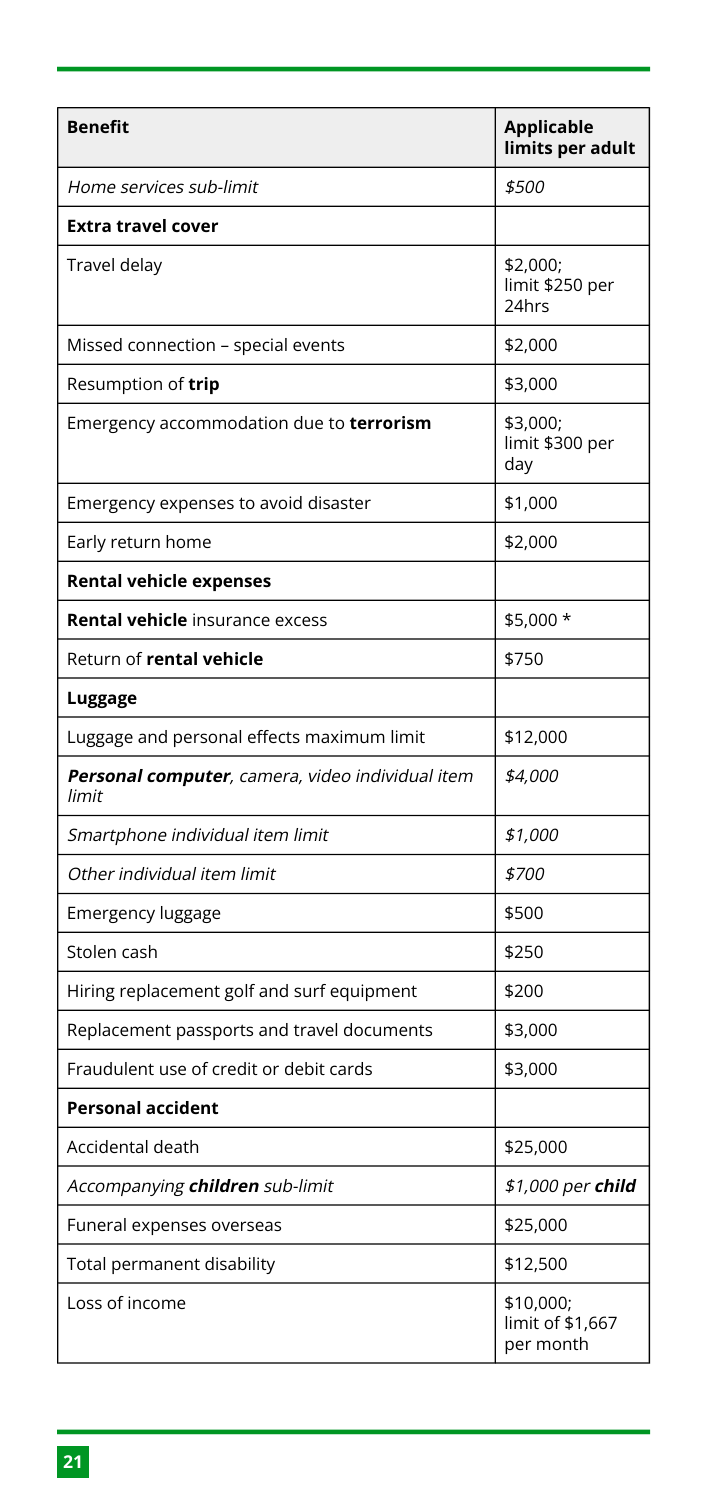| **Benefit** | **Applicable limits per adult** |
|---|---|
| *Home services sub-limit* | *$500* |
| **Extra travel cover** | |
| Travel delay | $2,000; limit $250 per 24hrs |
| Missed connection – special events | $2,000 |
| Resumption of **trip** | $3,000 |
| Emergency accommodation due to **terrorism** | $3,000; limit $300 per day |
| Emergency expenses to avoid disaster | $1,000 |
| Early return home | $2,000 |
| **Rental vehicle expenses** | |
| **Rental vehicle** insurance excess | $5,000 * |
| Return of **rental vehicle** | $750 |
| **Luggage** | |
| Luggage and personal effects maximum limit | $12,000 |
| ***Personal computer**, camera, video individual item limit* | *$4,000* |
| *Smartphone individual item limit* | *$1,000* |
| *Other individual item limit* | *$700* |
| Emergency luggage | $500 |
| Stolen cash | $250 |
| Hiring replacement golf and surf equipment | $200 |
| Replacement passports and travel documents | $3,000 |
| Fraudulent use of credit or debit cards | $3,000 |
| **Personal accident** | |
| Accidental death | $25,000 |
| *Accompanying **children** sub-limit* | *$1,000 per **child*** |
| Funeral expenses overseas | $25,000 |
| Total permanent disability | $12,500 |
| Loss of income | $10,000; limit of $1,667 per month |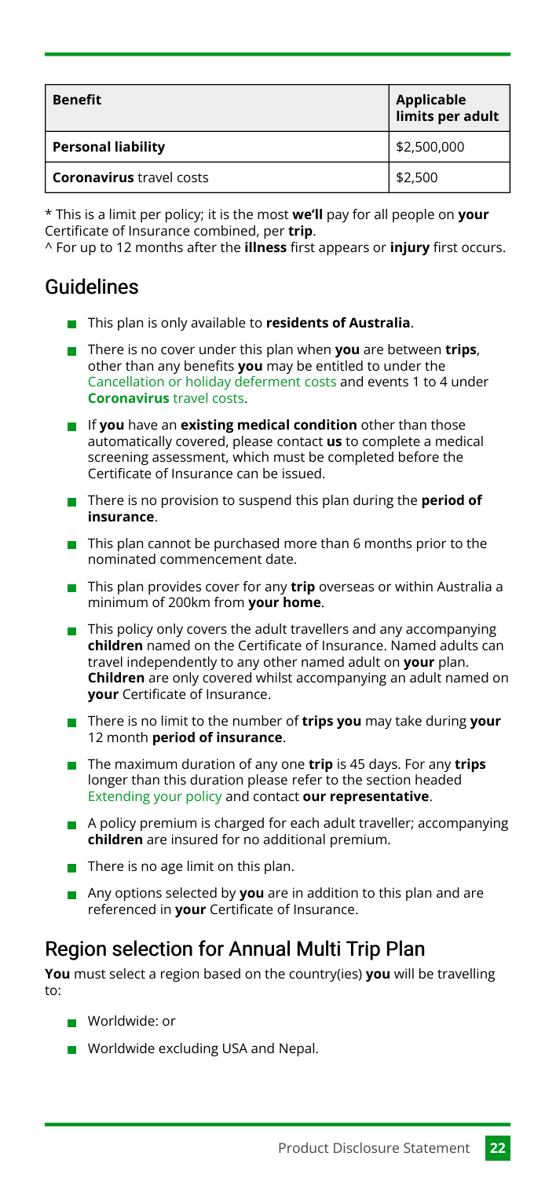| **Benefit** | **Applicable limits per adult** |
|---|---|
| **Personal liability** | $2,500,000 |
| **Coronavirus** travel costs | $2,500 |

* This is a limit per policy; it is the most **we'll** pay for all people on **your** Certificate of Insurance combined, per **trip**.
^ For up to 12 months after the **illness** first appears or **injury** first occurs.

## Guidelines

- This plan is only available to **residents of Australia**.
- There is no cover under this plan when **you** are between **trips**, other than any benefits **you** may be entitled to under the Cancellation or holiday deferment costs and events 1 to 4 under **Coronavirus** travel costs.
- If **you** have an **existing medical condition** other than those automatically covered, please contact **us** to complete a medical screening assessment, which must be completed before the Certificate of Insurance can be issued.
- There is no provision to suspend this plan during the **period of insurance**.
- This plan cannot be purchased more than 6 months prior to the nominated commencement date.
- This plan provides cover for any **trip** overseas or within Australia a minimum of 200km from **your home**.
- This policy only covers the adult travellers and any accompanying **children** named on the Certificate of Insurance. Named adults can travel independently to any other named adult on **your** plan. **Children** are only covered whilst accompanying an adult named on **your** Certificate of Insurance.
- There is no limit to the number of **trips you** may take during **your** 12 month **period of insurance**.
- The maximum duration of any one **trip** is 45 days. For any **trips** longer than this duration please refer to the section headed Extending your policy and contact **our representative**.
- A policy premium is charged for each adult traveller; accompanying **children** are insured for no additional premium.
- There is no age limit on this plan.
- Any options selected by **you** are in addition to this plan and are referenced in **your** Certificate of Insurance.

## Region selection for Annual Multi Trip Plan

**You** must select a region based on the country(ies) **you** will be travelling to:

- Worldwide: or
- Worldwide excluding USA and Nepal.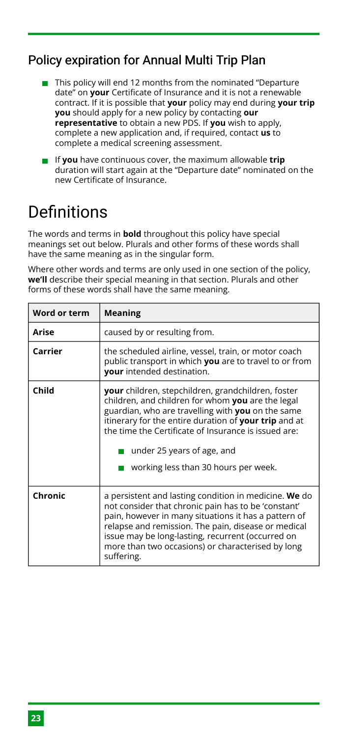## Policy expiration for Annual Multi Trip Plan

- This policy will end 12 months from the nominated "Departure date" on **your** Certificate of Insurance and it is not a renewable contract. If it is possible that **your** policy may end during **your trip you** should apply for a new policy by contacting **our representative** to obtain a new PDS. If **you** wish to apply, complete a new application and, if required, contact **us** to complete a medical screening assessment.
- If **you** have continuous cover, the maximum allowable **trip** duration will start again at the "Departure date" nominated on the new Certificate of Insurance.

# Definitions

The words and terms in **bold** throughout this policy have special meanings set out below. Plurals and other forms of these words shall have the same meaning as in the singular form.

Where other words and terms are only used in one section of the policy, **we'll** describe their special meaning in that section. Plurals and other forms of these words shall have the same meaning.

| Word or term | Meaning |
|---|---|
| **Arise** | caused by or resulting from. |
| **Carrier** | the scheduled airline, vessel, train, or motor coach public transport in which **you** are to travel to or from **your** intended destination. |
| **Child** | **your** children, stepchildren, grandchildren, foster children, and children for whom **you** are the legal guardian, who are travelling with **you** on the same itinerary for the entire duration of **your trip** and at the time the Certificate of Insurance is issued are: <br> - under 25 years of age, and <br> - working less than 30 hours per week. |
| **Chronic** | a persistent and lasting condition in medicine. **We** do not consider that chronic pain has to be 'constant' pain, however in many situations it has a pattern of relapse and remission. The pain, disease or medical issue may be long-lasting, recurrent (occurred on more than two occasions) or characterised by long suffering. |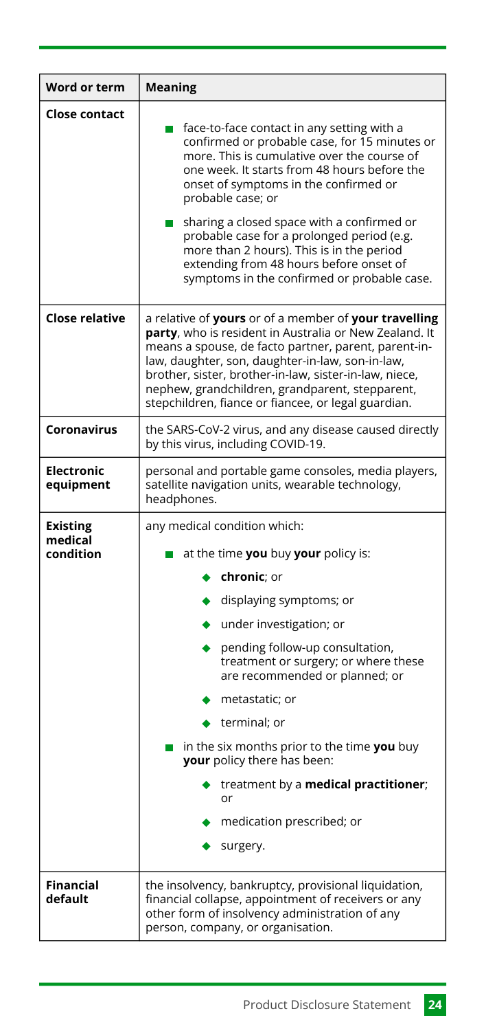| Word or term | Meaning |
|---|---|
| **Close contact** | ▪ face-to-face contact in any setting with a confirmed or probable case, for 15 minutes or more. This is cumulative over the course of one week. It starts from 48 hours before the onset of symptoms in the confirmed or probable case; or<br>▪ sharing a closed space with a confirmed or probable case for a prolonged period (e.g. more than 2 hours). This is in the period extending from 48 hours before onset of symptoms in the confirmed or probable case. |
| **Close relative** | a relative of **yours** or of a member of **your travelling party**, who is resident in Australia or New Zealand. It means a spouse, de facto partner, parent, parent-in-law, daughter, son, daughter-in-law, son-in-law, brother, sister, brother-in-law, sister-in-law, niece, nephew, grandchildren, grandparent, stepparent, stepchildren, fiance or fiancee, or legal guardian. |
| **Coronavirus** | the SARS-CoV-2 virus, and any disease caused directly by this virus, including COVID-19. |
| **Electronic equipment** | personal and portable game consoles, media players, satellite navigation units, wearable technology, headphones. |
| **Existing medical condition** | any medical condition which:<br>▪ at the time **you** buy **your** policy is:<br>◆ **chronic**; or<br>◆ displaying symptoms; or<br>◆ under investigation; or<br>◆ pending follow-up consultation, treatment or surgery; or where these are recommended or planned; or<br>◆ metastatic; or<br>◆ terminal; or<br>▪ in the six months prior to the time **you** buy **your** policy there has been:<br>◆ treatment by a **medical practitioner**; or<br>◆ medication prescribed; or<br>◆ surgery. |
| **Financial default** | the insolvency, bankruptcy, provisional liquidation, financial collapse, appointment of receivers or any other form of insolvency administration of any person, company, or organisation. |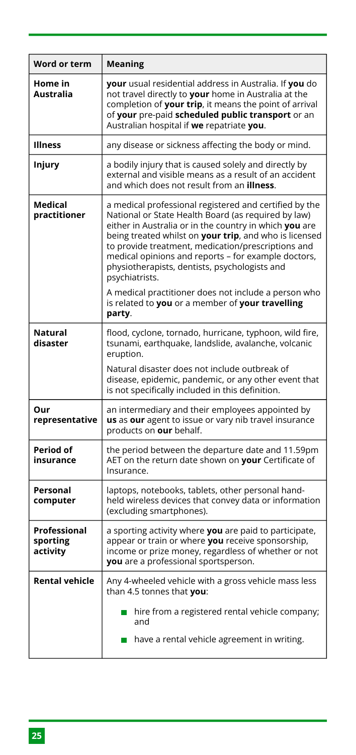| Word or term | Meaning |
|---|---|
| **Home in Australia** | **your** usual residential address in Australia. If **you** do not travel directly to **your** home in Australia at the completion of **your trip**, it means the point of arrival of **your** pre-paid **scheduled public transport** or an Australian hospital if **we** repatriate **you**. |
| **Illness** | any disease or sickness affecting the body or mind. |
| **Injury** | a bodily injury that is caused solely and directly by external and visible means as a result of an accident and which does not result from an **illness**. |
| **Medical practitioner** | a medical professional registered and certified by the National or State Health Board (as required by law) either in Australia or in the country in which **you** are being treated whilst on **your trip**, and who is licensed to provide treatment, medication/prescriptions and medical opinions and reports – for example doctors, physiotherapists, dentists, psychologists and psychiatrists. <br><br> A medical practitioner does not include a person who is related to **you** or a member of **your travelling party**. |
| **Natural disaster** | flood, cyclone, tornado, hurricane, typhoon, wild fire, tsunami, earthquake, landslide, avalanche, volcanic eruption. <br><br> Natural disaster does not include outbreak of disease, epidemic, pandemic, or any other event that is not specifically included in this definition. |
| **Our representative** | an intermediary and their employees appointed by **us** as **our** agent to issue or vary nib travel insurance products on **our** behalf. |
| **Period of insurance** | the period between the departure date and 11.59pm AET on the return date shown on **your** Certificate of Insurance. |
| **Personal computer** | laptops, notebooks, tablets, other personal hand-held wireless devices that convey data or information (excluding smartphones). |
| **Professional sporting activity** | a sporting activity where **you** are paid to participate, appear or train or where **you** receive sponsorship, income or prize money, regardless of whether or not **you** are a professional sportsperson. |
| **Rental vehicle** | Any 4-wheeled vehicle with a gross vehicle mass less than 4.5 tonnes that **you**: <br>• hire from a registered rental vehicle company; and <br>• have a rental vehicle agreement in writing. |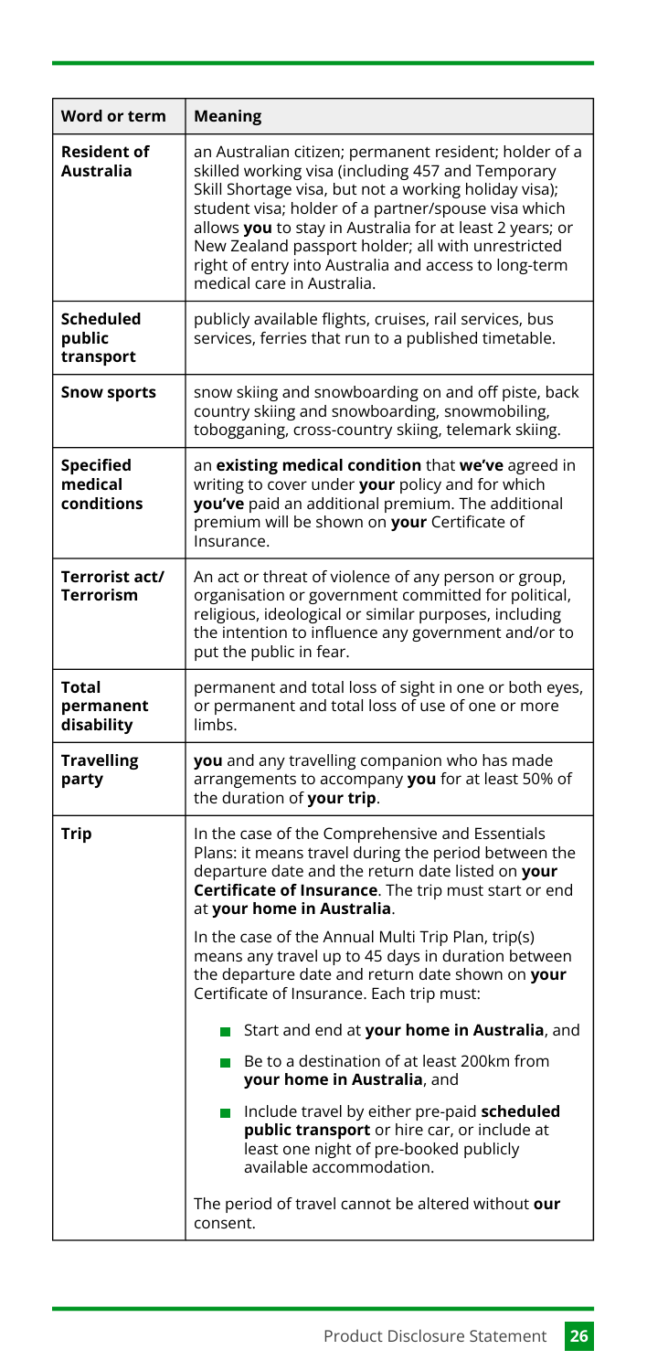| Word or term | Meaning |
|---|---|
| **Resident of Australia** | an Australian citizen; permanent resident; holder of a skilled working visa (including 457 and Temporary Skill Shortage visa, but not a working holiday visa); student visa; holder of a partner/spouse visa which allows **you** to stay in Australia for at least 2 years; or New Zealand passport holder; all with unrestricted right of entry into Australia and access to long-term medical care in Australia. |
| **Scheduled public transport** | publicly available flights, cruises, rail services, bus services, ferries that run to a published timetable. |
| **Snow sports** | snow skiing and snowboarding on and off piste, back country skiing and snowboarding, snowmobiling, tobogganing, cross-country skiing, telemark skiing. |
| **Specified medical conditions** | an **existing medical condition** that **we've** agreed in writing to cover under **your** policy and for which **you've** paid an additional premium. The additional premium will be shown on **your** Certificate of Insurance. |
| **Terrorist act/ Terrorism** | An act or threat of violence of any person or group, organisation or government committed for political, religious, ideological or similar purposes, including the intention to influence any government and/or to put the public in fear. |
| **Total permanent disability** | permanent and total loss of sight in one or both eyes, or permanent and total loss of use of one or more limbs. |
| **Travelling party** | **you** and any travelling companion who has made arrangements to accompany **you** for at least 50% of the duration of **your trip**. |
| **Trip** | In the case of the Comprehensive and Essentials Plans: it means travel during the period between the departure date and the return date listed on **your Certificate of Insurance**. The trip must start or end at **your home in Australia**.<br><br>In the case of the Annual Multi Trip Plan, trip(s) means any travel up to 45 days in duration between the departure date and return date shown on **your** Certificate of Insurance. Each trip must:<br><br>- Start and end at **your home in Australia**, and<br>- Be to a destination of at least 200km from **your home in Australia**, and<br>- Include travel by either pre-paid **scheduled public transport** or hire car, or include at least one night of pre-booked publicly available accommodation.<br><br>The period of travel cannot be altered without **our** consent. |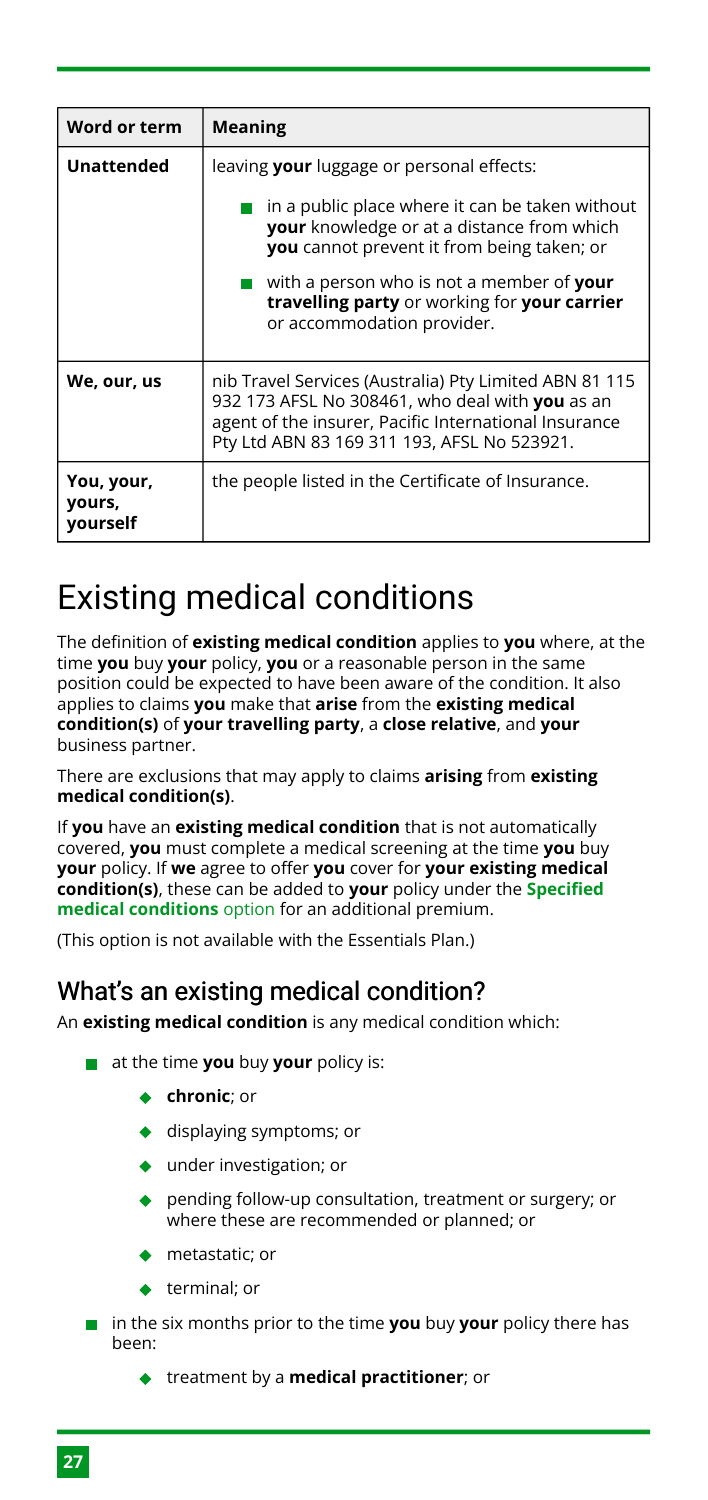| Word or term | Meaning |
|---|---|
| **Unattended** | leaving **your** luggage or personal effects:<br>- in a public place where it can be taken without **your** knowledge or at a distance from which **you** cannot prevent it from being taken; or<br>- with a person who is not a member of **your travelling party** or working for **your carrier** or accommodation provider. |
| **We, our, us** | nib Travel Services (Australia) Pty Limited ABN 81 115 932 173 AFSL No 308461, who deal with **you** as an agent of the insurer, Pacific International Insurance Pty Ltd ABN 83 169 311 193, AFSL No 523921. |
| **You, your, yours, yourself** | the people listed in the Certificate of Insurance. |

# Existing medical conditions

The definition of **existing medical condition** applies to **you** where, at the time **you** buy **your** policy, **you** or a reasonable person in the same position could be expected to have been aware of the condition. It also applies to claims **you** make that **arise** from the **existing medical condition(s)** of **your travelling party**, a **close relative**, and **your** business partner.

There are exclusions that may apply to claims **arising** from **existing medical condition(s)**.

If **you** have an **existing medical condition** that is not automatically covered, **you** must complete a medical screening at the time **you** buy **your** policy. If **we** agree to offer **you** cover for **your existing medical condition(s)**, these can be added to **your** policy under the **Specified medical conditions** option for an additional premium.

(This option is not available with the Essentials Plan.)

## What's an existing medical condition?

An **existing medical condition** is any medical condition which:

- at the time **you** buy **your** policy is:
  - **chronic**; or
  - displaying symptoms; or
  - under investigation; or
  - pending follow-up consultation, treatment or surgery; or where these are recommended or planned; or
  - metastatic; or
  - terminal; or
- in the six months prior to the time **you** buy **your** policy there has been:
  - treatment by a **medical practitioner**; or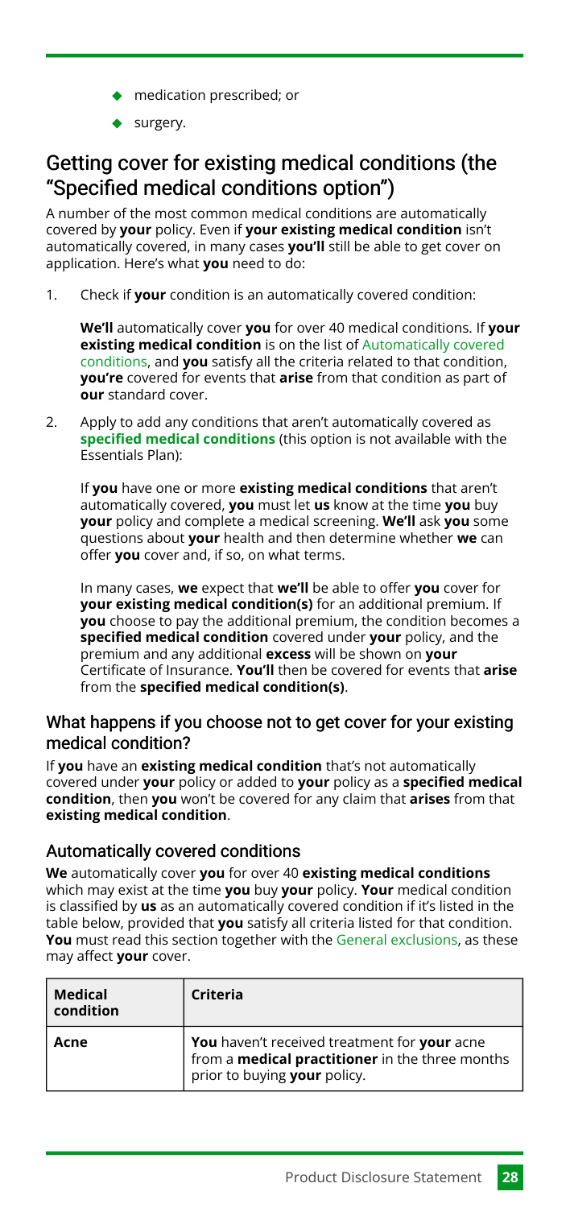- medication prescribed; or
- surgery.

## Getting cover for existing medical conditions (the "Specified medical conditions option")

A number of the most common medical conditions are automatically covered by **your** policy. Even if **your existing medical condition** isn't automatically covered, in many cases **you'll** still be able to get cover on application. Here's what **you** need to do:

1. Check if **your** condition is an automatically covered condition:

   **We'll** automatically cover **you** for over 40 medical conditions. If **your existing medical condition** is on the list of Automatically covered conditions, and **you** satisfy all the criteria related to that condition, **you're** covered for events that **arise** from that condition as part of **our** standard cover.

2. Apply to add any conditions that aren't automatically covered as **specified medical conditions** (this option is not available with the Essentials Plan):

   If **you** have one or more **existing medical conditions** that aren't automatically covered, **you** must let **us** know at the time **you** buy **your** policy and complete a medical screening. **We'll** ask **you** some questions about **your** health and then determine whether **we** can offer **you** cover and, if so, on what terms.

   In many cases, **we** expect that **we'll** be able to offer **you** cover for **your existing medical condition(s)** for an additional premium. If **you** choose to pay the additional premium, the condition becomes a **specified medical condition** covered under **your** policy, and the premium and any additional **excess** will be shown on **your** Certificate of Insurance. **You'll** then be covered for events that **arise** from the **specified medical condition(s)**.

### What happens if you choose not to get cover for your existing medical condition?

If **you** have an **existing medical condition** that's not automatically covered under **your** policy or added to **your** policy as a **specified medical condition**, then **you** won't be covered for any claim that **arises** from that **existing medical condition**.

### Automatically covered conditions

**We** automatically cover **you** for over 40 **existing medical conditions** which may exist at the time **you** buy **your** policy. **Your** medical condition is classified by **us** as an automatically covered condition if it's listed in the table below, provided that **you** satisfy all criteria listed for that condition. **You** must read this section together with the General exclusions, as these may affect **your** cover.

| Medical condition | Criteria |
|---|---|
| **Acne** | **You** haven't received treatment for **your** acne from a **medical practitioner** in the three months prior to buying **your** policy. |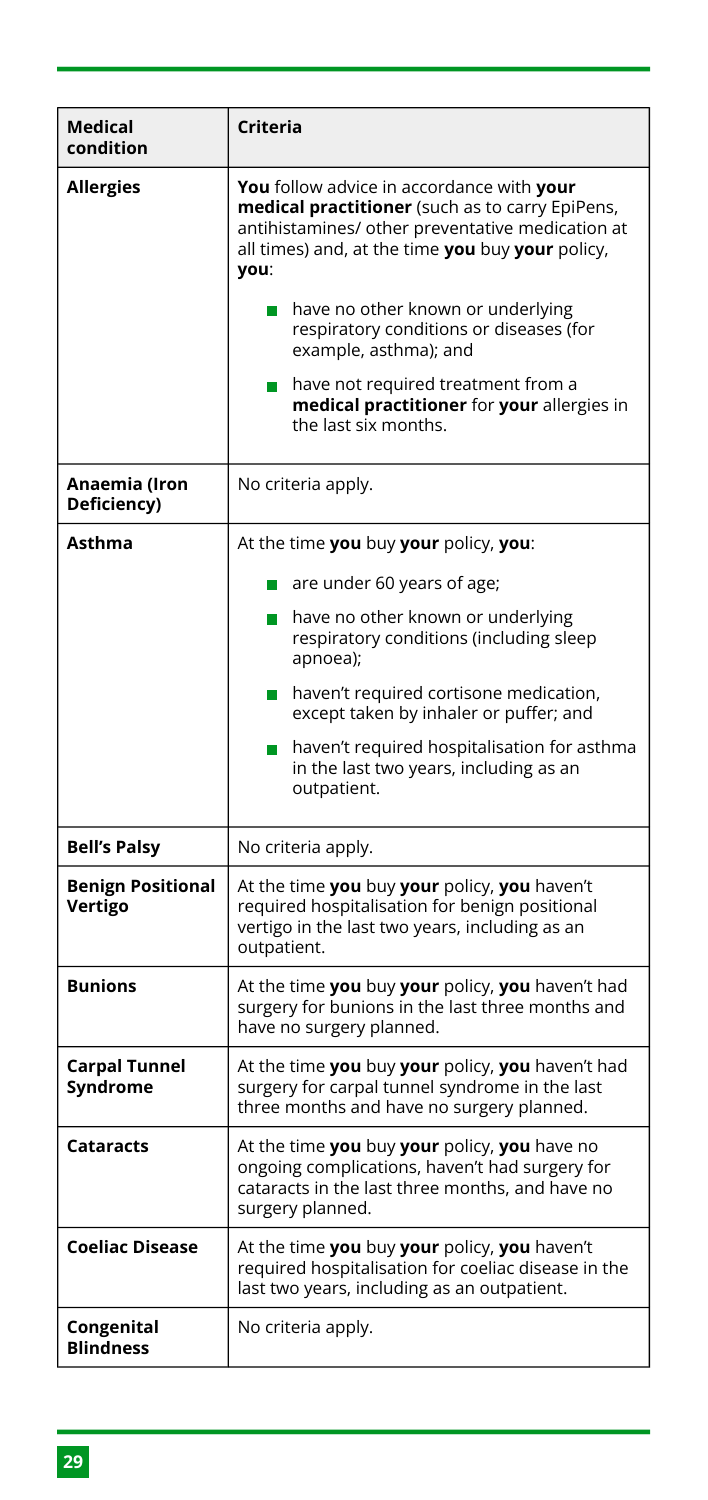| Medical condition | Criteria |
|---|---|
| **Allergies** | **You** follow advice in accordance with **your medical practitioner** (such as to carry EpiPens, antihistamines/ other preventative medication at all times) and, at the time **you** buy **your** policy, **you**:<br>- have no other known or underlying respiratory conditions or diseases (for example, asthma); and<br>- have not required treatment from a **medical practitioner** for **your** allergies in the last six months. |
| **Anaemia (Iron Deficiency)** | No criteria apply. |
| **Asthma** | At the time **you** buy **your** policy, **you**:<br>- are under 60 years of age;<br>- have no other known or underlying respiratory conditions (including sleep apnoea);<br>- haven't required cortisone medication, except taken by inhaler or puffer; and<br>- haven't required hospitalisation for asthma in the last two years, including as an outpatient. |
| **Bell's Palsy** | No criteria apply. |
| **Benign Positional Vertigo** | At the time **you** buy **your** policy, **you** haven't required hospitalisation for benign positional vertigo in the last two years, including as an outpatient. |
| **Bunions** | At the time **you** buy **your** policy, **you** haven't had surgery for bunions in the last three months and have no surgery planned. |
| **Carpal Tunnel Syndrome** | At the time **you** buy **your** policy, **you** haven't had surgery for carpal tunnel syndrome in the last three months and have no surgery planned. |
| **Cataracts** | At the time **you** buy **your** policy, **you** have no ongoing complications, haven't had surgery for cataracts in the last three months, and have no surgery planned. |
| **Coeliac Disease** | At the time **you** buy **your** policy, **you** haven't required hospitalisation for coeliac disease in the last two years, including as an outpatient. |
| **Congenital Blindness** | No criteria apply. |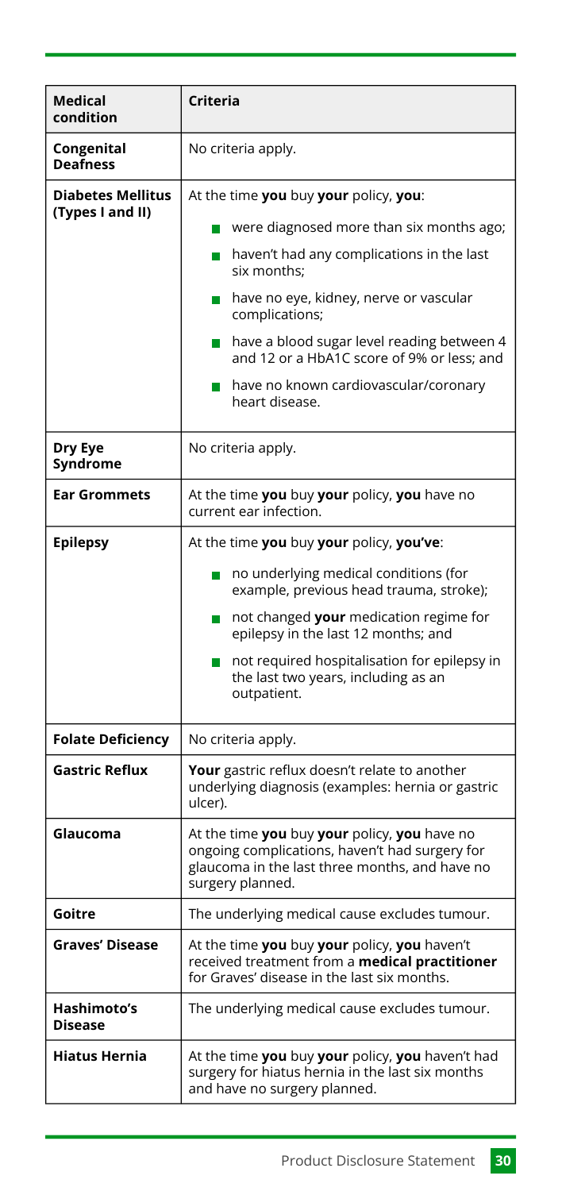| Medical condition | Criteria |
|---|---|
| **Congenital Deafness** | No criteria apply. |
| **Diabetes Mellitus (Types I and II)** | At the time **you** buy **your** policy, **you**:<br>- were diagnosed more than six months ago;<br>- haven't had any complications in the last six months;<br>- have no eye, kidney, nerve or vascular complications;<br>- have a blood sugar level reading between 4 and 12 or a HbA1C score of 9% or less; and<br>- have no known cardiovascular/coronary heart disease. |
| **Dry Eye Syndrome** | No criteria apply. |
| **Ear Grommets** | At the time **you** buy **your** policy, **you** have no current ear infection. |
| **Epilepsy** | At the time **you** buy **your** policy, **you've**:<br>- no underlying medical conditions (for example, previous head trauma, stroke);<br>- not changed **your** medication regime for epilepsy in the last 12 months; and<br>- not required hospitalisation for epilepsy in the last two years, including as an outpatient. |
| **Folate Deficiency** | No criteria apply. |
| **Gastric Reflux** | **Your** gastric reflux doesn't relate to another underlying diagnosis (examples: hernia or gastric ulcer). |
| **Glaucoma** | At the time **you** buy **your** policy, **you** have no ongoing complications, haven't had surgery for glaucoma in the last three months, and have no surgery planned. |
| **Goitre** | The underlying medical cause excludes tumour. |
| **Graves' Disease** | At the time **you** buy **your** policy, **you** haven't received treatment from a **medical practitioner** for Graves' disease in the last six months. |
| **Hashimoto's Disease** | The underlying medical cause excludes tumour. |
| **Hiatus Hernia** | At the time **you** buy **your** policy, **you** haven't had surgery for hiatus hernia in the last six months and have no surgery planned. |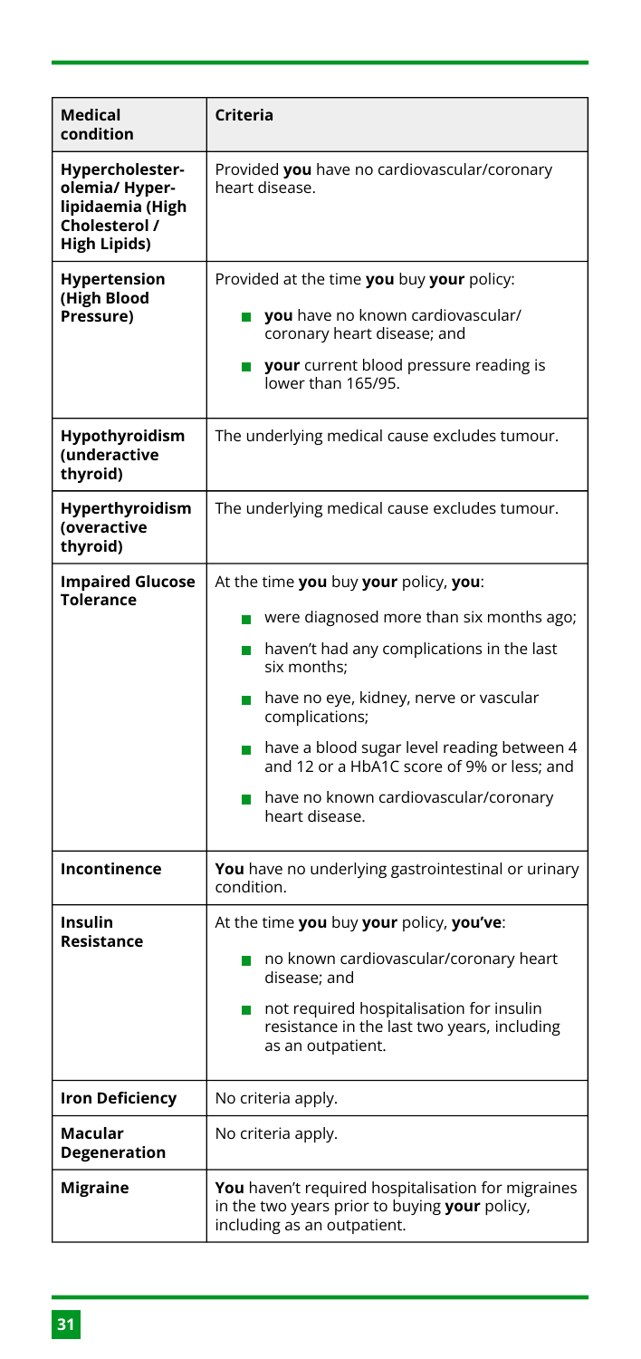| Medical condition | Criteria |
| --- | --- |
| **Hypercholesterolemia/ Hyperlipidaemia (High Cholesterol / High Lipids)** | Provided **you** have no cardiovascular/coronary heart disease. |
| **Hypertension (High Blood Pressure)** | Provided at the time **you** buy **your** policy:<br>- **you** have no known cardiovascular/ coronary heart disease; and<br>- **your** current blood pressure reading is lower than 165/95. |
| **Hypothyroidism (underactive thyroid)** | The underlying medical cause excludes tumour. |
| **Hyperthyroidism (overactive thyroid)** | The underlying medical cause excludes tumour. |
| **Impaired Glucose Tolerance** | At the time **you** buy **your** policy, **you**:<br>- were diagnosed more than six months ago;<br>- haven't had any complications in the last six months;<br>- have no eye, kidney, nerve or vascular complications;<br>- have a blood sugar level reading between 4 and 12 or a HbA1C score of 9% or less; and<br>- have no known cardiovascular/coronary heart disease. |
| **Incontinence** | **You** have no underlying gastrointestinal or urinary condition. |
| **Insulin Resistance** | At the time **you** buy **your** policy, **you've**:<br>- no known cardiovascular/coronary heart disease; and<br>- not required hospitalisation for insulin resistance in the last two years, including as an outpatient. |
| **Iron Deficiency** | No criteria apply. |
| **Macular Degeneration** | No criteria apply. |
| **Migraine** | **You** haven't required hospitalisation for migraines in the two years prior to buying **your** policy, including as an outpatient. |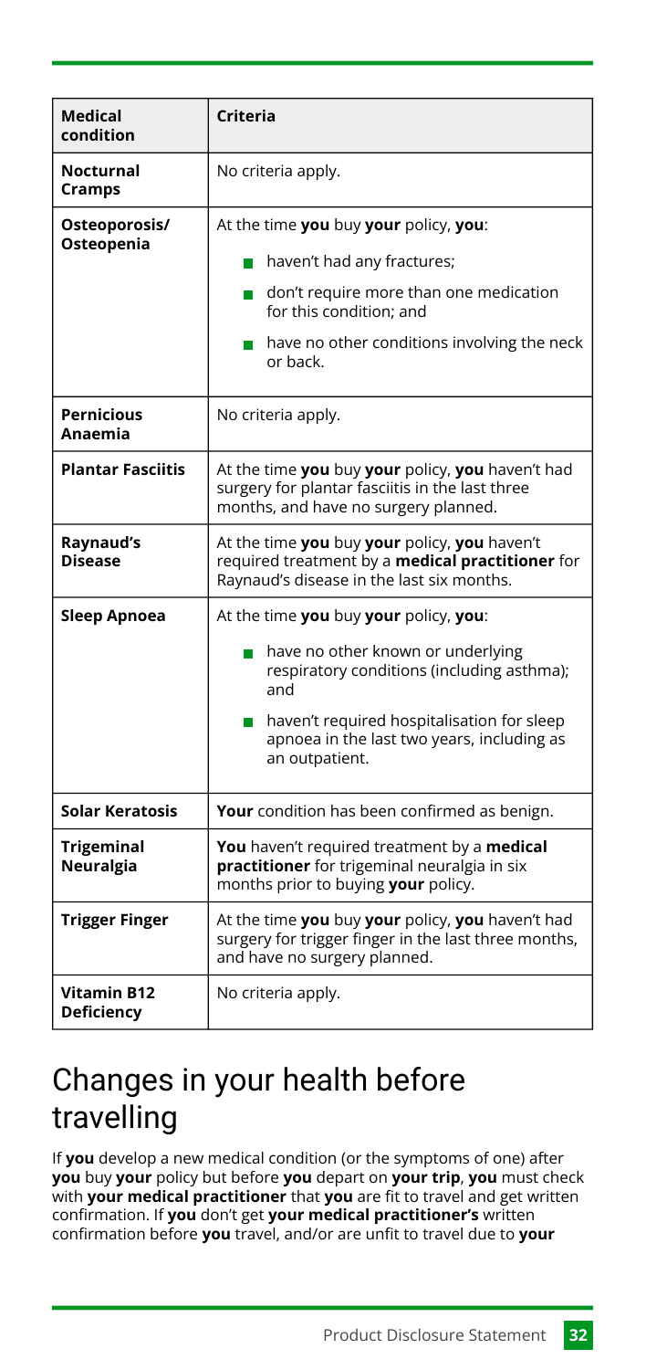| Medical condition | Criteria |
|---|---|
| **Nocturnal Cramps** | No criteria apply. |
| **Osteoporosis/ Osteopenia** | At the time **you** buy **your** policy, **you**: <br>- haven't had any fractures; <br>- don't require more than one medication for this condition; and <br>- have no other conditions involving the neck or back. |
| **Pernicious Anaemia** | No criteria apply. |
| **Plantar Fasciitis** | At the time **you** buy **your** policy, **you** haven't had surgery for plantar fasciitis in the last three months, and have no surgery planned. |
| **Raynaud's Disease** | At the time **you** buy **your** policy, **you** haven't required treatment by a **medical practitioner** for Raynaud's disease in the last six months. |
| **Sleep Apnoea** | At the time **you** buy **your** policy, **you**: <br>- have no other known or underlying respiratory conditions (including asthma); and <br>- haven't required hospitalisation for sleep apnoea in the last two years, including as an outpatient. |
| **Solar Keratosis** | **Your** condition has been confirmed as benign. |
| **Trigeminal Neuralgia** | **You** haven't required treatment by a **medical practitioner** for trigeminal neuralgia in six months prior to buying **your** policy. |
| **Trigger Finger** | At the time **you** buy **your** policy, **you** haven't had surgery for trigger finger in the last three months, and have no surgery planned. |
| **Vitamin B12 Deficiency** | No criteria apply. |

# Changes in your health before travelling

If **you** develop a new medical condition (or the symptoms of one) after **you** buy **your** policy but before **you** depart on **your trip**, **you** must check with **your medical practitioner** that **you** are fit to travel and get written confirmation. If **you** don't get **your medical practitioner's** written confirmation before **you** travel, and/or are unfit to travel due to **your**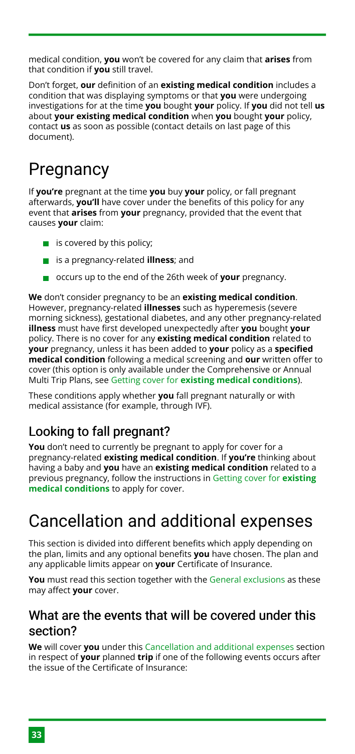medical condition, **you** won't be covered for any claim that **arises** from that condition if **you** still travel.

Don't forget, **our** definition of an **existing medical condition** includes a condition that was displaying symptoms or that **you** were undergoing investigations for at the time **you** bought **your** policy. If **you** did not tell **us** about **your existing medical condition** when **you** bought **your** policy, contact **us** as soon as possible (contact details on last page of this document).

# Pregnancy

If **you're** pregnant at the time **you** buy **your** policy, or fall pregnant afterwards, **you'll** have cover under the benefits of this policy for any event that **arises** from **your** pregnancy, provided that the event that causes **your** claim:

- is covered by this policy;
- is a pregnancy-related **illness**; and
- occurs up to the end of the 26th week of **your** pregnancy.

**We** don't consider pregnancy to be an **existing medical condition**. However, pregnancy-related **illnesses** such as hyperemesis (severe morning sickness), gestational diabetes, and any other pregnancy-related **illness** must have first developed unexpectedly after **you** bought **your** policy. There is no cover for any **existing medical condition** related to **your** pregnancy, unless it has been added to **your** policy as a **specified medical condition** following a medical screening and **our** written offer to cover (this option is only available under the Comprehensive or Annual Multi Trip Plans, see Getting cover for **existing medical conditions**).

These conditions apply whether **you** fall pregnant naturally or with medical assistance (for example, through IVF).

## Looking to fall pregnant?

**You** don't need to currently be pregnant to apply for cover for a pregnancy-related **existing medical condition**. If **you're** thinking about having a baby and **you** have an **existing medical condition** related to a previous pregnancy, follow the instructions in Getting cover for **existing medical conditions** to apply for cover.

# Cancellation and additional expenses

This section is divided into different benefits which apply depending on the plan, limits and any optional benefits **you** have chosen. The plan and any applicable limits appear on **your** Certificate of Insurance.

**You** must read this section together with the General exclusions as these may affect **your** cover.

## What are the events that will be covered under this section?

**We** will cover **you** under this Cancellation and additional expenses section in respect of **your** planned **trip** if one of the following events occurs after the issue of the Certificate of Insurance: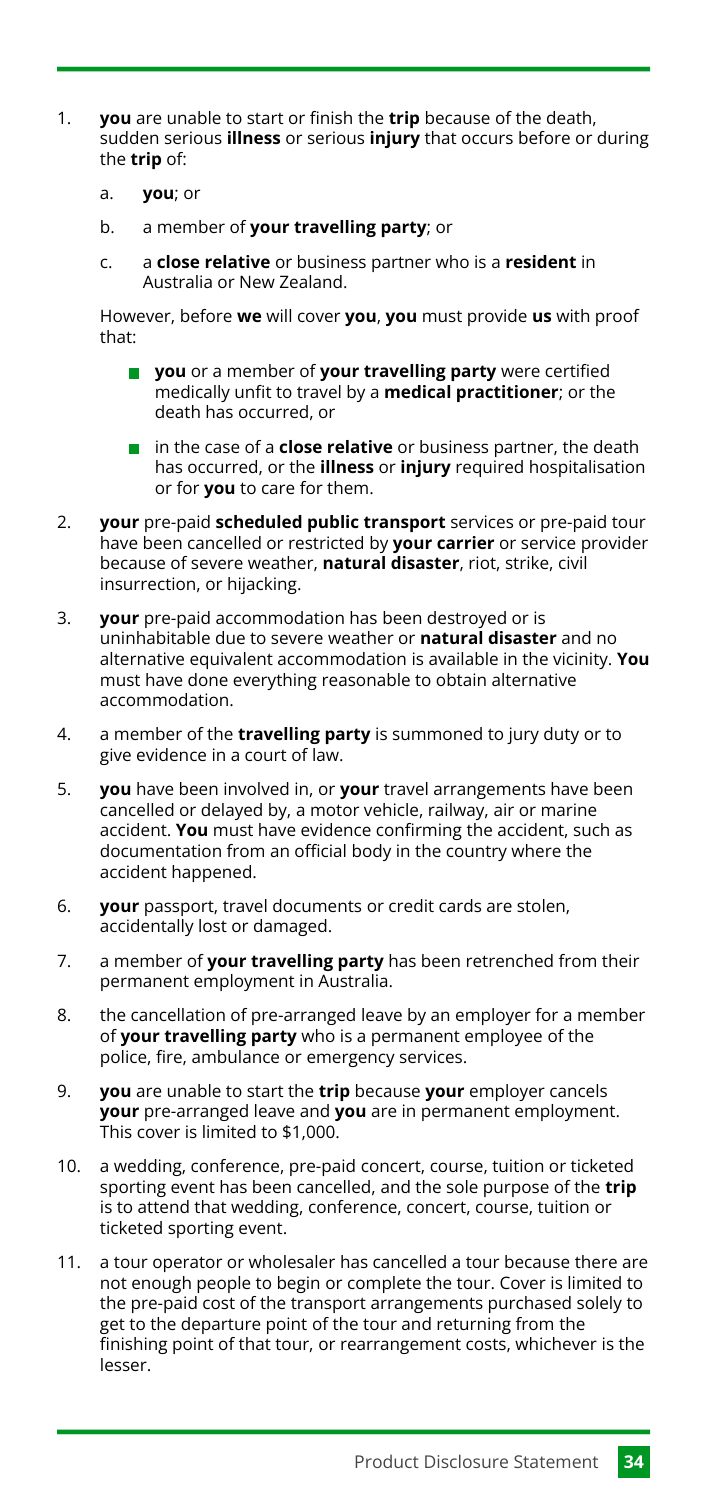1. **you** are unable to start or finish the **trip** because of the death, sudden serious **illness** or serious **injury** that occurs before or during the **trip** of:

   a. **you**; or

   b. a member of **your travelling party**; or

   c. a **close relative** or business partner who is a **resident** in Australia or New Zealand.

   However, before **we** will cover **you**, **you** must provide **us** with proof that:

   - **you** or a member of **your travelling party** were certified medically unfit to travel by a **medical practitioner**; or the death has occurred, or
   - in the case of a **close relative** or business partner, the death has occurred, or the **illness** or **injury** required hospitalisation or for **you** to care for them.

2. **your** pre-paid **scheduled public transport** services or pre-paid tour have been cancelled or restricted by **your carrier** or service provider because of severe weather, **natural disaster**, riot, strike, civil insurrection, or hijacking.

3. **your** pre-paid accommodation has been destroyed or is uninhabitable due to severe weather or **natural disaster** and no alternative equivalent accommodation is available in the vicinity. **You** must have done everything reasonable to obtain alternative accommodation.

4. a member of the **travelling party** is summoned to jury duty or to give evidence in a court of law.

5. **you** have been involved in, or **your** travel arrangements have been cancelled or delayed by, a motor vehicle, railway, air or marine accident. **You** must have evidence confirming the accident, such as documentation from an official body in the country where the accident happened.

6. **your** passport, travel documents or credit cards are stolen, accidentally lost or damaged.

7. a member of **your travelling party** has been retrenched from their permanent employment in Australia.

8. the cancellation of pre-arranged leave by an employer for a member of **your travelling party** who is a permanent employee of the police, fire, ambulance or emergency services.

9. **you** are unable to start the **trip** because **your** employer cancels **your** pre-arranged leave and **you** are in permanent employment. This cover is limited to $1,000.

10. a wedding, conference, pre-paid concert, course, tuition or ticketed sporting event has been cancelled, and the sole purpose of the **trip** is to attend that wedding, conference, concert, course, tuition or ticketed sporting event.

11. a tour operator or wholesaler has cancelled a tour because there are not enough people to begin or complete the tour. Cover is limited to the pre-paid cost of the transport arrangements purchased solely to get to the departure point of the tour and returning from the finishing point of that tour, or rearrangement costs, whichever is the lesser.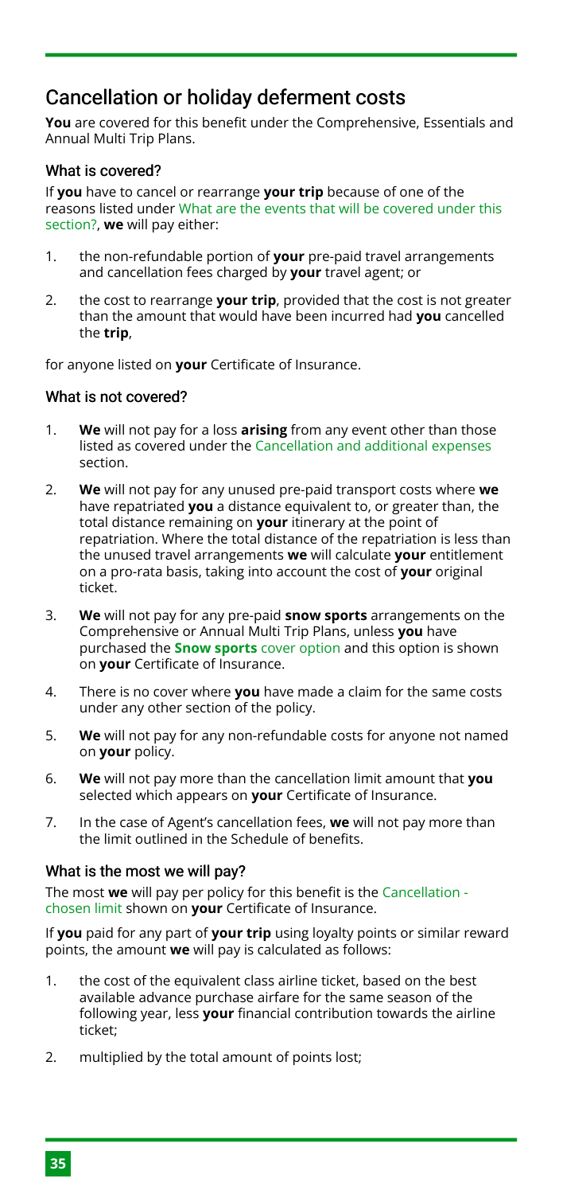## Cancellation or holiday deferment costs

**You** are covered for this benefit under the Comprehensive, Essentials and Annual Multi Trip Plans.

### What is covered?

If **you** have to cancel or rearrange **your trip** because of one of the reasons listed under What are the events that will be covered under this section?, **we** will pay either:

1. the non-refundable portion of **your** pre-paid travel arrangements and cancellation fees charged by **your** travel agent; or
2. the cost to rearrange **your trip**, provided that the cost is not greater than the amount that would have been incurred had **you** cancelled the **trip**,

for anyone listed on **your** Certificate of Insurance.

### What is not covered?

1. **We** will not pay for a loss **arising** from any event other than those listed as covered under the Cancellation and additional expenses section.
2. **We** will not pay for any unused pre-paid transport costs where **we** have repatriated **you** a distance equivalent to, or greater than, the total distance remaining on **your** itinerary at the point of repatriation. Where the total distance of the repatriation is less than the unused travel arrangements **we** will calculate **your** entitlement on a pro-rata basis, taking into account the cost of **your** original ticket.
3. **We** will not pay for any pre-paid **snow sports** arrangements on the Comprehensive or Annual Multi Trip Plans, unless **you** have purchased the **Snow sports** cover option and this option is shown on **your** Certificate of Insurance.
4. There is no cover where **you** have made a claim for the same costs under any other section of the policy.
5. **We** will not pay for any non-refundable costs for anyone not named on **your** policy.
6. **We** will not pay more than the cancellation limit amount that **you** selected which appears on **your** Certificate of Insurance.
7. In the case of Agent's cancellation fees, **we** will not pay more than the limit outlined in the Schedule of benefits.

### What is the most we will pay?

The most **we** will pay per policy for this benefit is the Cancellation - chosen limit shown on **your** Certificate of Insurance.

If **you** paid for any part of **your trip** using loyalty points or similar reward points, the amount **we** will pay is calculated as follows:

1. the cost of the equivalent class airline ticket, based on the best available advance purchase airfare for the same season of the following year, less **your** financial contribution towards the airline ticket;
2. multiplied by the total amount of points lost;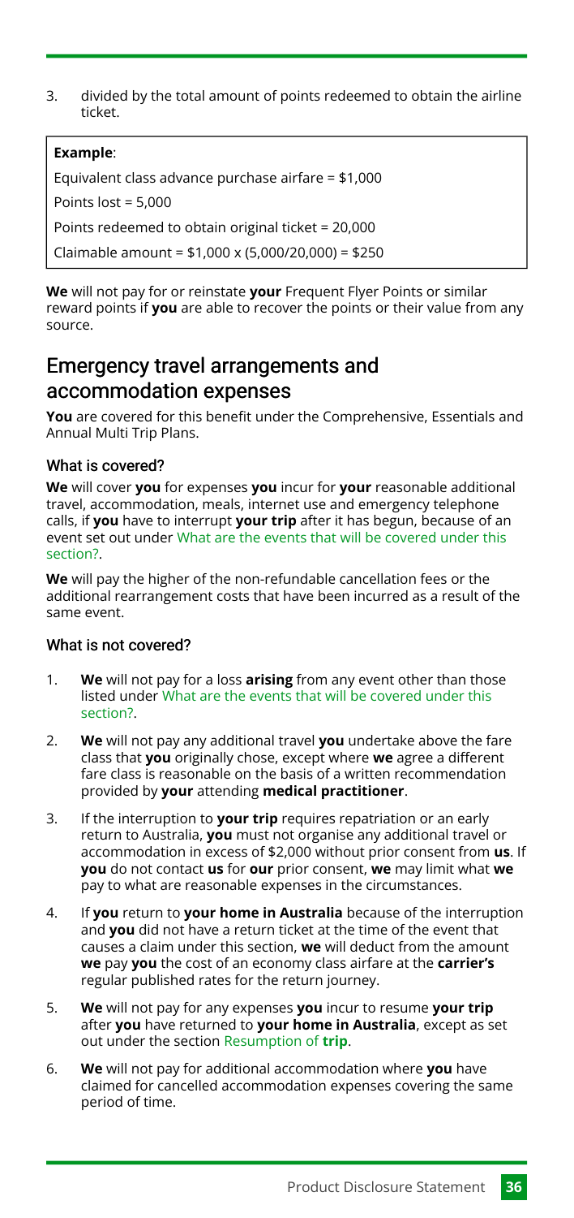3. divided by the total amount of points redeemed to obtain the airline ticket.

> **Example**:
>
> Equivalent class advance purchase airfare = $1,000
>
> Points lost = 5,000
>
> Points redeemed to obtain original ticket = 20,000
>
> Claimable amount = $1,000 x (5,000/20,000) = $250

**We** will not pay for or reinstate **your** Frequent Flyer Points or similar reward points if **you** are able to recover the points or their value from any source.

## Emergency travel arrangements and accommodation expenses

**You** are covered for this benefit under the Comprehensive, Essentials and Annual Multi Trip Plans.

### What is covered?

**We** will cover **you** for expenses **you** incur for **your** reasonable additional travel, accommodation, meals, internet use and emergency telephone calls, if **you** have to interrupt **your trip** after it has begun, because of an event set out under What are the events that will be covered under this section?.

**We** will pay the higher of the non-refundable cancellation fees or the additional rearrangement costs that have been incurred as a result of the same event.

### What is not covered?

1. **We** will not pay for a loss **arising** from any event other than those listed under What are the events that will be covered under this section?.
2. **We** will not pay any additional travel **you** undertake above the fare class that **you** originally chose, except where **we** agree a different fare class is reasonable on the basis of a written recommendation provided by **your** attending **medical practitioner**.
3. If the interruption to **your trip** requires repatriation or an early return to Australia, **you** must not organise any additional travel or accommodation in excess of $2,000 without prior consent from **us**. If **you** do not contact **us** for **our** prior consent, **we** may limit what **we** pay to what are reasonable expenses in the circumstances.
4. If **you** return to **your home in Australia** because of the interruption and **you** did not have a return ticket at the time of the event that causes a claim under this section, **we** will deduct from the amount **we** pay **you** the cost of an economy class airfare at the **carrier's** regular published rates for the return journey.
5. **We** will not pay for any expenses **you** incur to resume **your trip** after **you** have returned to **your home in Australia**, except as set out under the section Resumption of **trip**.
6. **We** will not pay for additional accommodation where **you** have claimed for cancelled accommodation expenses covering the same period of time.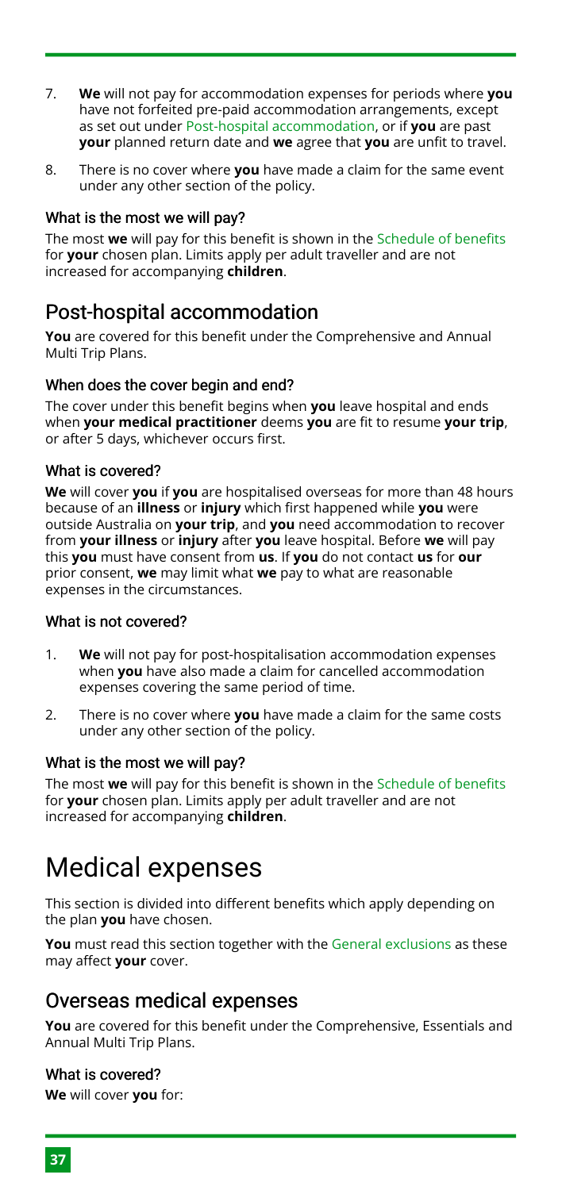7. **We** will not pay for accommodation expenses for periods where **you** have not forfeited pre-paid accommodation arrangements, except as set out under Post-hospital accommodation, or if **you** are past **your** planned return date and **we** agree that **you** are unfit to travel.
8. There is no cover where **you** have made a claim for the same event under any other section of the policy.

### What is the most we will pay?

The most **we** will pay for this benefit is shown in the Schedule of benefits for **your** chosen plan. Limits apply per adult traveller and are not increased for accompanying **children**.

## Post-hospital accommodation

**You** are covered for this benefit under the Comprehensive and Annual Multi Trip Plans.

### When does the cover begin and end?

The cover under this benefit begins when **you** leave hospital and ends when **your medical practitioner** deems **you** are fit to resume **your trip**, or after 5 days, whichever occurs first.

### What is covered?

**We** will cover **you** if **you** are hospitalised overseas for more than 48 hours because of an **illness** or **injury** which first happened while **you** were outside Australia on **your trip**, and **you** need accommodation to recover from **your illness** or **injury** after **you** leave hospital. Before **we** will pay this **you** must have consent from **us**. If **you** do not contact **us** for **our** prior consent, **we** may limit what **we** pay to what are reasonable expenses in the circumstances.

### What is not covered?

1. **We** will not pay for post-hospitalisation accommodation expenses when **you** have also made a claim for cancelled accommodation expenses covering the same period of time.
2. There is no cover where **you** have made a claim for the same costs under any other section of the policy.

### What is the most we will pay?

The most **we** will pay for this benefit is shown in the Schedule of benefits for **your** chosen plan. Limits apply per adult traveller and are not increased for accompanying **children**.

# Medical expenses

This section is divided into different benefits which apply depending on the plan **you** have chosen.

**You** must read this section together with the General exclusions as these may affect **your** cover.

## Overseas medical expenses

**You** are covered for this benefit under the Comprehensive, Essentials and Annual Multi Trip Plans.

### What is covered?

**We** will cover **you** for: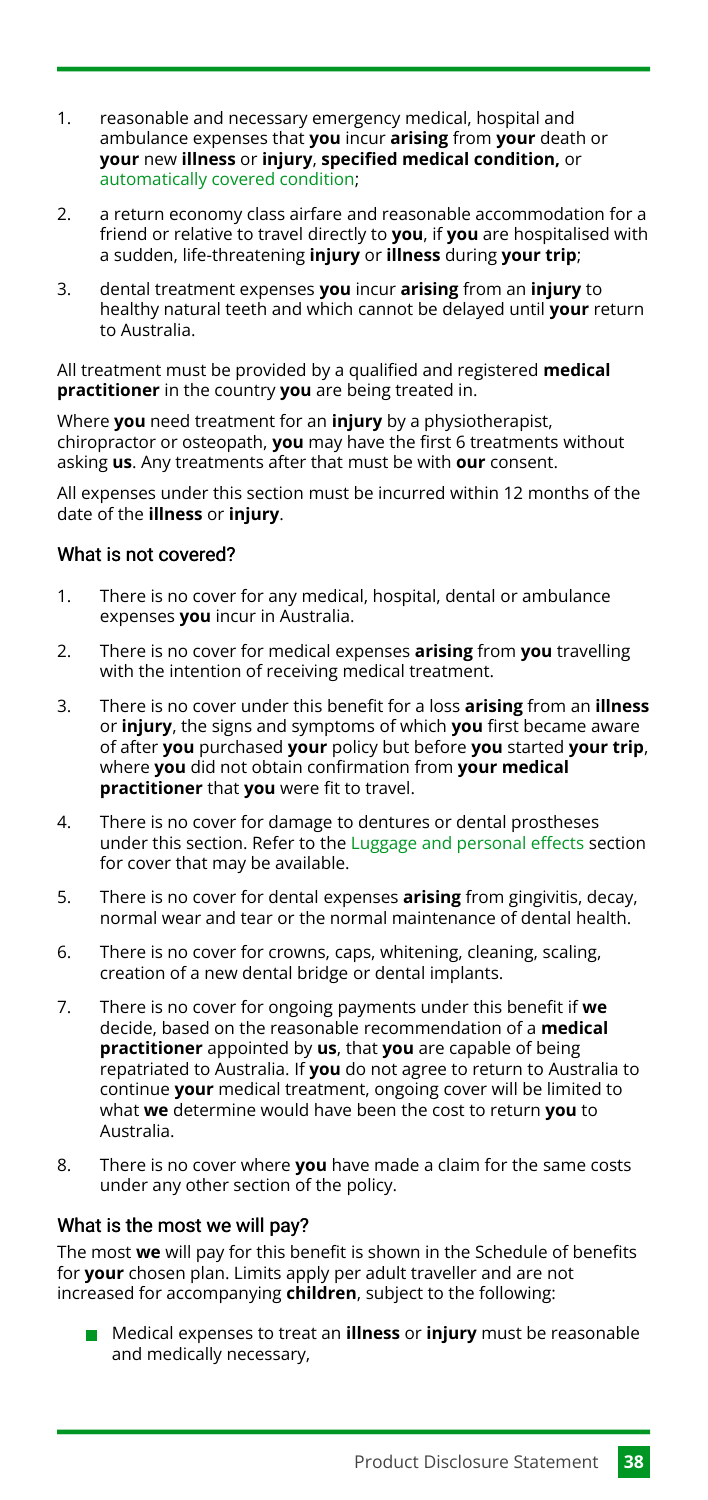1. reasonable and necessary emergency medical, hospital and ambulance expenses that **you** incur **arising** from **your** death or **your** new **illness** or **injury**, **specified medical condition,** or automatically covered condition;
2. a return economy class airfare and reasonable accommodation for a friend or relative to travel directly to **you**, if **you** are hospitalised with a sudden, life-threatening **injury** or **illness** during **your trip**;
3. dental treatment expenses **you** incur **arising** from an **injury** to healthy natural teeth and which cannot be delayed until **your** return to Australia.

All treatment must be provided by a qualified and registered **medical practitioner** in the country **you** are being treated in.

Where **you** need treatment for an **injury** by a physiotherapist, chiropractor or osteopath, **you** may have the first 6 treatments without asking **us**. Any treatments after that must be with **our** consent.

All expenses under this section must be incurred within 12 months of the date of the **illness** or **injury**.

### What is not covered?

1. There is no cover for any medical, hospital, dental or ambulance expenses **you** incur in Australia.
2. There is no cover for medical expenses **arising** from **you** travelling with the intention of receiving medical treatment.
3. There is no cover under this benefit for a loss **arising** from an **illness** or **injury**, the signs and symptoms of which **you** first became aware of after **you** purchased **your** policy but before **you** started **your trip**, where **you** did not obtain confirmation from **your medical practitioner** that **you** were fit to travel.
4. There is no cover for damage to dentures or dental prostheses under this section. Refer to the Luggage and personal effects section for cover that may be available.
5. There is no cover for dental expenses **arising** from gingivitis, decay, normal wear and tear or the normal maintenance of dental health.
6. There is no cover for crowns, caps, whitening, cleaning, scaling, creation of a new dental bridge or dental implants.
7. There is no cover for ongoing payments under this benefit if **we** decide, based on the reasonable recommendation of a **medical practitioner** appointed by **us**, that **you** are capable of being repatriated to Australia. If **you** do not agree to return to Australia to continue **your** medical treatment, ongoing cover will be limited to what **we** determine would have been the cost to return **you** to Australia.
8. There is no cover where **you** have made a claim for the same costs under any other section of the policy.

### What is the most we will pay?

The most **we** will pay for this benefit is shown in the Schedule of benefits for **your** chosen plan. Limits apply per adult traveller and are not increased for accompanying **children**, subject to the following:

- Medical expenses to treat an **illness** or **injury** must be reasonable and medically necessary,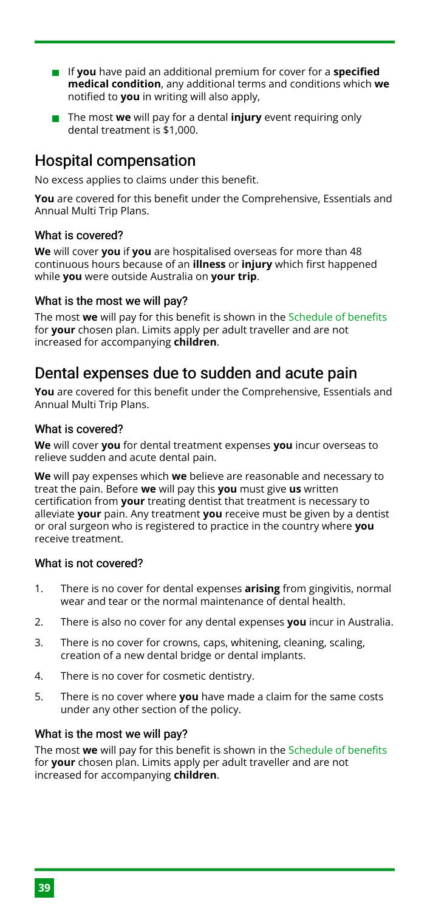- If **you** have paid an additional premium for cover for a **specified medical condition**, any additional terms and conditions which **we** notified to **you** in writing will also apply,
- The most **we** will pay for a dental **injury** event requiring only dental treatment is $1,000.

## Hospital compensation

No excess applies to claims under this benefit.

**You** are covered for this benefit under the Comprehensive, Essentials and Annual Multi Trip Plans.

### What is covered?

**We** will cover **you** if **you** are hospitalised overseas for more than 48 continuous hours because of an **illness** or **injury** which first happened while **you** were outside Australia on **your trip**.

### What is the most we will pay?

The most **we** will pay for this benefit is shown in the Schedule of benefits for **your** chosen plan. Limits apply per adult traveller and are not increased for accompanying **children**.

## Dental expenses due to sudden and acute pain

**You** are covered for this benefit under the Comprehensive, Essentials and Annual Multi Trip Plans.

### What is covered?

**We** will cover **you** for dental treatment expenses **you** incur overseas to relieve sudden and acute dental pain.

**We** will pay expenses which **we** believe are reasonable and necessary to treat the pain. Before **we** will pay this **you** must give **us** written certification from **your** treating dentist that treatment is necessary to alleviate **your** pain. Any treatment **you** receive must be given by a dentist or oral surgeon who is registered to practice in the country where **you** receive treatment.

### What is not covered?

1. There is no cover for dental expenses **arising** from gingivitis, normal wear and tear or the normal maintenance of dental health.
2. There is also no cover for any dental expenses **you** incur in Australia.
3. There is no cover for crowns, caps, whitening, cleaning, scaling, creation of a new dental bridge or dental implants.
4. There is no cover for cosmetic dentistry.
5. There is no cover where **you** have made a claim for the same costs under any other section of the policy.

### What is the most we will pay?

The most **we** will pay for this benefit is shown in the Schedule of benefits for **your** chosen plan. Limits apply per adult traveller and are not increased for accompanying **children**.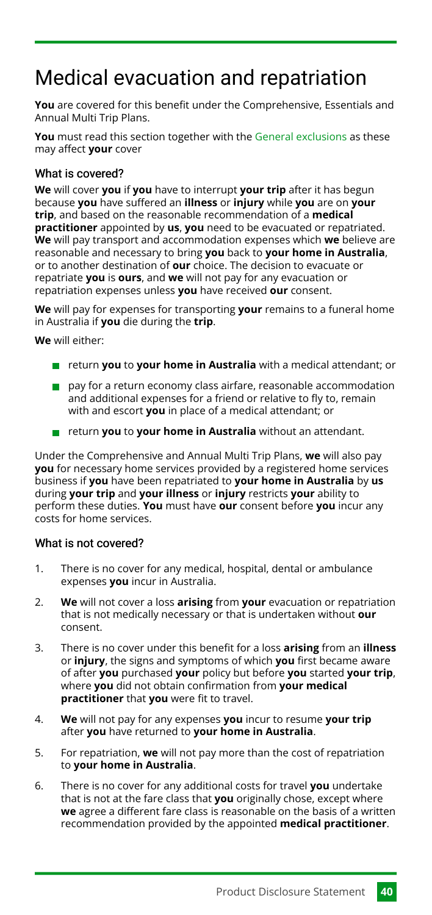# Medical evacuation and repatriation

**You** are covered for this benefit under the Comprehensive, Essentials and Annual Multi Trip Plans.

**You** must read this section together with the General exclusions as these may affect **your** cover

### What is covered?

**We** will cover **you** if **you** have to interrupt **your trip** after it has begun because **you** have suffered an **illness** or **injury** while **you** are on **your trip**, and based on the reasonable recommendation of a **medical practitioner** appointed by **us**, **you** need to be evacuated or repatriated. **We** will pay transport and accommodation expenses which **we** believe are reasonable and necessary to bring **you** back to **your home in Australia**, or to another destination of **our** choice. The decision to evacuate or repatriate **you** is **ours**, and **we** will not pay for any evacuation or repatriation expenses unless **you** have received **our** consent.

**We** will pay for expenses for transporting **your** remains to a funeral home in Australia if **you** die during the **trip**.

**We** will either:

- return **you** to **your home in Australia** with a medical attendant; or
- pay for a return economy class airfare, reasonable accommodation and additional expenses for a friend or relative to fly to, remain with and escort **you** in place of a medical attendant; or
- return **you** to **your home in Australia** without an attendant.

Under the Comprehensive and Annual Multi Trip Plans, **we** will also pay **you** for necessary home services provided by a registered home services business if **you** have been repatriated to **your home in Australia** by **us** during **your trip** and **your illness** or **injury** restricts **your** ability to perform these duties. **You** must have **our** consent before **you** incur any costs for home services.

### What is not covered?

1. There is no cover for any medical, hospital, dental or ambulance expenses **you** incur in Australia.
2. **We** will not cover a loss **arising** from **your** evacuation or repatriation that is not medically necessary or that is undertaken without **our** consent.
3. There is no cover under this benefit for a loss **arising** from an **illness** or **injury**, the signs and symptoms of which **you** first became aware of after **you** purchased **your** policy but before **you** started **your trip**, where **you** did not obtain confirmation from **your medical practitioner** that **you** were fit to travel.
4. **We** will not pay for any expenses **you** incur to resume **your trip** after **you** have returned to **your home in Australia**.
5. For repatriation, **we** will not pay more than the cost of repatriation to **your home in Australia**.
6. There is no cover for any additional costs for travel **you** undertake that is not at the fare class that **you** originally chose, except where **we** agree a different fare class is reasonable on the basis of a written recommendation provided by the appointed **medical practitioner**.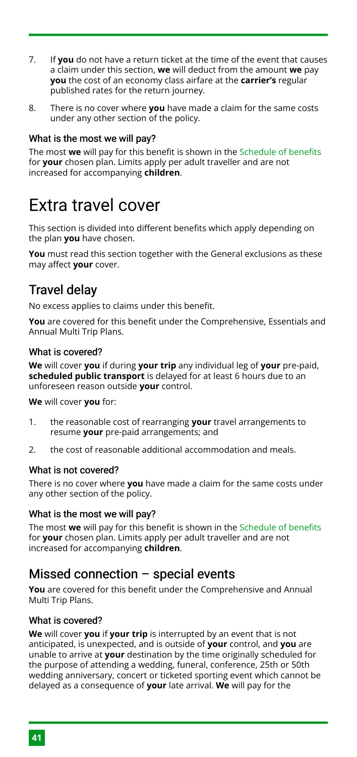7. If **you** do not have a return ticket at the time of the event that causes a claim under this section, **we** will deduct from the amount **we** pay **you** the cost of an economy class airfare at the **carrier's** regular published rates for the return journey.
8. There is no cover where **you** have made a claim for the same costs under any other section of the policy.

### What is the most we will pay?

The most **we** will pay for this benefit is shown in the Schedule of benefits for **your** chosen plan. Limits apply per adult traveller and are not increased for accompanying **children**.

# Extra travel cover

This section is divided into different benefits which apply depending on the plan **you** have chosen.

**You** must read this section together with the General exclusions as these may affect **your** cover.

## Travel delay

No excess applies to claims under this benefit.

**You** are covered for this benefit under the Comprehensive, Essentials and Annual Multi Trip Plans.

### What is covered?

**We** will cover **you** if during **your trip** any individual leg of **your** pre-paid, **scheduled public transport** is delayed for at least 6 hours due to an unforeseen reason outside **your** control.

**We** will cover **you** for:

1. the reasonable cost of rearranging **your** travel arrangements to resume **your** pre-paid arrangements; and
2. the cost of reasonable additional accommodation and meals.

### What is not covered?

There is no cover where **you** have made a claim for the same costs under any other section of the policy.

### What is the most we will pay?

The most **we** will pay for this benefit is shown in the Schedule of benefits for **your** chosen plan. Limits apply per adult traveller and are not increased for accompanying **children**.

## Missed connection – special events

**You** are covered for this benefit under the Comprehensive and Annual Multi Trip Plans.

### What is covered?

**We** will cover **you** if **your trip** is interrupted by an event that is not anticipated, is unexpected, and is outside of **your** control, and **you** are unable to arrive at **your** destination by the time originally scheduled for the purpose of attending a wedding, funeral, conference, 25th or 50th wedding anniversary, concert or ticketed sporting event which cannot be delayed as a consequence of **your** late arrival. **We** will pay for the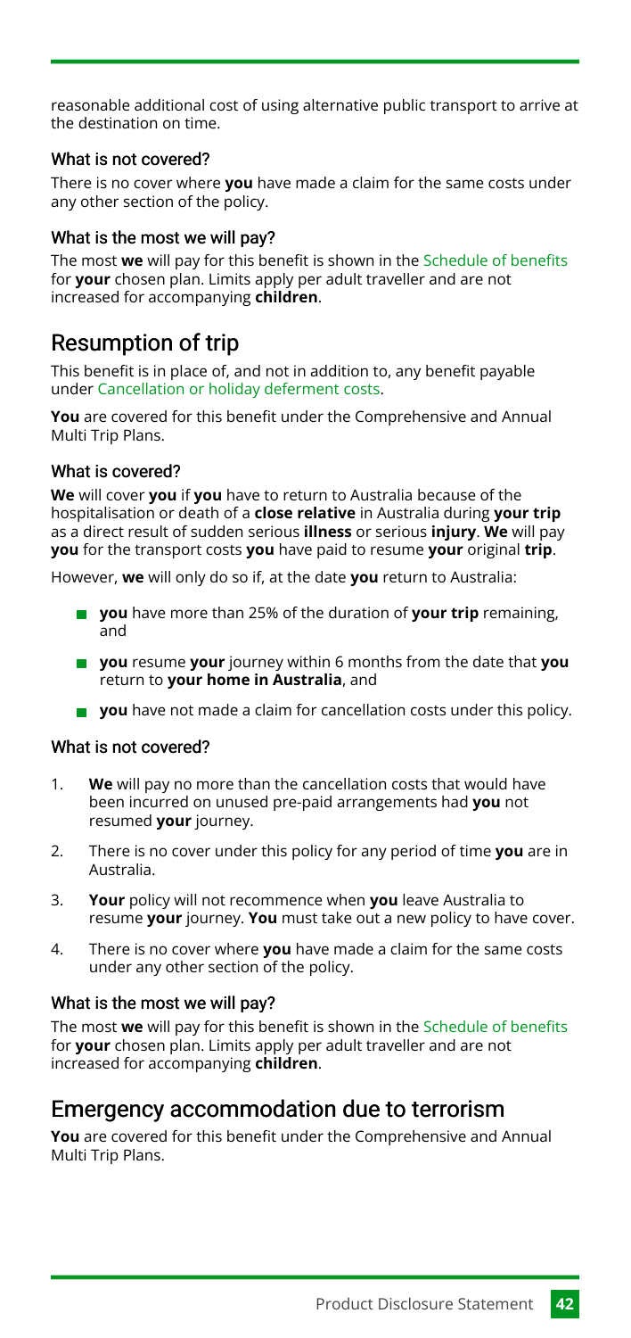reasonable additional cost of using alternative public transport to arrive at the destination on time.

### What is not covered?

There is no cover where **you** have made a claim for the same costs under any other section of the policy.

### What is the most we will pay?

The most **we** will pay for this benefit is shown in the Schedule of benefits for **your** chosen plan. Limits apply per adult traveller and are not increased for accompanying **children**.

## Resumption of trip

This benefit is in place of, and not in addition to, any benefit payable under Cancellation or holiday deferment costs.

**You** are covered for this benefit under the Comprehensive and Annual Multi Trip Plans.

### What is covered?

**We** will cover **you** if **you** have to return to Australia because of the hospitalisation or death of a **close relative** in Australia during **your trip** as a direct result of sudden serious **illness** or serious **injury**. **We** will pay **you** for the transport costs **you** have paid to resume **your** original **trip**.

However, **we** will only do so if, at the date **you** return to Australia:

- **you** have more than 25% of the duration of **your trip** remaining, and
- **you** resume **your** journey within 6 months from the date that **you** return to **your home in Australia**, and
- **you** have not made a claim for cancellation costs under this policy.

### What is not covered?

1. **We** will pay no more than the cancellation costs that would have been incurred on unused pre-paid arrangements had **you** not resumed **your** journey.
2. There is no cover under this policy for any period of time **you** are in Australia.
3. **Your** policy will not recommence when **you** leave Australia to resume **your** journey. **You** must take out a new policy to have cover.
4. There is no cover where **you** have made a claim for the same costs under any other section of the policy.

### What is the most we will pay?

The most **we** will pay for this benefit is shown in the Schedule of benefits for **your** chosen plan. Limits apply per adult traveller and are not increased for accompanying **children**.

## Emergency accommodation due to terrorism

**You** are covered for this benefit under the Comprehensive and Annual Multi Trip Plans.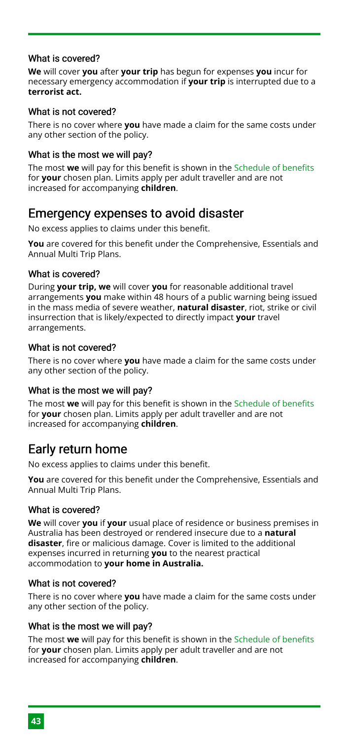### What is covered?

**We** will cover **you** after **your trip** has begun for expenses **you** incur for necessary emergency accommodation if **your trip** is interrupted due to a **terrorist act.**

### What is not covered?

There is no cover where **you** have made a claim for the same costs under any other section of the policy.

### What is the most we will pay?

The most **we** will pay for this benefit is shown in the Schedule of benefits for **your** chosen plan. Limits apply per adult traveller and are not increased for accompanying **children**.

## Emergency expenses to avoid disaster

No excess applies to claims under this benefit.

**You** are covered for this benefit under the Comprehensive, Essentials and Annual Multi Trip Plans.

### What is covered?

During **your trip, we** will cover **you** for reasonable additional travel arrangements **you** make within 48 hours of a public warning being issued in the mass media of severe weather, **natural disaster**, riot, strike or civil insurrection that is likely/expected to directly impact **your** travel arrangements.

### What is not covered?

There is no cover where **you** have made a claim for the same costs under any other section of the policy.

### What is the most we will pay?

The most **we** will pay for this benefit is shown in the Schedule of benefits for **your** chosen plan. Limits apply per adult traveller and are not increased for accompanying **children**.

## Early return home

No excess applies to claims under this benefit.

**You** are covered for this benefit under the Comprehensive, Essentials and Annual Multi Trip Plans.

### What is covered?

**We** will cover **you** if **your** usual place of residence or business premises in Australia has been destroyed or rendered insecure due to a **natural disaster**, fire or malicious damage. Cover is limited to the additional expenses incurred in returning **you** to the nearest practical accommodation to **your home in Australia.**

### What is not covered?

There is no cover where **you** have made a claim for the same costs under any other section of the policy.

### What is the most we will pay?

The most **we** will pay for this benefit is shown in the Schedule of benefits for **your** chosen plan. Limits apply per adult traveller and are not increased for accompanying **children**.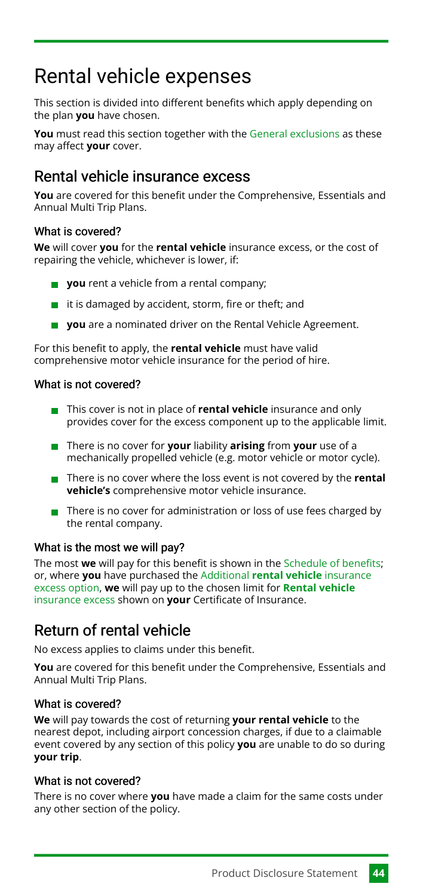# Rental vehicle expenses

This section is divided into different benefits which apply depending on the plan **you** have chosen.

**You** must read this section together with the General exclusions as these may affect **your** cover.

## Rental vehicle insurance excess

**You** are covered for this benefit under the Comprehensive, Essentials and Annual Multi Trip Plans.

### What is covered?

**We** will cover **you** for the **rental vehicle** insurance excess, or the cost of repairing the vehicle, whichever is lower, if:

- **you** rent a vehicle from a rental company;
- it is damaged by accident, storm, fire or theft; and
- **you** are a nominated driver on the Rental Vehicle Agreement.

For this benefit to apply, the **rental vehicle** must have valid comprehensive motor vehicle insurance for the period of hire.

### What is not covered?

- This cover is not in place of **rental vehicle** insurance and only provides cover for the excess component up to the applicable limit.
- There is no cover for **your** liability **arising** from **your** use of a mechanically propelled vehicle (e.g. motor vehicle or motor cycle).
- There is no cover where the loss event is not covered by the **rental vehicle's** comprehensive motor vehicle insurance.
- There is no cover for administration or loss of use fees charged by the rental company.

### What is the most we will pay?

The most **we** will pay for this benefit is shown in the Schedule of benefits; or, where **you** have purchased the Additional **rental vehicle** insurance excess option, **we** will pay up to the chosen limit for **Rental vehicle** insurance excess shown on **your** Certificate of Insurance.

## Return of rental vehicle

No excess applies to claims under this benefit.

**You** are covered for this benefit under the Comprehensive, Essentials and Annual Multi Trip Plans.

### What is covered?

**We** will pay towards the cost of returning **your rental vehicle** to the nearest depot, including airport concession charges, if due to a claimable event covered by any section of this policy **you** are unable to do so during **your trip**.

### What is not covered?

There is no cover where **you** have made a claim for the same costs under any other section of the policy.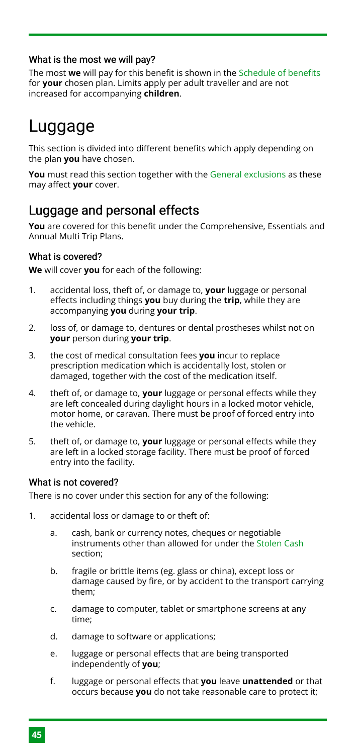### What is the most we will pay?

The most **we** will pay for this benefit is shown in the Schedule of benefits for **your** chosen plan. Limits apply per adult traveller and are not increased for accompanying **children**.

# Luggage

This section is divided into different benefits which apply depending on the plan **you** have chosen.

**You** must read this section together with the General exclusions as these may affect **your** cover.

## Luggage and personal effects

**You** are covered for this benefit under the Comprehensive, Essentials and Annual Multi Trip Plans.

### What is covered?

**We** will cover **you** for each of the following:

1. accidental loss, theft of, or damage to, **your** luggage or personal effects including things **you** buy during the **trip**, while they are accompanying **you** during **your trip**.
2. loss of, or damage to, dentures or dental prostheses whilst not on **your** person during **your trip**.
3. the cost of medical consultation fees **you** incur to replace prescription medication which is accidentally lost, stolen or damaged, together with the cost of the medication itself.
4. theft of, or damage to, **your** luggage or personal effects while they are left concealed during daylight hours in a locked motor vehicle, motor home, or caravan. There must be proof of forced entry into the vehicle.
5. theft of, or damage to, **your** luggage or personal effects while they are left in a locked storage facility. There must be proof of forced entry into the facility.

### What is not covered?

There is no cover under this section for any of the following:

1. accidental loss or damage to or theft of:
   a. cash, bank or currency notes, cheques or negotiable instruments other than allowed for under the Stolen Cash section;
   b. fragile or brittle items (eg. glass or china), except loss or damage caused by fire, or by accident to the transport carrying them;
   c. damage to computer, tablet or smartphone screens at any time;
   d. damage to software or applications;
   e. luggage or personal effects that are being transported independently of **you**;
   f. luggage or personal effects that **you** leave **unattended** or that occurs because **you** do not take reasonable care to protect it;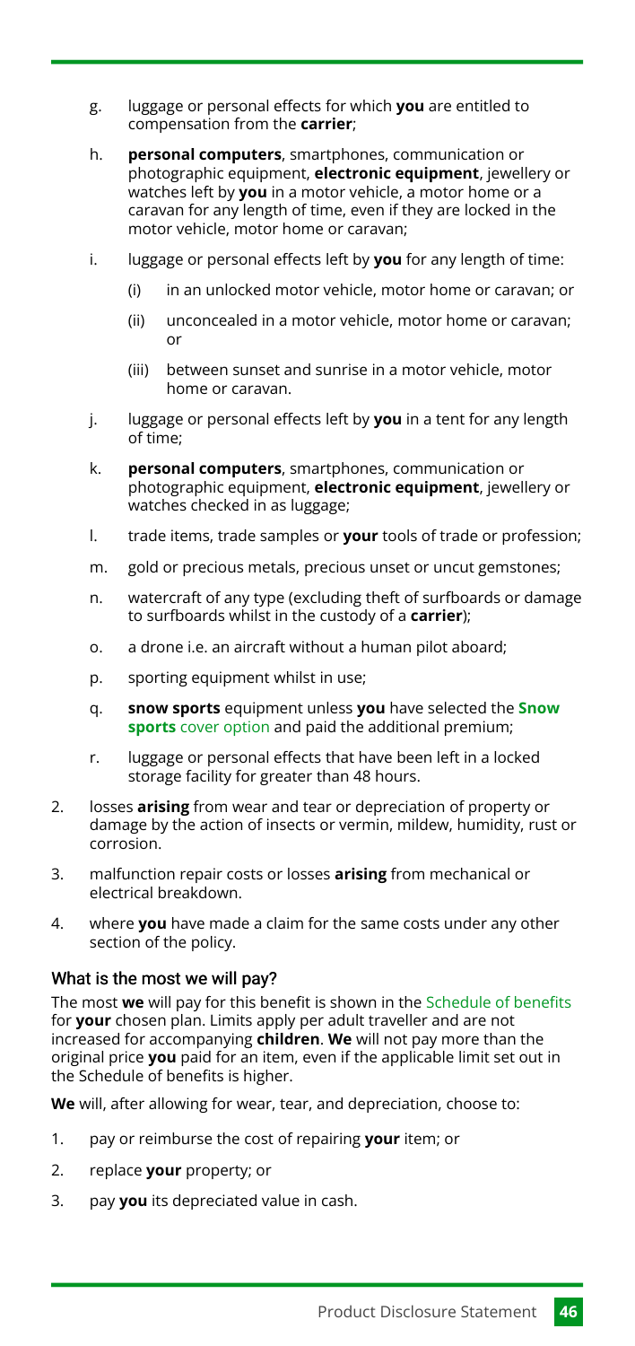g. luggage or personal effects for which **you** are entitled to compensation from the **carrier**;

h. **personal computers**, smartphones, communication or photographic equipment, **electronic equipment**, jewellery or watches left by **you** in a motor vehicle, a motor home or a caravan for any length of time, even if they are locked in the motor vehicle, motor home or caravan;

i. luggage or personal effects left by **you** for any length of time:

   (i) in an unlocked motor vehicle, motor home or caravan; or

   (ii) unconcealed in a motor vehicle, motor home or caravan; or

   (iii) between sunset and sunrise in a motor vehicle, motor home or caravan.

j. luggage or personal effects left by **you** in a tent for any length of time;

k. **personal computers**, smartphones, communication or photographic equipment, **electronic equipment**, jewellery or watches checked in as luggage;

l. trade items, trade samples or **your** tools of trade or profession;

m. gold or precious metals, precious unset or uncut gemstones;

n. watercraft of any type (excluding theft of surfboards or damage to surfboards whilst in the custody of a **carrier**);

o. a drone i.e. an aircraft without a human pilot aboard;

p. sporting equipment whilst in use;

q. **snow sports** equipment unless **you** have selected the **Snow sports** cover option and paid the additional premium;

r. luggage or personal effects that have been left in a locked storage facility for greater than 48 hours.

2. losses **arising** from wear and tear or depreciation of property or damage by the action of insects or vermin, mildew, humidity, rust or corrosion.

3. malfunction repair costs or losses **arising** from mechanical or electrical breakdown.

4. where **you** have made a claim for the same costs under any other section of the policy.

### What is the most we will pay?

The most **we** will pay for this benefit is shown in the Schedule of benefits for **your** chosen plan. Limits apply per adult traveller and are not increased for accompanying **children**. **We** will not pay more than the original price **you** paid for an item, even if the applicable limit set out in the Schedule of benefits is higher.

**We** will, after allowing for wear, tear, and depreciation, choose to:

1. pay or reimburse the cost of repairing **your** item; or
2. replace **your** property; or
3. pay **you** its depreciated value in cash.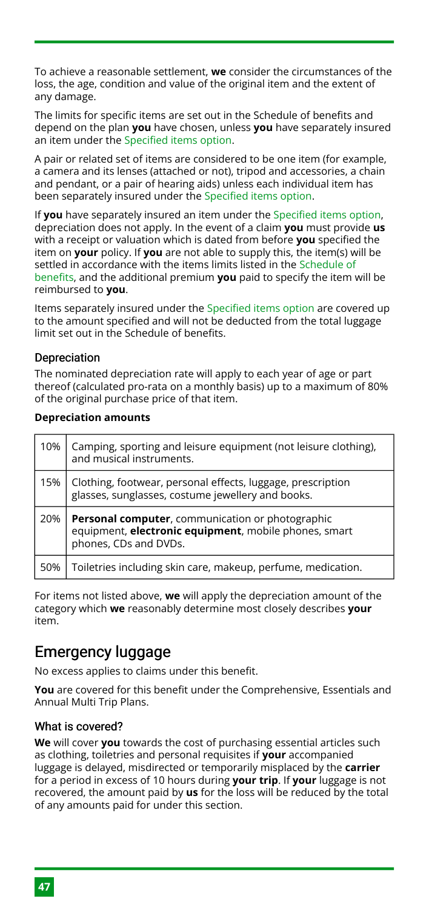To achieve a reasonable settlement, **we** consider the circumstances of the loss, the age, condition and value of the original item and the extent of any damage.

The limits for specific items are set out in the Schedule of benefits and depend on the plan **you** have chosen, unless **you** have separately insured an item under the Specified items option.

A pair or related set of items are considered to be one item (for example, a camera and its lenses (attached or not), tripod and accessories, a chain and pendant, or a pair of hearing aids) unless each individual item has been separately insured under the Specified items option.

If **you** have separately insured an item under the Specified items option, depreciation does not apply. In the event of a claim **you** must provide **us** with a receipt or valuation which is dated from before **you** specified the item on **your** policy. If **you** are not able to supply this, the item(s) will be settled in accordance with the items limits listed in the Schedule of benefits, and the additional premium **you** paid to specify the item will be reimbursed to **you**.

Items separately insured under the Specified items option are covered up to the amount specified and will not be deducted from the total luggage limit set out in the Schedule of benefits.

### Depreciation

The nominated depreciation rate will apply to each year of age or part thereof (calculated pro-rata on a monthly basis) up to a maximum of 80% of the original purchase price of that item.

**Depreciation amounts**

| | |
|---|---|
| 10% | Camping, sporting and leisure equipment (not leisure clothing), and musical instruments. |
| 15% | Clothing, footwear, personal effects, luggage, prescription glasses, sunglasses, costume jewellery and books. |
| 20% | **Personal computer**, communication or photographic equipment, **electronic equipment**, mobile phones, smart phones, CDs and DVDs. |
| 50% | Toiletries including skin care, makeup, perfume, medication. |

For items not listed above, **we** will apply the depreciation amount of the category which **we** reasonably determine most closely describes **your** item.

## Emergency luggage

No excess applies to claims under this benefit.

**You** are covered for this benefit under the Comprehensive, Essentials and Annual Multi Trip Plans.

### What is covered?

**We** will cover **you** towards the cost of purchasing essential articles such as clothing, toiletries and personal requisites if **your** accompanied luggage is delayed, misdirected or temporarily misplaced by the **carrier** for a period in excess of 10 hours during **your trip**. If **your** luggage is not recovered, the amount paid by **us** for the loss will be reduced by the total of any amounts paid for under this section.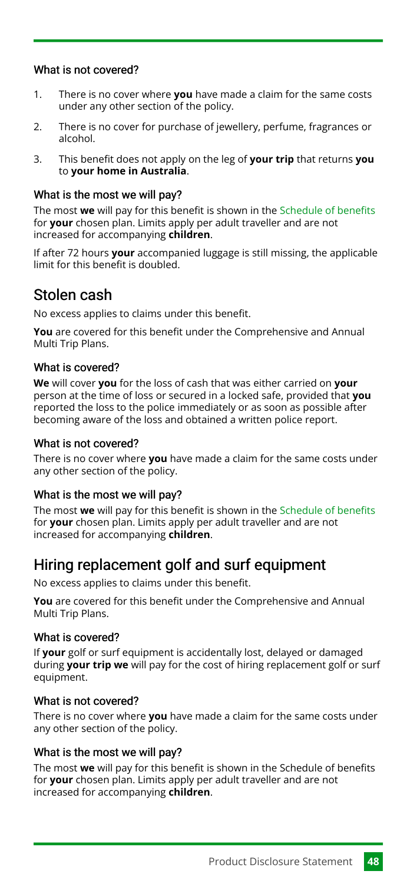#### What is not covered?

1. There is no cover where **you** have made a claim for the same costs under any other section of the policy.
2. There is no cover for purchase of jewellery, perfume, fragrances or alcohol.
3. This benefit does not apply on the leg of **your trip** that returns **you** to **your home in Australia**.

#### What is the most we will pay?

The most **we** will pay for this benefit is shown in the Schedule of benefits for **your** chosen plan. Limits apply per adult traveller and are not increased for accompanying **children**.

If after 72 hours **your** accompanied luggage is still missing, the applicable limit for this benefit is doubled.

## Stolen cash

No excess applies to claims under this benefit.

**You** are covered for this benefit under the Comprehensive and Annual Multi Trip Plans.

#### What is covered?

**We** will cover **you** for the loss of cash that was either carried on **your** person at the time of loss or secured in a locked safe, provided that **you** reported the loss to the police immediately or as soon as possible after becoming aware of the loss and obtained a written police report.

#### What is not covered?

There is no cover where **you** have made a claim for the same costs under any other section of the policy.

#### What is the most we will pay?

The most **we** will pay for this benefit is shown in the Schedule of benefits for **your** chosen plan. Limits apply per adult traveller and are not increased for accompanying **children**.

## Hiring replacement golf and surf equipment

No excess applies to claims under this benefit.

**You** are covered for this benefit under the Comprehensive and Annual Multi Trip Plans.

#### What is covered?

If **your** golf or surf equipment is accidentally lost, delayed or damaged during **your trip we** will pay for the cost of hiring replacement golf or surf equipment.

#### What is not covered?

There is no cover where **you** have made a claim for the same costs under any other section of the policy.

#### What is the most we will pay?

The most **we** will pay for this benefit is shown in the Schedule of benefits for **your** chosen plan. Limits apply per adult traveller and are not increased for accompanying **children**.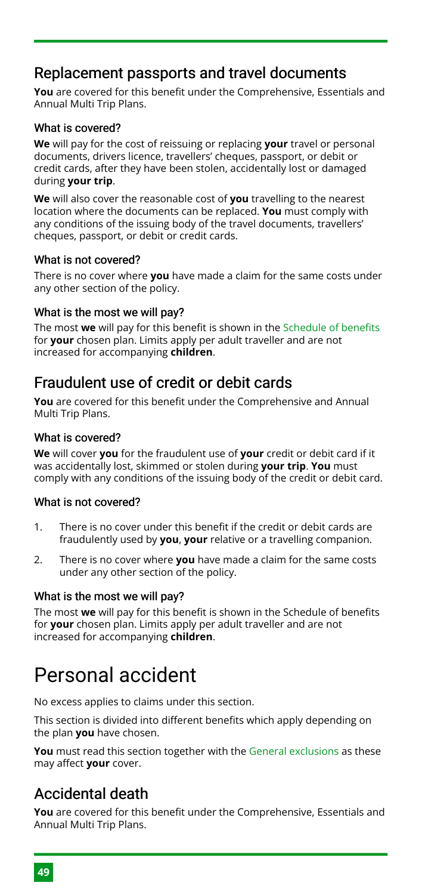## Replacement passports and travel documents

**You** are covered for this benefit under the Comprehensive, Essentials and Annual Multi Trip Plans.

### What is covered?

**We** will pay for the cost of reissuing or replacing **your** travel or personal documents, drivers licence, travellers' cheques, passport, or debit or credit cards, after they have been stolen, accidentally lost or damaged during **your trip**.

**We** will also cover the reasonable cost of **you** travelling to the nearest location where the documents can be replaced. **You** must comply with any conditions of the issuing body of the travel documents, travellers' cheques, passport, or debit or credit cards.

### What is not covered?

There is no cover where **you** have made a claim for the same costs under any other section of the policy.

### What is the most we will pay?

The most **we** will pay for this benefit is shown in the Schedule of benefits for **your** chosen plan. Limits apply per adult traveller and are not increased for accompanying **children**.

## Fraudulent use of credit or debit cards

**You** are covered for this benefit under the Comprehensive and Annual Multi Trip Plans.

### What is covered?

**We** will cover **you** for the fraudulent use of **your** credit or debit card if it was accidentally lost, skimmed or stolen during **your trip**. **You** must comply with any conditions of the issuing body of the credit or debit card.

### What is not covered?

1. There is no cover under this benefit if the credit or debit cards are fraudulently used by **you**, **your** relative or a travelling companion.
2. There is no cover where **you** have made a claim for the same costs under any other section of the policy.

### What is the most we will pay?

The most **we** will pay for this benefit is shown in the Schedule of benefits for **your** chosen plan. Limits apply per adult traveller and are not increased for accompanying **children**.

# Personal accident

No excess applies to claims under this section.

This section is divided into different benefits which apply depending on the plan **you** have chosen.

**You** must read this section together with the General exclusions as these may affect **your** cover.

## Accidental death

**You** are covered for this benefit under the Comprehensive, Essentials and Annual Multi Trip Plans.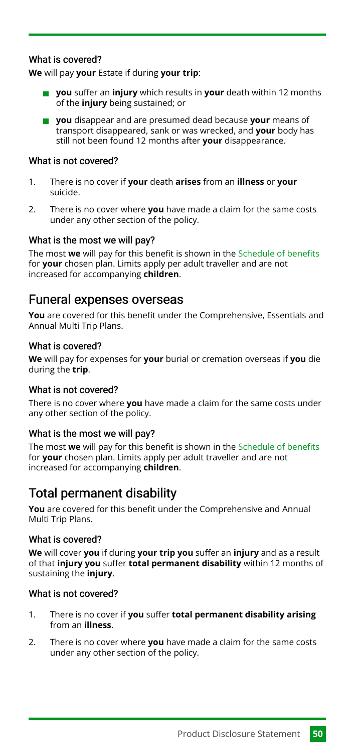### What is covered?

**We** will pay **your** Estate if during **your trip**:

- **you** suffer an **injury** which results in **your** death within 12 months of the **injury** being sustained; or
- **you** disappear and are presumed dead because **your** means of transport disappeared, sank or was wrecked, and **your** body has still not been found 12 months after **your** disappearance.

### What is not covered?

1. There is no cover if **your** death **arises** from an **illness** or **your** suicide.
2. There is no cover where **you** have made a claim for the same costs under any other section of the policy.

### What is the most we will pay?

The most **we** will pay for this benefit is shown in the Schedule of benefits for **your** chosen plan. Limits apply per adult traveller and are not increased for accompanying **children**.

## Funeral expenses overseas

**You** are covered for this benefit under the Comprehensive, Essentials and Annual Multi Trip Plans.

### What is covered?

**We** will pay for expenses for **your** burial or cremation overseas if **you** die during the **trip**.

### What is not covered?

There is no cover where **you** have made a claim for the same costs under any other section of the policy.

### What is the most we will pay?

The most **we** will pay for this benefit is shown in the Schedule of benefits for **your** chosen plan. Limits apply per adult traveller and are not increased for accompanying **children**.

## Total permanent disability

**You** are covered for this benefit under the Comprehensive and Annual Multi Trip Plans.

### What is covered?

**We** will cover **you** if during **your trip you** suffer an **injury** and as a result of that **injury you** suffer **total permanent disability** within 12 months of sustaining the **injury**.

### What is not covered?

1. There is no cover if **you** suffer **total permanent disability arising** from an **illness**.
2. There is no cover where **you** have made a claim for the same costs under any other section of the policy.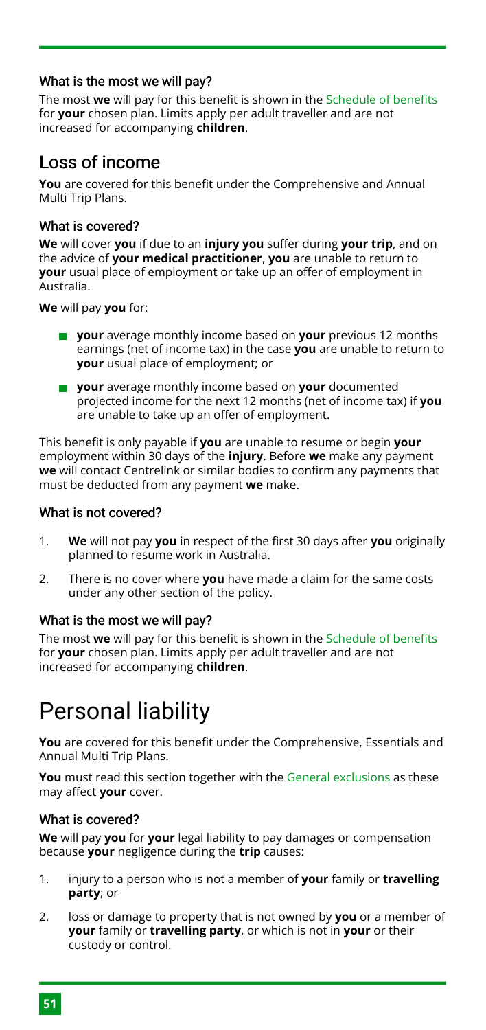### What is the most we will pay?

The most **we** will pay for this benefit is shown in the Schedule of benefits for **your** chosen plan. Limits apply per adult traveller and are not increased for accompanying **children**.

## Loss of income

**You** are covered for this benefit under the Comprehensive and Annual Multi Trip Plans.

### What is covered?

**We** will cover **you** if due to an **injury you** suffer during **your trip**, and on the advice of **your medical practitioner**, **you** are unable to return to **your** usual place of employment or take up an offer of employment in Australia.

**We** will pay **you** for:

- **your** average monthly income based on **your** previous 12 months earnings (net of income tax) in the case **you** are unable to return to **your** usual place of employment; or
- **your** average monthly income based on **your** documented projected income for the next 12 months (net of income tax) if **you** are unable to take up an offer of employment.

This benefit is only payable if **you** are unable to resume or begin **your** employment within 30 days of the **injury**. Before **we** make any payment **we** will contact Centrelink or similar bodies to confirm any payments that must be deducted from any payment **we** make.

### What is not covered?

1. **We** will not pay **you** in respect of the first 30 days after **you** originally planned to resume work in Australia.
2. There is no cover where **you** have made a claim for the same costs under any other section of the policy.

### What is the most we will pay?

The most **we** will pay for this benefit is shown in the Schedule of benefits for **your** chosen plan. Limits apply per adult traveller and are not increased for accompanying **children**.

# Personal liability

**You** are covered for this benefit under the Comprehensive, Essentials and Annual Multi Trip Plans.

**You** must read this section together with the General exclusions as these may affect **your** cover.

### What is covered?

**We** will pay **you** for **your** legal liability to pay damages or compensation because **your** negligence during the **trip** causes:

1. injury to a person who is not a member of **your** family or **travelling party**; or
2. loss or damage to property that is not owned by **you** or a member of **your** family or **travelling party**, or which is not in **your** or their custody or control.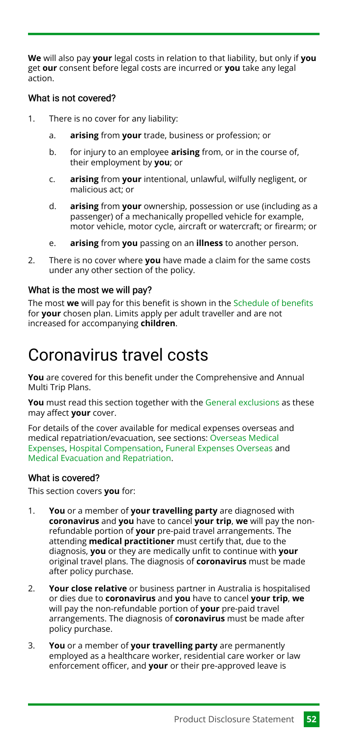**We** will also pay **your** legal costs in relation to that liability, but only if **you** get **our** consent before legal costs are incurred or **you** take any legal action.

### What is not covered?

1. There is no cover for any liability:
   a. **arising** from **your** trade, business or profession; or
   b. for injury to an employee **arising** from, or in the course of, their employment by **you**; or
   c. **arising** from **your** intentional, unlawful, wilfully negligent, or malicious act; or
   d. **arising** from **your** ownership, possession or use (including as a passenger) of a mechanically propelled vehicle for example, motor vehicle, motor cycle, aircraft or watercraft; or firearm; or
   e. **arising** from **you** passing on an **illness** to another person.
2. There is no cover where **you** have made a claim for the same costs under any other section of the policy.

### What is the most we will pay?

The most **we** will pay for this benefit is shown in the Schedule of benefits for **your** chosen plan. Limits apply per adult traveller and are not increased for accompanying **children**.

# Coronavirus travel costs

**You** are covered for this benefit under the Comprehensive and Annual Multi Trip Plans.

**You** must read this section together with the General exclusions as these may affect **your** cover.

For details of the cover available for medical expenses overseas and medical repatriation/evacuation, see sections: Overseas Medical Expenses, Hospital Compensation, Funeral Expenses Overseas and Medical Evacuation and Repatriation.

### What is covered?

This section covers **you** for:

1. **You** or a member of **your travelling party** are diagnosed with **coronavirus** and **you** have to cancel **your trip**, **we** will pay the non-refundable portion of **your** pre-paid travel arrangements. The attending **medical practitioner** must certify that, due to the diagnosis, **you** or they are medically unfit to continue with **your** original travel plans. The diagnosis of **coronavirus** must be made after policy purchase.
2. **Your close relative** or business partner in Australia is hospitalised or dies due to **coronavirus** and **you** have to cancel **your trip**, **we** will pay the non-refundable portion of **your** pre-paid travel arrangements. The diagnosis of **coronavirus** must be made after policy purchase.
3. **You** or a member of **your travelling party** are permanently employed as a healthcare worker, residential care worker or law enforcement officer, and **your** or their pre-approved leave is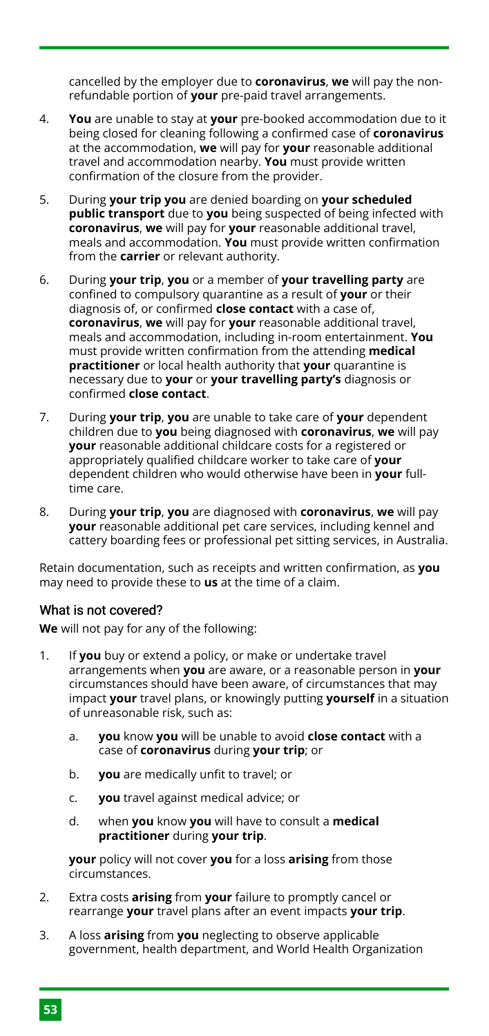cancelled by the employer due to **coronavirus**, **we** will pay the non-refundable portion of **your** pre-paid travel arrangements.

4. **You** are unable to stay at **your** pre-booked accommodation due to it being closed for cleaning following a confirmed case of **coronavirus** at the accommodation, **we** will pay for **your** reasonable additional travel and accommodation nearby. **You** must provide written confirmation of the closure from the provider.

5. During **your trip you** are denied boarding on **your scheduled public transport** due to **you** being suspected of being infected with **coronavirus**, **we** will pay for **your** reasonable additional travel, meals and accommodation. **You** must provide written confirmation from the **carrier** or relevant authority.

6. During **your trip**, **you** or a member of **your travelling party** are confined to compulsory quarantine as a result of **your** or their diagnosis of, or confirmed **close contact** with a case of, **coronavirus**, **we** will pay for **your** reasonable additional travel, meals and accommodation, including in-room entertainment. **You** must provide written confirmation from the attending **medical practitioner** or local health authority that **your** quarantine is necessary due to **your** or **your travelling party's** diagnosis or confirmed **close contact**.

7. During **your trip**, **you** are unable to take care of **your** dependent children due to **you** being diagnosed with **coronavirus**, **we** will pay **your** reasonable additional childcare costs for a registered or appropriately qualified childcare worker to take care of **your** dependent children who would otherwise have been in **your** full-time care.

8. During **your trip**, **you** are diagnosed with **coronavirus**, **we** will pay **your** reasonable additional pet care services, including kennel and cattery boarding fees or professional pet sitting services, in Australia.

Retain documentation, such as receipts and written confirmation, as **you** may need to provide these to **us** at the time of a claim.

### What is not covered?

**We** will not pay for any of the following:

1. If **you** buy or extend a policy, or make or undertake travel arrangements when **you** are aware, or a reasonable person in **your** circumstances should have been aware, of circumstances that may impact **your** travel plans, or knowingly putting **yourself** in a situation of unreasonable risk, such as:

   a. **you** know **you** will be unable to avoid **close contact** with a case of **coronavirus** during **your trip**; or

   b. **you** are medically unfit to travel; or

   c. **you** travel against medical advice; or

   d. when **you** know **you** will have to consult a **medical practitioner** during **your trip**.

   **your** policy will not cover **you** for a loss **arising** from those circumstances.

2. Extra costs **arising** from **your** failure to promptly cancel or rearrange **your** travel plans after an event impacts **your trip**.

3. A loss **arising** from **you** neglecting to observe applicable government, health department, and World Health Organization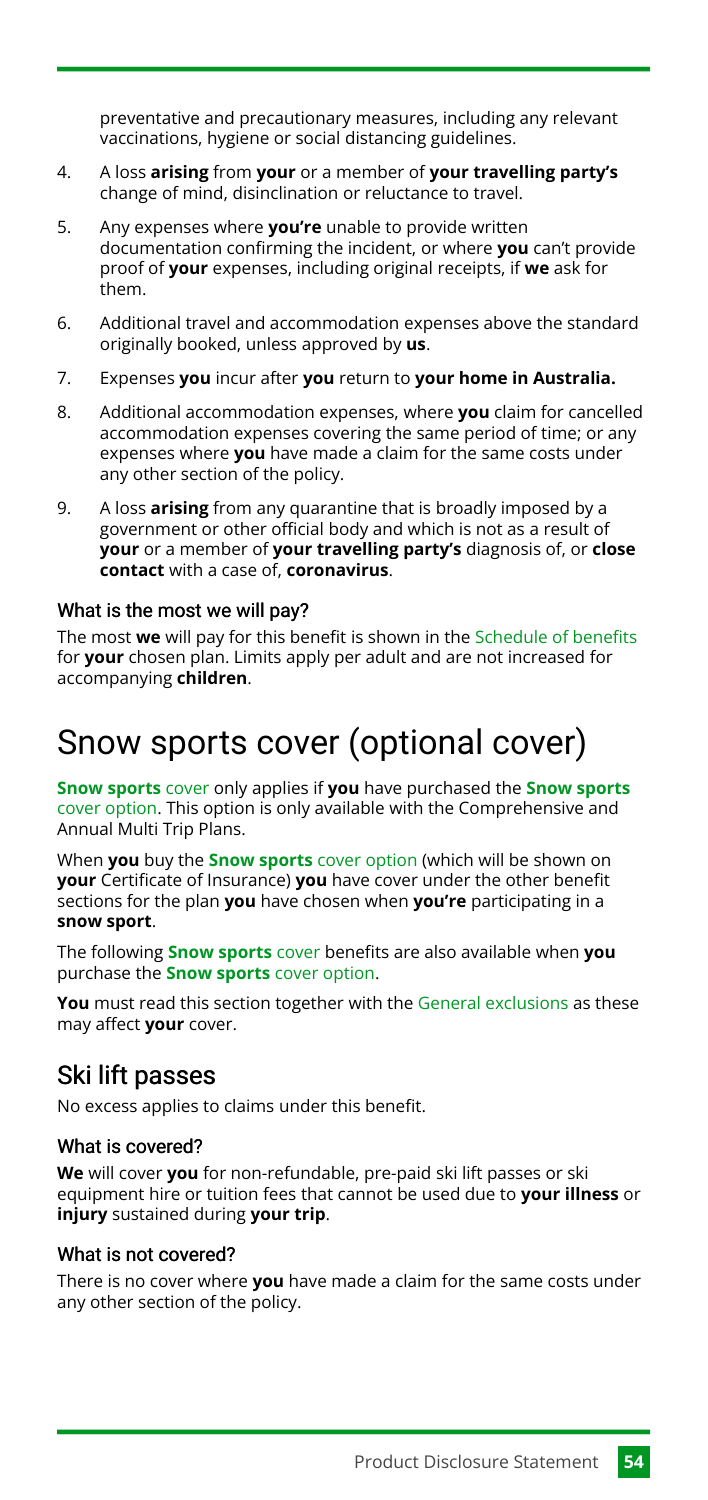preventative and precautionary measures, including any relevant vaccinations, hygiene or social distancing guidelines.

4. A loss **arising** from **your** or a member of **your travelling party's** change of mind, disinclination or reluctance to travel.
5. Any expenses where **you're** unable to provide written documentation confirming the incident, or where **you** can't provide proof of **your** expenses, including original receipts, if **we** ask for them.
6. Additional travel and accommodation expenses above the standard originally booked, unless approved by **us**.
7. Expenses **you** incur after **you** return to **your home in Australia.**
8. Additional accommodation expenses, where **you** claim for cancelled accommodation expenses covering the same period of time; or any expenses where **you** have made a claim for the same costs under any other section of the policy.
9. A loss **arising** from any quarantine that is broadly imposed by a government or other official body and which is not as a result of **your** or a member of **your travelling party's** diagnosis of, or **close contact** with a case of, **coronavirus**.

### What is the most we will pay?

The most **we** will pay for this benefit is shown in the Schedule of benefits for **your** chosen plan. Limits apply per adult and are not increased for accompanying **children**.

# Snow sports cover (optional cover)

**Snow sports** cover only applies if **you** have purchased the **Snow sports** cover option. This option is only available with the Comprehensive and Annual Multi Trip Plans.

When **you** buy the **Snow sports** cover option (which will be shown on **your** Certificate of Insurance) **you** have cover under the other benefit sections for the plan **you** have chosen when **you're** participating in a **snow sport**.

The following **Snow sports** cover benefits are also available when **you** purchase the **Snow sports** cover option.

**You** must read this section together with the General exclusions as these may affect **your** cover.

## Ski lift passes

No excess applies to claims under this benefit.

### What is covered?

**We** will cover **you** for non-refundable, pre-paid ski lift passes or ski equipment hire or tuition fees that cannot be used due to **your illness** or **injury** sustained during **your trip**.

### What is not covered?

There is no cover where **you** have made a claim for the same costs under any other section of the policy.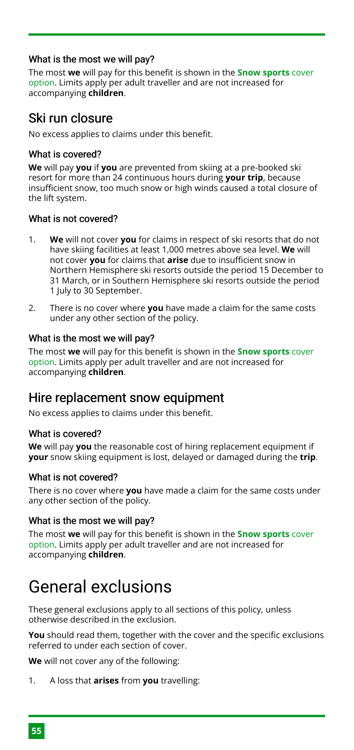### What is the most we will pay?

The most **we** will pay for this benefit is shown in the **Snow sports** cover option. Limits apply per adult traveller and are not increased for accompanying **children**.

## Ski run closure

No excess applies to claims under this benefit.

### What is covered?

**We** will pay **you** if **you** are prevented from skiing at a pre-booked ski resort for more than 24 continuous hours during **your trip**, because insufficient snow, too much snow or high winds caused a total closure of the lift system.

### What is not covered?

1. **We** will not cover **you** for claims in respect of ski resorts that do not have skiing facilities at least 1,000 metres above sea level. **We** will not cover **you** for claims that **arise** due to insufficient snow in Northern Hemisphere ski resorts outside the period 15 December to 31 March, or in Southern Hemisphere ski resorts outside the period 1 July to 30 September.
2. There is no cover where **you** have made a claim for the same costs under any other section of the policy.

### What is the most we will pay?

The most **we** will pay for this benefit is shown in the **Snow sports** cover option. Limits apply per adult traveller and are not increased for accompanying **children**.

## Hire replacement snow equipment

No excess applies to claims under this benefit.

### What is covered?

**We** will pay **you** the reasonable cost of hiring replacement equipment if **your** snow skiing equipment is lost, delayed or damaged during the **trip**.

### What is not covered?

There is no cover where **you** have made a claim for the same costs under any other section of the policy.

### What is the most we will pay?

The most **we** will pay for this benefit is shown in the **Snow sports** cover option. Limits apply per adult traveller and are not increased for accompanying **children**.

# General exclusions

These general exclusions apply to all sections of this policy, unless otherwise described in the exclusion.

**You** should read them, together with the cover and the specific exclusions referred to under each section of cover.

**We** will not cover any of the following:

1. A loss that **arises** from **you** travelling: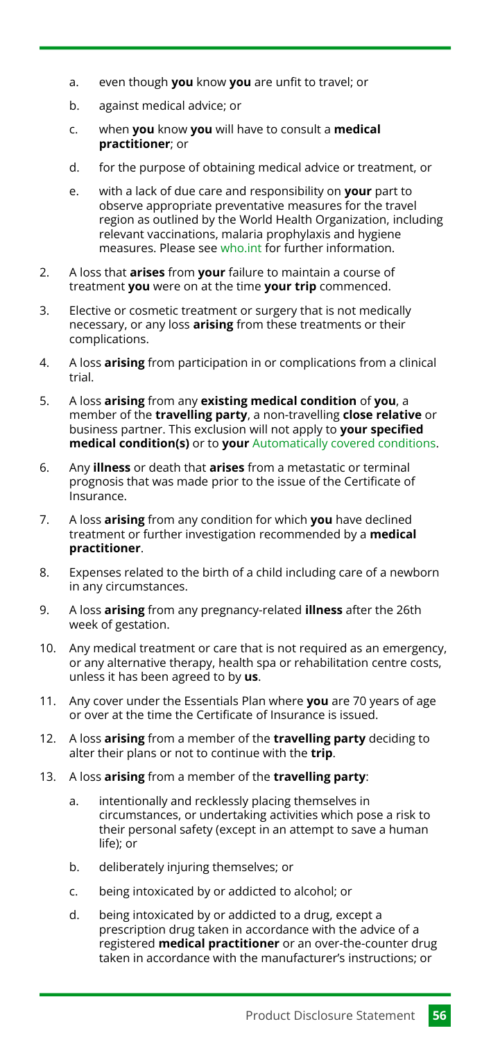a. even though **you** know **you** are unfit to travel; or

   b. against medical advice; or

   c. when **you** know **you** will have to consult a **medical practitioner**; or

   d. for the purpose of obtaining medical advice or treatment, or

   e. with a lack of due care and responsibility on **your** part to observe appropriate preventative measures for the travel region as outlined by the World Health Organization, including relevant vaccinations, malaria prophylaxis and hygiene measures. Please see who.int for further information.

2. A loss that **arises** from **your** failure to maintain a course of treatment **you** were on at the time **your trip** commenced.

3. Elective or cosmetic treatment or surgery that is not medically necessary, or any loss **arising** from these treatments or their complications.

4. A loss **arising** from participation in or complications from a clinical trial.

5. A loss **arising** from any **existing medical condition** of **you**, a member of the **travelling party**, a non-travelling **close relative** or business partner. This exclusion will not apply to **your specified medical condition(s)** or to **your** Automatically covered conditions.

6. Any **illness** or death that **arises** from a metastatic or terminal prognosis that was made prior to the issue of the Certificate of Insurance.

7. A loss **arising** from any condition for which **you** have declined treatment or further investigation recommended by a **medical practitioner**.

8. Expenses related to the birth of a child including care of a newborn in any circumstances.

9. A loss **arising** from any pregnancy-related **illness** after the 26th week of gestation.

10. Any medical treatment or care that is not required as an emergency, or any alternative therapy, health spa or rehabilitation centre costs, unless it has been agreed to by **us**.

11. Any cover under the Essentials Plan where **you** are 70 years of age or over at the time the Certificate of Insurance is issued.

12. A loss **arising** from a member of the **travelling party** deciding to alter their plans or not to continue with the **trip**.

13. A loss **arising** from a member of the **travelling party**:

    a. intentionally and recklessly placing themselves in circumstances, or undertaking activities which pose a risk to their personal safety (except in an attempt to save a human life); or

    b. deliberately injuring themselves; or

    c. being intoxicated by or addicted to alcohol; or

    d. being intoxicated by or addicted to a drug, except a prescription drug taken in accordance with the advice of a registered **medical practitioner** or an over-the-counter drug taken in accordance with the manufacturer's instructions; or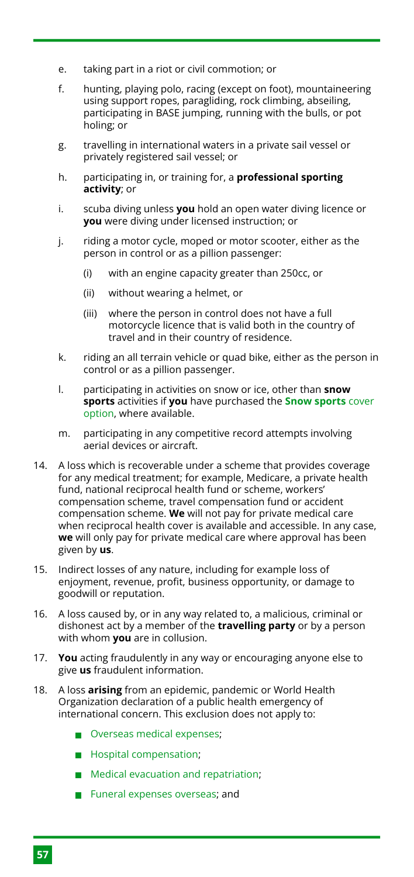e. taking part in a riot or civil commotion; or

f. hunting, playing polo, racing (except on foot), mountaineering using support ropes, paragliding, rock climbing, abseiling, participating in BASE jumping, running with the bulls, or pot holing; or

g. travelling in international waters in a private sail vessel or privately registered sail vessel; or

h. participating in, or training for, a **professional sporting activity**; or

i. scuba diving unless **you** hold an open water diving licence or **you** were diving under licensed instruction; or

j. riding a motor cycle, moped or motor scooter, either as the person in control or as a pillion passenger:

   (i) with an engine capacity greater than 250cc, or

   (ii) without wearing a helmet, or

   (iii) where the person in control does not have a full motorcycle licence that is valid both in the country of travel and in their country of residence.

k. riding an all terrain vehicle or quad bike, either as the person in control or as a pillion passenger.

l. participating in activities on snow or ice, other than **snow sports** activities if **you** have purchased the **Snow sports** cover option, where available.

m. participating in any competitive record attempts involving aerial devices or aircraft.

14. A loss which is recoverable under a scheme that provides coverage for any medical treatment; for example, Medicare, a private health fund, national reciprocal health fund or scheme, workers' compensation scheme, travel compensation fund or accident compensation scheme. **We** will not pay for private medical care when reciprocal health cover is available and accessible. In any case, **we** will only pay for private medical care where approval has been given by **us**.

15. Indirect losses of any nature, including for example loss of enjoyment, revenue, profit, business opportunity, or damage to goodwill or reputation.

16. A loss caused by, or in any way related to, a malicious, criminal or dishonest act by a member of the **travelling party** or by a person with whom **you** are in collusion.

17. **You** acting fraudulently in any way or encouraging anyone else to give **us** fraudulent information.

18. A loss **arising** from an epidemic, pandemic or World Health Organization declaration of a public health emergency of international concern. This exclusion does not apply to:

   - Overseas medical expenses;
   - Hospital compensation;
   - Medical evacuation and repatriation;
   - Funeral expenses overseas; and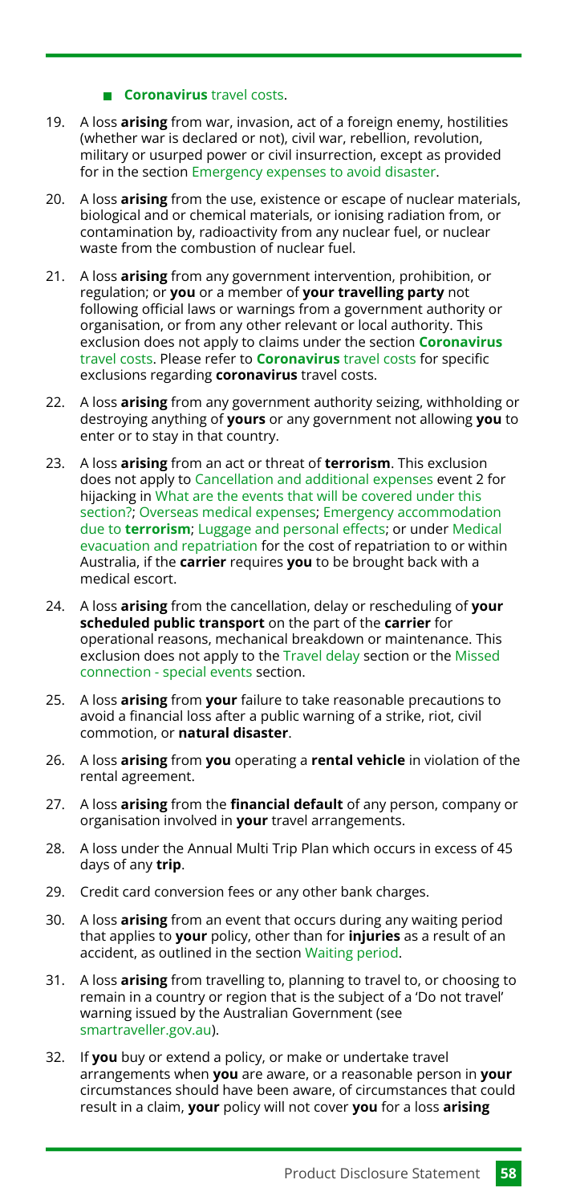- **Coronavirus** travel costs.

19. A loss **arising** from war, invasion, act of a foreign enemy, hostilities (whether war is declared or not), civil war, rebellion, revolution, military or usurped power or civil insurrection, except as provided for in the section Emergency expenses to avoid disaster.

20. A loss **arising** from the use, existence or escape of nuclear materials, biological and or chemical materials, or ionising radiation from, or contamination by, radioactivity from any nuclear fuel, or nuclear waste from the combustion of nuclear fuel.

21. A loss **arising** from any government intervention, prohibition, or regulation; or **you** or a member of **your travelling party** not following official laws or warnings from a government authority or organisation, or from any other relevant or local authority. This exclusion does not apply to claims under the section **Coronavirus** travel costs. Please refer to **Coronavirus** travel costs for specific exclusions regarding **coronavirus** travel costs.

22. A loss **arising** from any government authority seizing, withholding or destroying anything of **yours** or any government not allowing **you** to enter or to stay in that country.

23. A loss **arising** from an act or threat of **terrorism**. This exclusion does not apply to Cancellation and additional expenses event 2 for hijacking in What are the events that will be covered under this section?; Overseas medical expenses; Emergency accommodation due to **terrorism**; Luggage and personal effects; or under Medical evacuation and repatriation for the cost of repatriation to or within Australia, if the **carrier** requires **you** to be brought back with a medical escort.

24. A loss **arising** from the cancellation, delay or rescheduling of **your scheduled public transport** on the part of the **carrier** for operational reasons, mechanical breakdown or maintenance. This exclusion does not apply to the Travel delay section or the Missed connection - special events section.

25. A loss **arising** from **your** failure to take reasonable precautions to avoid a financial loss after a public warning of a strike, riot, civil commotion, or **natural disaster**.

26. A loss **arising** from **you** operating a **rental vehicle** in violation of the rental agreement.

27. A loss **arising** from the **financial default** of any person, company or organisation involved in **your** travel arrangements.

28. A loss under the Annual Multi Trip Plan which occurs in excess of 45 days of any **trip**.

29. Credit card conversion fees or any other bank charges.

30. A loss **arising** from an event that occurs during any waiting period that applies to **your** policy, other than for **injuries** as a result of an accident, as outlined in the section Waiting period.

31. A loss **arising** from travelling to, planning to travel to, or choosing to remain in a country or region that is the subject of a 'Do not travel' warning issued by the Australian Government (see smartraveller.gov.au).

32. If **you** buy or extend a policy, or make or undertake travel arrangements when **you** are aware, or a reasonable person in **your** circumstances should have been aware, of circumstances that could result in a claim, **your** policy will not cover **you** for a loss **arising**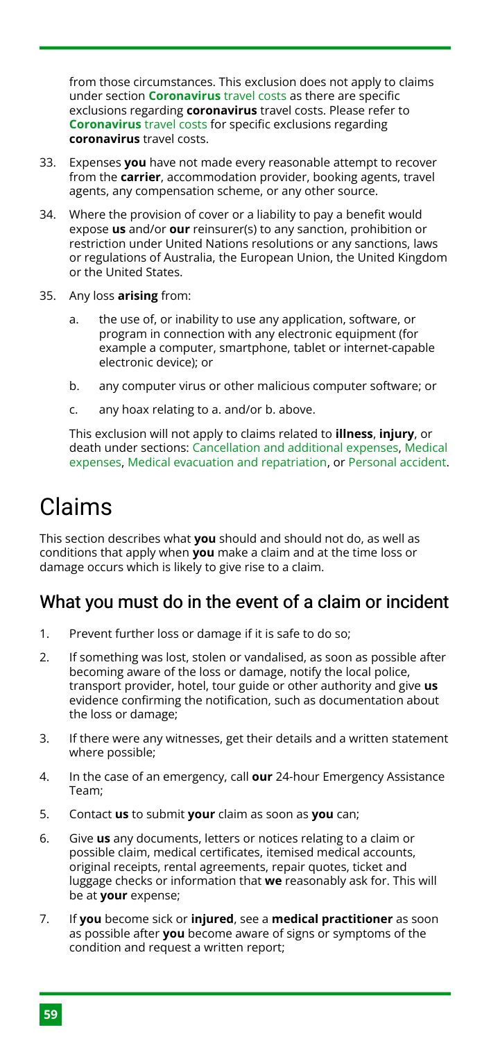from those circumstances. This exclusion does not apply to claims under section **Coronavirus** travel costs as there are specific exclusions regarding **coronavirus** travel costs. Please refer to **Coronavirus** travel costs for specific exclusions regarding **coronavirus** travel costs.

33. Expenses **you** have not made every reasonable attempt to recover from the **carrier**, accommodation provider, booking agents, travel agents, any compensation scheme, or any other source.
34. Where the provision of cover or a liability to pay a benefit would expose **us** and/or **our** reinsurer(s) to any sanction, prohibition or restriction under United Nations resolutions or any sanctions, laws or regulations of Australia, the European Union, the United Kingdom or the United States.
35. Any loss **arising** from:
    a. the use of, or inability to use any application, software, or program in connection with any electronic equipment (for example a computer, smartphone, tablet or internet-capable electronic device); or
    b. any computer virus or other malicious computer software; or
    c. any hoax relating to a. and/or b. above.

    This exclusion will not apply to claims related to **illness**, **injury**, or death under sections: Cancellation and additional expenses, Medical expenses, Medical evacuation and repatriation, or Personal accident.

# Claims

This section describes what **you** should and should not do, as well as conditions that apply when **you** make a claim and at the time loss or damage occurs which is likely to give rise to a claim.

## What you must do in the event of a claim or incident

1. Prevent further loss or damage if it is safe to do so;
2. If something was lost, stolen or vandalised, as soon as possible after becoming aware of the loss or damage, notify the local police, transport provider, hotel, tour guide or other authority and give **us** evidence confirming the notification, such as documentation about the loss or damage;
3. If there were any witnesses, get their details and a written statement where possible;
4. In the case of an emergency, call **our** 24-hour Emergency Assistance Team;
5. Contact **us** to submit **your** claim as soon as **you** can;
6. Give **us** any documents, letters or notices relating to a claim or possible claim, medical certificates, itemised medical accounts, original receipts, rental agreements, repair quotes, ticket and luggage checks or information that **we** reasonably ask for. This will be at **your** expense;
7. If **you** become sick or **injured**, see a **medical practitioner** as soon as possible after **you** become aware of signs or symptoms of the condition and request a written report;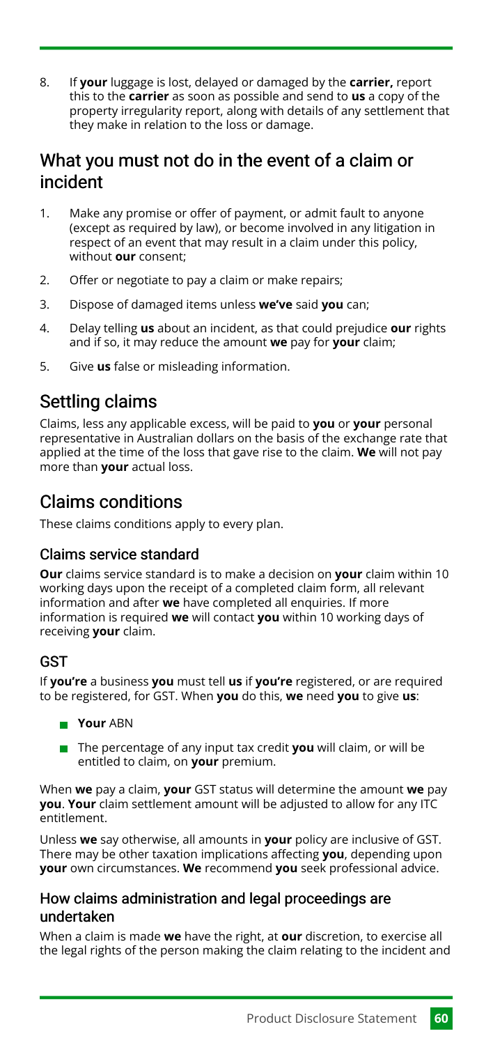8. If **your** luggage is lost, delayed or damaged by the **carrier,** report this to the **carrier** as soon as possible and send to **us** a copy of the property irregularity report, along with details of any settlement that they make in relation to the loss or damage.

## What you must not do in the event of a claim or incident

1. Make any promise or offer of payment, or admit fault to anyone (except as required by law), or become involved in any litigation in respect of an event that may result in a claim under this policy, without **our** consent;
2. Offer or negotiate to pay a claim or make repairs;
3. Dispose of damaged items unless **we've** said **you** can;
4. Delay telling **us** about an incident, as that could prejudice **our** rights and if so, it may reduce the amount **we** pay for **your** claim;
5. Give **us** false or misleading information.

## Settling claims

Claims, less any applicable excess, will be paid to **you** or **your** personal representative in Australian dollars on the basis of the exchange rate that applied at the time of the loss that gave rise to the claim. **We** will not pay more than **your** actual loss.

## Claims conditions

These claims conditions apply to every plan.

### Claims service standard

**Our** claims service standard is to make a decision on **your** claim within 10 working days upon the receipt of a completed claim form, all relevant information and after **we** have completed all enquiries. If more information is required **we** will contact **you** within 10 working days of receiving **your** claim.

### GST

If **you're** a business **you** must tell **us** if **you're** registered, or are required to be registered, for GST. When **you** do this, **we** need **you** to give **us**:

- **Your** ABN
- The percentage of any input tax credit **you** will claim, or will be entitled to claim, on **your** premium.

When **we** pay a claim, **your** GST status will determine the amount **we** pay **you**. **Your** claim settlement amount will be adjusted to allow for any ITC entitlement.

Unless **we** say otherwise, all amounts in **your** policy are inclusive of GST. There may be other taxation implications affecting **you**, depending upon **your** own circumstances. **We** recommend **you** seek professional advice.

### How claims administration and legal proceedings are undertaken

When a claim is made **we** have the right, at **our** discretion, to exercise all the legal rights of the person making the claim relating to the incident and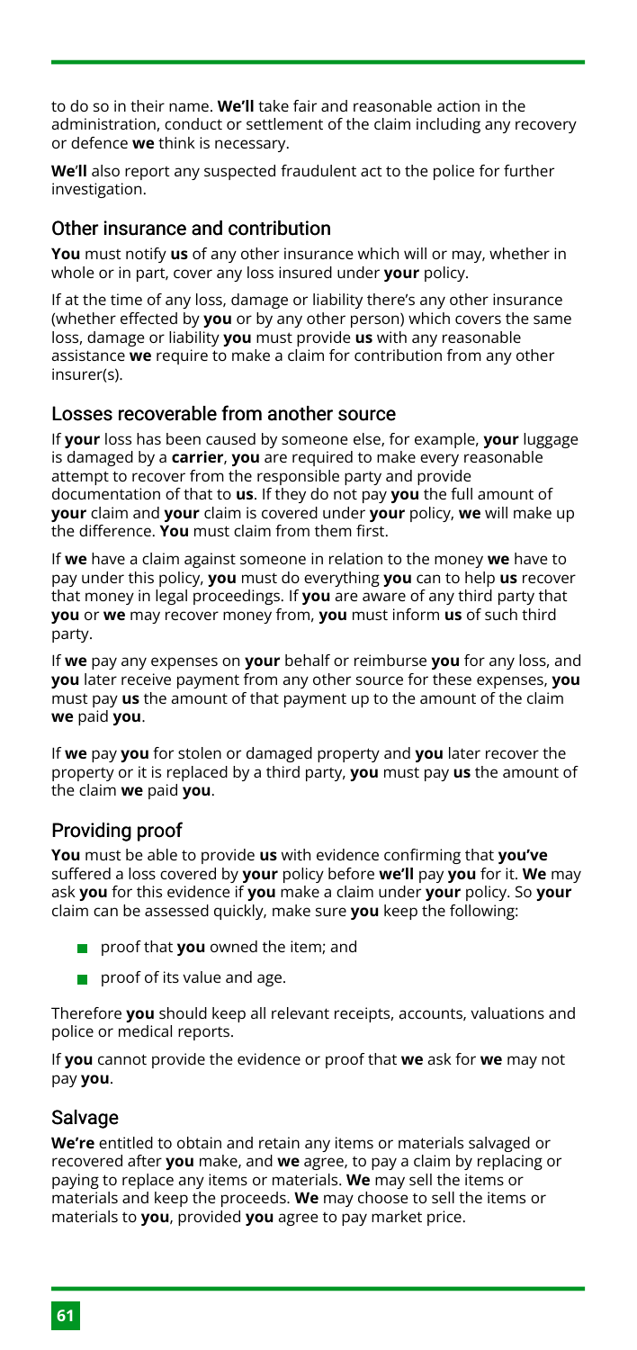to do so in their name. **We'll** take fair and reasonable action in the administration, conduct or settlement of the claim including any recovery or defence **we** think is necessary.

**We'll** also report any suspected fraudulent act to the police for further investigation.

## Other insurance and contribution

**You** must notify **us** of any other insurance which will or may, whether in whole or in part, cover any loss insured under **your** policy.

If at the time of any loss, damage or liability there's any other insurance (whether effected by **you** or by any other person) which covers the same loss, damage or liability **you** must provide **us** with any reasonable assistance **we** require to make a claim for contribution from any other insurer(s).

## Losses recoverable from another source

If **your** loss has been caused by someone else, for example, **your** luggage is damaged by a **carrier**, **you** are required to make every reasonable attempt to recover from the responsible party and provide documentation of that to **us**. If they do not pay **you** the full amount of **your** claim and **your** claim is covered under **your** policy, **we** will make up the difference. **You** must claim from them first.

If **we** have a claim against someone in relation to the money **we** have to pay under this policy, **you** must do everything **you** can to help **us** recover that money in legal proceedings. If **you** are aware of any third party that **you** or **we** may recover money from, **you** must inform **us** of such third party.

If **we** pay any expenses on **your** behalf or reimburse **you** for any loss, and **you** later receive payment from any other source for these expenses, **you** must pay **us** the amount of that payment up to the amount of the claim **we** paid **you**.

If **we** pay **you** for stolen or damaged property and **you** later recover the property or it is replaced by a third party, **you** must pay **us** the amount of the claim **we** paid **you**.

## Providing proof

**You** must be able to provide **us** with evidence confirming that **you've** suffered a loss covered by **your** policy before **we'll** pay **you** for it. **We** may ask **you** for this evidence if **you** make a claim under **your** policy. So **your** claim can be assessed quickly, make sure **you** keep the following:

- proof that **you** owned the item; and
- proof of its value and age.

Therefore **you** should keep all relevant receipts, accounts, valuations and police or medical reports.

If **you** cannot provide the evidence or proof that **we** ask for **we** may not pay **you**.

## Salvage

**We're** entitled to obtain and retain any items or materials salvaged or recovered after **you** make, and **we** agree, to pay a claim by replacing or paying to replace any items or materials. **We** may sell the items or materials and keep the proceeds. **We** may choose to sell the items or materials to **you**, provided **you** agree to pay market price.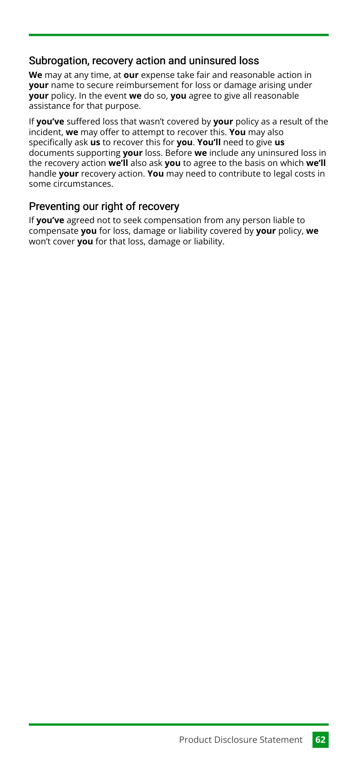## Subrogation, recovery action and uninsured loss

**We** may at any time, at **our** expense take fair and reasonable action in **your** name to secure reimbursement for loss or damage arising under **your** policy. In the event **we** do so, **you** agree to give all reasonable assistance for that purpose.

If **you've** suffered loss that wasn't covered by **your** policy as a result of the incident, **we** may offer to attempt to recover this. **You** may also specifically ask **us** to recover this for **you**. **You'll** need to give **us** documents supporting **your** loss. Before **we** include any uninsured loss in the recovery action **we'll** also ask **you** to agree to the basis on which **we'll** handle **your** recovery action. **You** may need to contribute to legal costs in some circumstances.

## Preventing our right of recovery

If **you've** agreed not to seek compensation from any person liable to compensate **you** for loss, damage or liability covered by **your** policy, **we** won't cover **you** for that loss, damage or liability.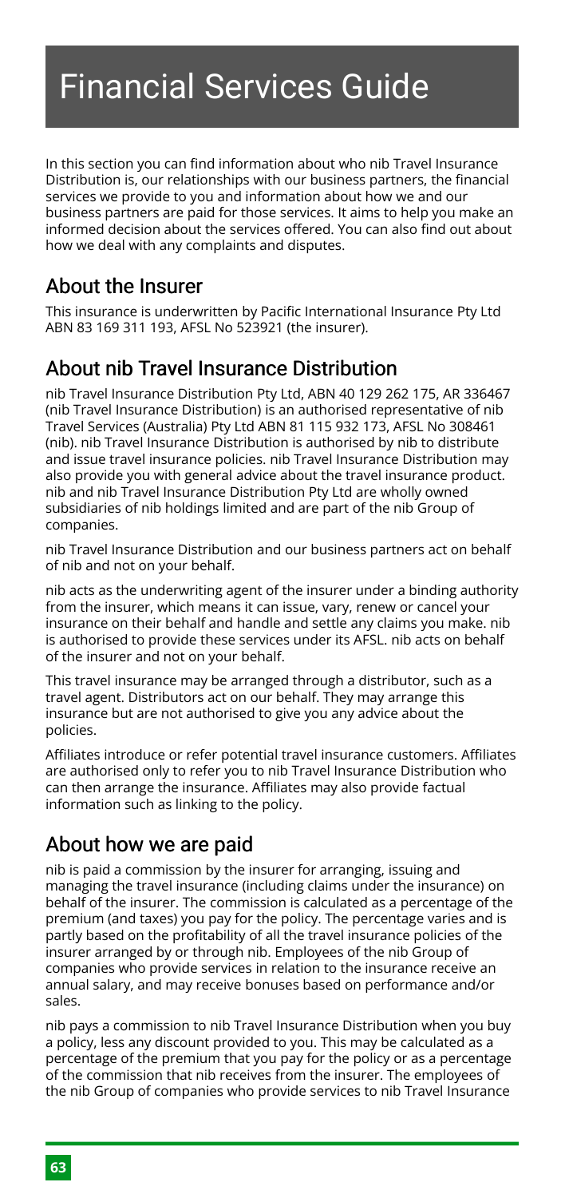# Financial Services Guide

In this section you can find information about who nib Travel Insurance Distribution is, our relationships with our business partners, the financial services we provide to you and information about how we and our business partners are paid for those services. It aims to help you make an informed decision about the services offered. You can also find out about how we deal with any complaints and disputes.

## About the Insurer

This insurance is underwritten by Pacific International Insurance Pty Ltd ABN 83 169 311 193, AFSL No 523921 (the insurer).

## About nib Travel Insurance Distribution

nib Travel Insurance Distribution Pty Ltd, ABN 40 129 262 175, AR 336467 (nib Travel Insurance Distribution) is an authorised representative of nib Travel Services (Australia) Pty Ltd ABN 81 115 932 173, AFSL No 308461 (nib). nib Travel Insurance Distribution is authorised by nib to distribute and issue travel insurance policies. nib Travel Insurance Distribution may also provide you with general advice about the travel insurance product. nib and nib Travel Insurance Distribution Pty Ltd are wholly owned subsidiaries of nib holdings limited and are part of the nib Group of companies.

nib Travel Insurance Distribution and our business partners act on behalf of nib and not on your behalf.

nib acts as the underwriting agent of the insurer under a binding authority from the insurer, which means it can issue, vary, renew or cancel your insurance on their behalf and handle and settle any claims you make. nib is authorised to provide these services under its AFSL. nib acts on behalf of the insurer and not on your behalf.

This travel insurance may be arranged through a distributor, such as a travel agent. Distributors act on our behalf. They may arrange this insurance but are not authorised to give you any advice about the policies.

Affiliates introduce or refer potential travel insurance customers. Affiliates are authorised only to refer you to nib Travel Insurance Distribution who can then arrange the insurance. Affiliates may also provide factual information such as linking to the policy.

## About how we are paid

nib is paid a commission by the insurer for arranging, issuing and managing the travel insurance (including claims under the insurance) on behalf of the insurer. The commission is calculated as a percentage of the premium (and taxes) you pay for the policy. The percentage varies and is partly based on the profitability of all the travel insurance policies of the insurer arranged by or through nib. Employees of the nib Group of companies who provide services in relation to the insurance receive an annual salary, and may receive bonuses based on performance and/or sales.

nib pays a commission to nib Travel Insurance Distribution when you buy a policy, less any discount provided to you. This may be calculated as a percentage of the premium that you pay for the policy or as a percentage of the commission that nib receives from the insurer. The employees of the nib Group of companies who provide services to nib Travel Insurance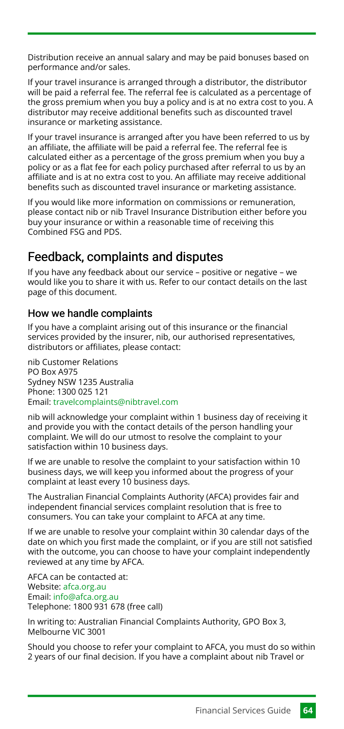Distribution receive an annual salary and may be paid bonuses based on performance and/or sales.

If your travel insurance is arranged through a distributor, the distributor will be paid a referral fee. The referral fee is calculated as a percentage of the gross premium when you buy a policy and is at no extra cost to you. A distributor may receive additional benefits such as discounted travel insurance or marketing assistance.

If your travel insurance is arranged after you have been referred to us by an affiliate, the affiliate will be paid a referral fee. The referral fee is calculated either as a percentage of the gross premium when you buy a policy or as a flat fee for each policy purchased after referral to us by an affiliate and is at no extra cost to you. An affiliate may receive additional benefits such as discounted travel insurance or marketing assistance.

If you would like more information on commissions or remuneration, please contact nib or nib Travel Insurance Distribution either before you buy your insurance or within a reasonable time of receiving this Combined FSG and PDS.

## Feedback, complaints and disputes

If you have any feedback about our service – positive or negative – we would like you to share it with us. Refer to our contact details on the last page of this document.

### How we handle complaints

If you have a complaint arising out of this insurance or the financial services provided by the insurer, nib, our authorised representatives, distributors or affiliates, please contact:

nib Customer Relations
PO Box A975
Sydney NSW 1235 Australia
Phone: 1300 025 121
Email: travelcomplaints@nibtravel.com

nib will acknowledge your complaint within 1 business day of receiving it and provide you with the contact details of the person handling your complaint. We will do our utmost to resolve the complaint to your satisfaction within 10 business days.

If we are unable to resolve the complaint to your satisfaction within 10 business days, we will keep you informed about the progress of your complaint at least every 10 business days.

The Australian Financial Complaints Authority (AFCA) provides fair and independent financial services complaint resolution that is free to consumers. You can take your complaint to AFCA at any time.

If we are unable to resolve your complaint within 30 calendar days of the date on which you first made the complaint, or if you are still not satisfied with the outcome, you can choose to have your complaint independently reviewed at any time by AFCA.

AFCA can be contacted at:
Website: afca.org.au
Email: info@afca.org.au
Telephone: 1800 931 678 (free call)

In writing to: Australian Financial Complaints Authority, GPO Box 3, Melbourne VIC 3001

Should you choose to refer your complaint to AFCA, you must do so within 2 years of our final decision. If you have a complaint about nib Travel or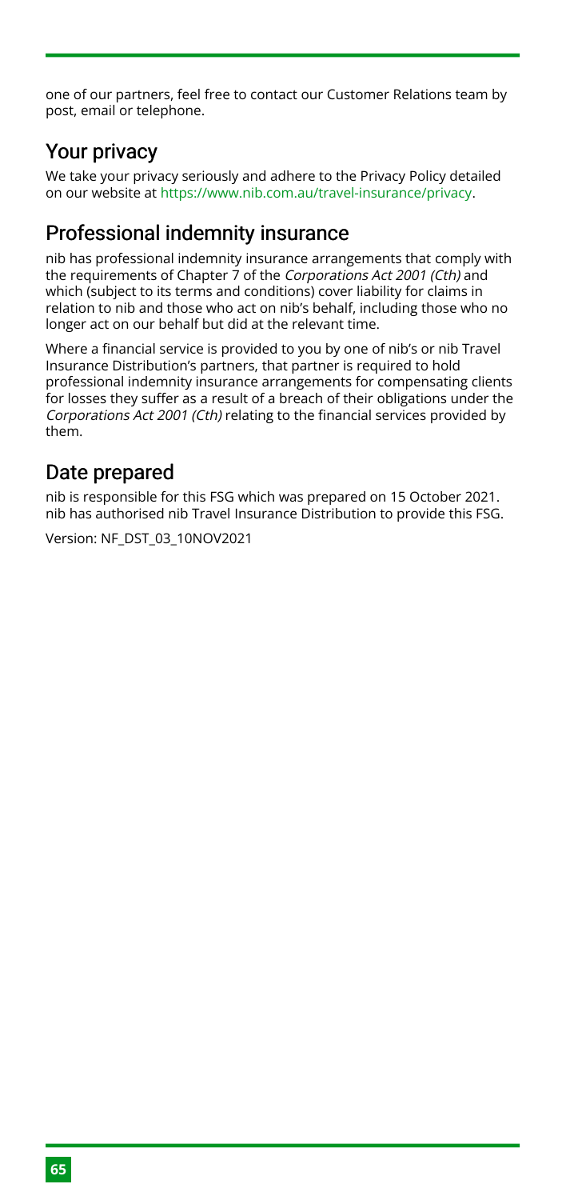one of our partners, feel free to contact our Customer Relations team by post, email or telephone.

## Your privacy

We take your privacy seriously and adhere to the Privacy Policy detailed on our website at https://www.nib.com.au/travel-insurance/privacy.

## Professional indemnity insurance

nib has professional indemnity insurance arrangements that comply with the requirements of Chapter 7 of the *Corporations Act 2001 (Cth)* and which (subject to its terms and conditions) cover liability for claims in relation to nib and those who act on nib's behalf, including those who no longer act on our behalf but did at the relevant time.

Where a financial service is provided to you by one of nib's or nib Travel Insurance Distribution's partners, that partner is required to hold professional indemnity insurance arrangements for compensating clients for losses they suffer as a result of a breach of their obligations under the *Corporations Act 2001 (Cth)* relating to the financial services provided by them.

## Date prepared

nib is responsible for this FSG which was prepared on 15 October 2021. nib has authorised nib Travel Insurance Distribution to provide this FSG.

Version: NF_DST_03_10NOV2021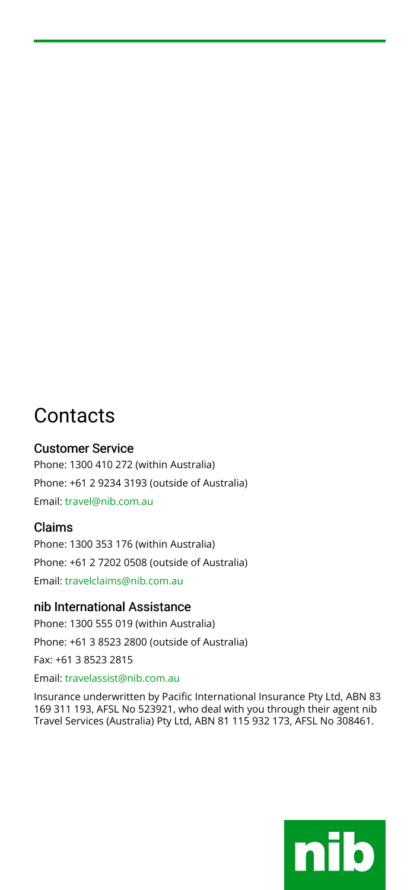# Contacts

### Customer Service

Phone: 1300 410 272 (within Australia)

Phone: +61 2 9234 3193 (outside of Australia)

Email: travel@nib.com.au

### Claims

Phone: 1300 353 176 (within Australia)

Phone: +61 2 7202 0508 (outside of Australia)

Email: travelclaims@nib.com.au

### nib International Assistance

Phone: 1300 555 019 (within Australia)

Phone: +61 3 8523 2800 (outside of Australia)

Fax: +61 3 8523 2815

Email: travelassist@nib.com.au

Insurance underwritten by Pacific International Insurance Pty Ltd, ABN 83 169 311 193, AFSL No 523921, who deal with you through their agent nib Travel Services (Australia) Pty Ltd, ABN 81 115 932 173, AFSL No 308461.

nib